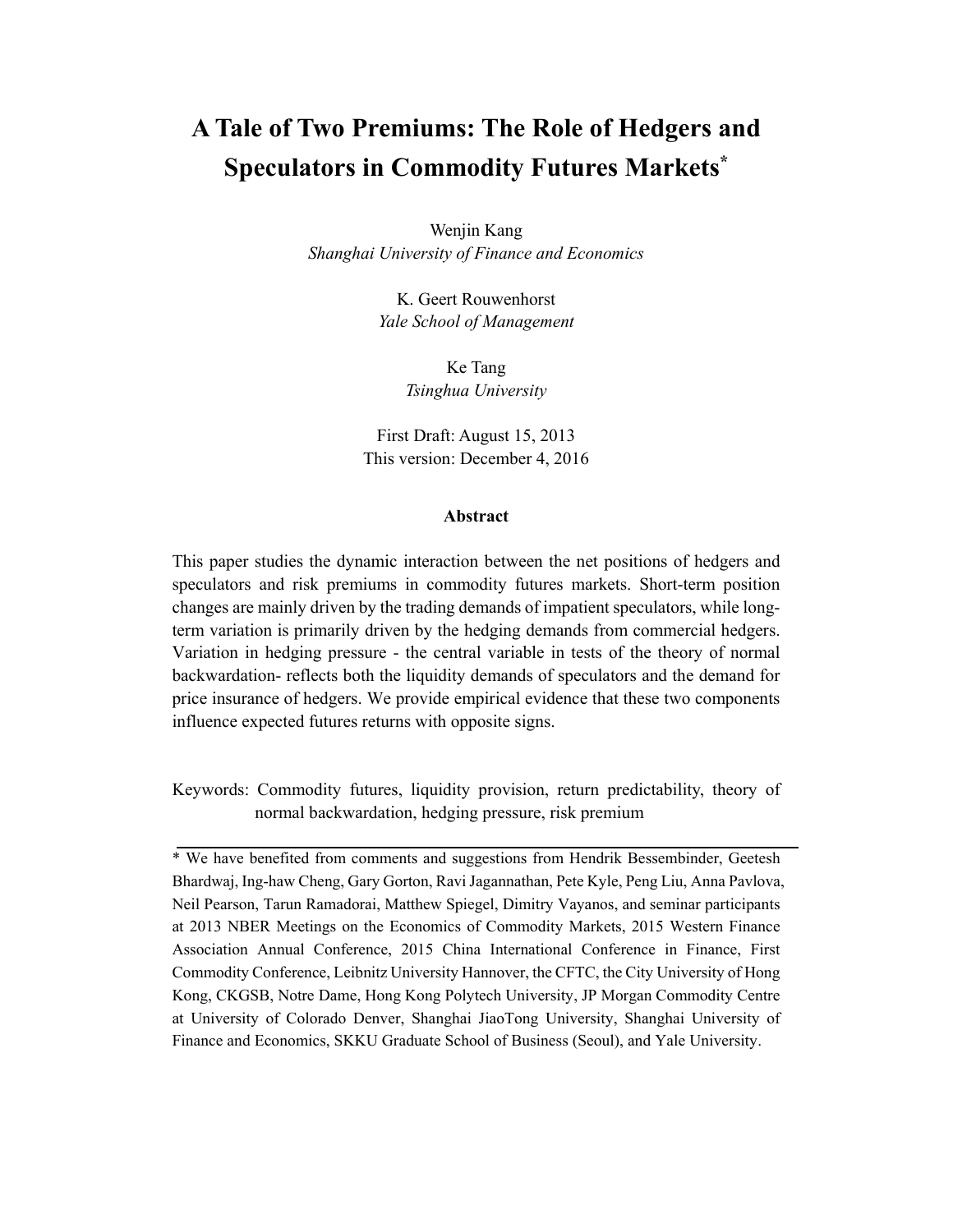# A Tale of Two Premiums: The Role of Hedgers and Speculators in Commodity Futures Markets[*]

Wenjin Kang
*Shanghai University of Finance and Economics*

K. Geert Rouwenhorst
*Yale School of Management*

Ke Tang
*Tsinghua University*

First Draft: August 15, 2013
This version: December 4, 2016

**Abstract**

This paper studies the dynamic interaction between the net positions of hedgers and speculators and risk premiums in commodity futures markets. Short-term position changes are mainly driven by the trading demands of impatient speculators, while long-term variation is primarily driven by the hedging demands from commercial hedgers. Variation in hedging pressure - the central variable in tests of the theory of normal backwardation- reflects both the liquidity demands of speculators and the demand for price insurance of hedgers. We provide empirical evidence that these two components influence expected futures returns with opposite signs.

Keywords: Commodity futures, liquidity provision, return predictability, theory of normal backwardation, hedging pressure, risk premium

---

[*] We have benefited from comments and suggestions from Hendrik Bessembinder, Geetesh Bhardwaj, Ing-haw Cheng, Gary Gorton, Ravi Jagannathan, Pete Kyle, Peng Liu, Anna Pavlova, Neil Pearson, Tarun Ramadorai, Matthew Spiegel, Dimitry Vayanos, and seminar participants at 2013 NBER Meetings on the Economics of Commodity Markets, 2015 Western Finance Association Annual Conference, 2015 China International Conference in Finance, First Commodity Conference, Leibnitz University Hannover, the CFTC, the City University of Hong Kong, CKGSB, Notre Dame, Hong Kong Polytech University, JP Morgan Commodity Centre at University of Colorado Denver, Shanghai JiaoTong University, Shanghai University of Finance and Economics, SKKU Graduate School of Business (Seoul), and Yale University.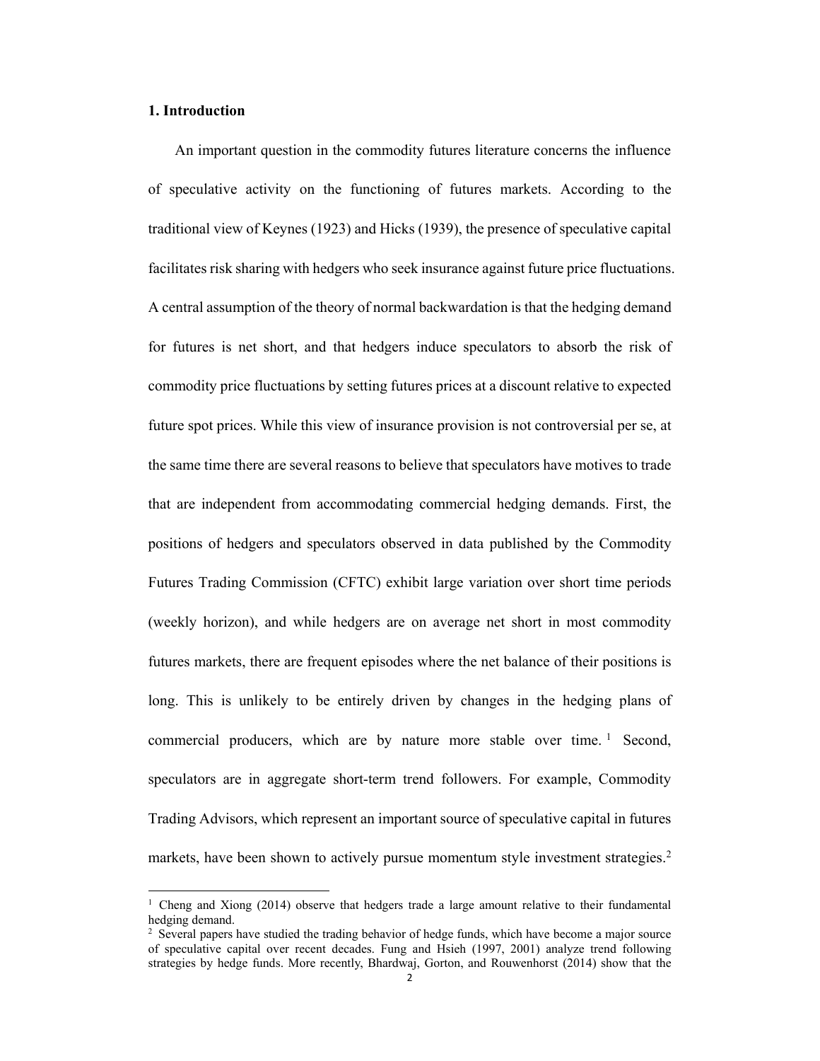## 1. Introduction

An important question in the commodity futures literature concerns the influence of speculative activity on the functioning of futures markets. According to the traditional view of Keynes (1923) and Hicks (1939), the presence of speculative capital facilitates risk sharing with hedgers who seek insurance against future price fluctuations. A central assumption of the theory of normal backwardation is that the hedging demand for futures is net short, and that hedgers induce speculators to absorb the risk of commodity price fluctuations by setting futures prices at a discount relative to expected future spot prices. While this view of insurance provision is not controversial per se, at the same time there are several reasons to believe that speculators have motives to trade that are independent from accommodating commercial hedging demands. First, the positions of hedgers and speculators observed in data published by the Commodity Futures Trading Commission (CFTC) exhibit large variation over short time periods (weekly horizon), and while hedgers are on average net short in most commodity futures markets, there are frequent episodes where the net balance of their positions is long. This is unlikely to be entirely driven by changes in the hedging plans of commercial producers, which are by nature more stable over time.[1] Second, speculators are in aggregate short-term trend followers. For example, Commodity Trading Advisors, which represent an important source of speculative capital in futures markets, have been shown to actively pursue momentum style investment strategies.[2]

[1] Cheng and Xiong (2014) observe that hedgers trade a large amount relative to their fundamental hedging demand.

[2] Several papers have studied the trading behavior of hedge funds, which have become a major source of speculative capital over recent decades. Fung and Hsieh (1997, 2001) analyze trend following strategies by hedge funds. More recently, Bhardwaj, Gorton, and Rouwenhorst (2014) show that the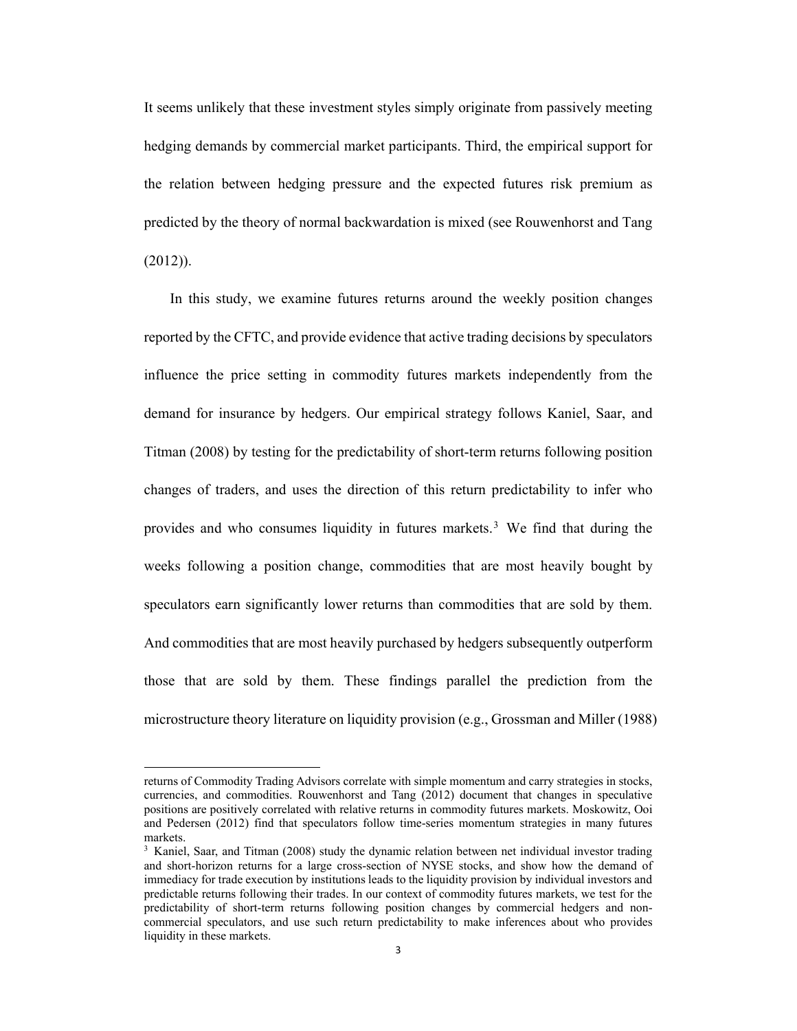It seems unlikely that these investment styles simply originate from passively meeting hedging demands by commercial market participants. Third, the empirical support for the relation between hedging pressure and the expected futures risk premium as predicted by the theory of normal backwardation is mixed (see Rouwenhorst and Tang (2012)).

In this study, we examine futures returns around the weekly position changes reported by the CFTC, and provide evidence that active trading decisions by speculators influence the price setting in commodity futures markets independently from the demand for insurance by hedgers. Our empirical strategy follows Kaniel, Saar, and Titman (2008) by testing for the predictability of short-term returns following position changes of traders, and uses the direction of this return predictability to infer who provides and who consumes liquidity in futures markets.[3] We find that during the weeks following a position change, commodities that are most heavily bought by speculators earn significantly lower returns than commodities that are sold by them. And commodities that are most heavily purchased by hedgers subsequently outperform those that are sold by them. These findings parallel the prediction from the microstructure theory literature on liquidity provision (e.g., Grossman and Miller (1988)

---

returns of Commodity Trading Advisors correlate with simple momentum and carry strategies in stocks, currencies, and commodities. Rouwenhorst and Tang (2012) document that changes in speculative positions are positively correlated with relative returns in commodity futures markets. Moskowitz, Ooi and Pedersen (2012) find that speculators follow time-series momentum strategies in many futures markets.

[3] Kaniel, Saar, and Titman (2008) study the dynamic relation between net individual investor trading and short-horizon returns for a large cross-section of NYSE stocks, and show how the demand of immediacy for trade execution by institutions leads to the liquidity provision by individual investors and predictable returns following their trades. In our context of commodity futures markets, we test for the predictability of short-term returns following position changes by commercial hedgers and non-commercial speculators, and use such return predictability to make inferences about who provides liquidity in these markets.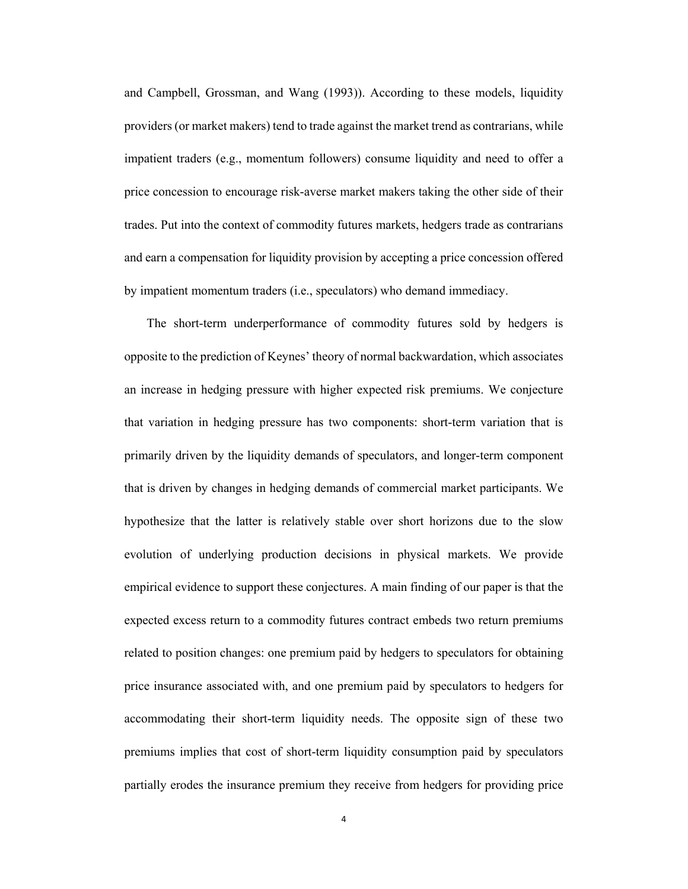and Campbell, Grossman, and Wang (1993)). According to these models, liquidity providers (or market makers) tend to trade against the market trend as contrarians, while impatient traders (e.g., momentum followers) consume liquidity and need to offer a price concession to encourage risk-averse market makers taking the other side of their trades. Put into the context of commodity futures markets, hedgers trade as contrarians and earn a compensation for liquidity provision by accepting a price concession offered by impatient momentum traders (i.e., speculators) who demand immediacy.

The short-term underperformance of commodity futures sold by hedgers is opposite to the prediction of Keynes' theory of normal backwardation, which associates an increase in hedging pressure with higher expected risk premiums. We conjecture that variation in hedging pressure has two components: short-term variation that is primarily driven by the liquidity demands of speculators, and longer-term component that is driven by changes in hedging demands of commercial market participants. We hypothesize that the latter is relatively stable over short horizons due to the slow evolution of underlying production decisions in physical markets. We provide empirical evidence to support these conjectures. A main finding of our paper is that the expected excess return to a commodity futures contract embeds two return premiums related to position changes: one premium paid by hedgers to speculators for obtaining price insurance associated with, and one premium paid by speculators to hedgers for accommodating their short-term liquidity needs. The opposite sign of these two premiums implies that cost of short-term liquidity consumption paid by speculators partially erodes the insurance premium they receive from hedgers for providing price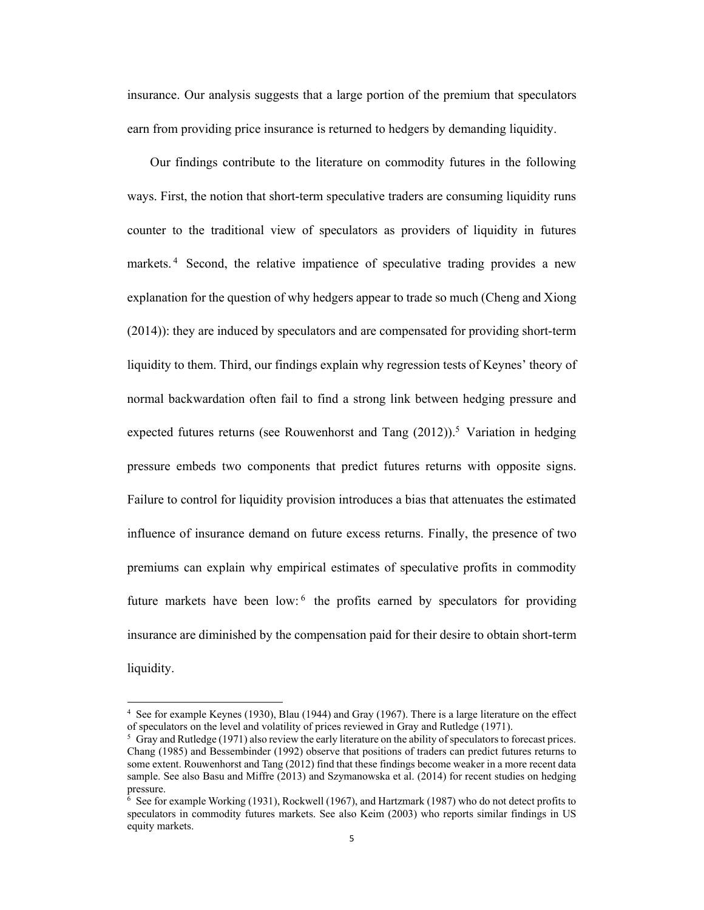insurance. Our analysis suggests that a large portion of the premium that speculators earn from providing price insurance is returned to hedgers by demanding liquidity.

Our findings contribute to the literature on commodity futures in the following ways. First, the notion that short-term speculative traders are consuming liquidity runs counter to the traditional view of speculators as providers of liquidity in futures markets.[4] Second, the relative impatience of speculative trading provides a new explanation for the question of why hedgers appear to trade so much (Cheng and Xiong (2014)): they are induced by speculators and are compensated for providing short-term liquidity to them. Third, our findings explain why regression tests of Keynes' theory of normal backwardation often fail to find a strong link between hedging pressure and expected futures returns (see Rouwenhorst and Tang (2012)).[5] Variation in hedging pressure embeds two components that predict futures returns with opposite signs. Failure to control for liquidity provision introduces a bias that attenuates the estimated influence of insurance demand on future excess returns. Finally, the presence of two premiums can explain why empirical estimates of speculative profits in commodity future markets have been low:[6] the profits earned by speculators for providing insurance are diminished by the compensation paid for their desire to obtain short-term liquidity.

---

[4] See for example Keynes (1930), Blau (1944) and Gray (1967). There is a large literature on the effect of speculators on the level and volatility of prices reviewed in Gray and Rutledge (1971).

[5] Gray and Rutledge (1971) also review the early literature on the ability of speculators to forecast prices. Chang (1985) and Bessembinder (1992) observe that positions of traders can predict futures returns to some extent. Rouwenhorst and Tang (2012) find that these findings become weaker in a more recent data sample. See also Basu and Miffre (2013) and Szymanowska et al. (2014) for recent studies on hedging pressure.

[6] See for example Working (1931), Rockwell (1967), and Hartzmark (1987) who do not detect profits to speculators in commodity futures markets. See also Keim (2003) who reports similar findings in US equity markets.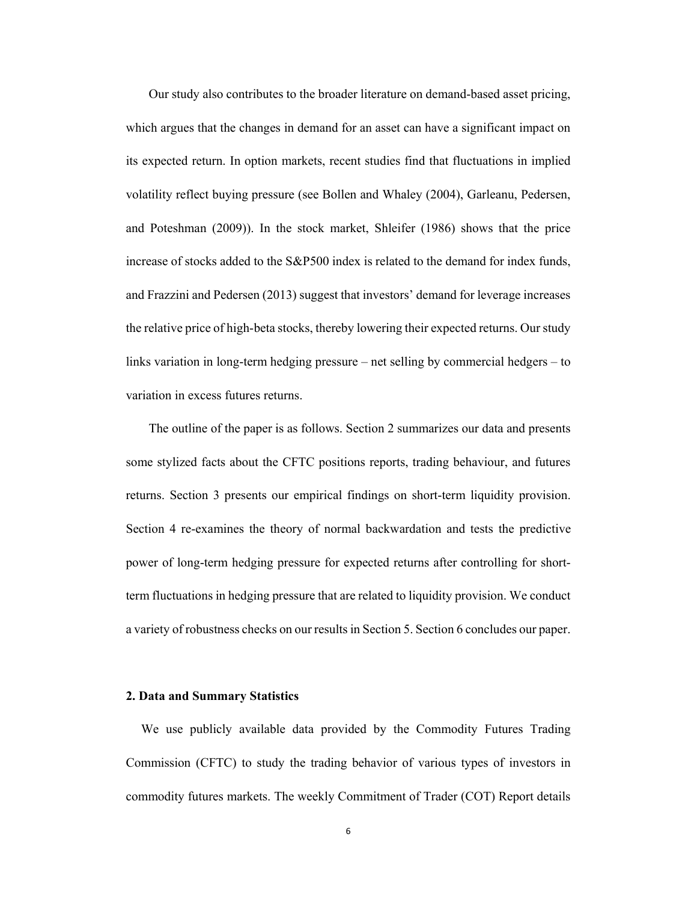Our study also contributes to the broader literature on demand-based asset pricing, which argues that the changes in demand for an asset can have a significant impact on its expected return. In option markets, recent studies find that fluctuations in implied volatility reflect buying pressure (see Bollen and Whaley (2004), Garleanu, Pedersen, and Poteshman (2009)). In the stock market, Shleifer (1986) shows that the price increase of stocks added to the S&P500 index is related to the demand for index funds, and Frazzini and Pedersen (2013) suggest that investors' demand for leverage increases the relative price of high-beta stocks, thereby lowering their expected returns. Our study links variation in long-term hedging pressure – net selling by commercial hedgers – to variation in excess futures returns.

The outline of the paper is as follows. Section 2 summarizes our data and presents some stylized facts about the CFTC positions reports, trading behaviour, and futures returns. Section 3 presents our empirical findings on short-term liquidity provision. Section 4 re-examines the theory of normal backwardation and tests the predictive power of long-term hedging pressure for expected returns after controlling for short-term fluctuations in hedging pressure that are related to liquidity provision. We conduct a variety of robustness checks on our results in Section 5. Section 6 concludes our paper.

## 2. Data and Summary Statistics

We use publicly available data provided by the Commodity Futures Trading Commission (CFTC) to study the trading behavior of various types of investors in commodity futures markets. The weekly Commitment of Trader (COT) Report details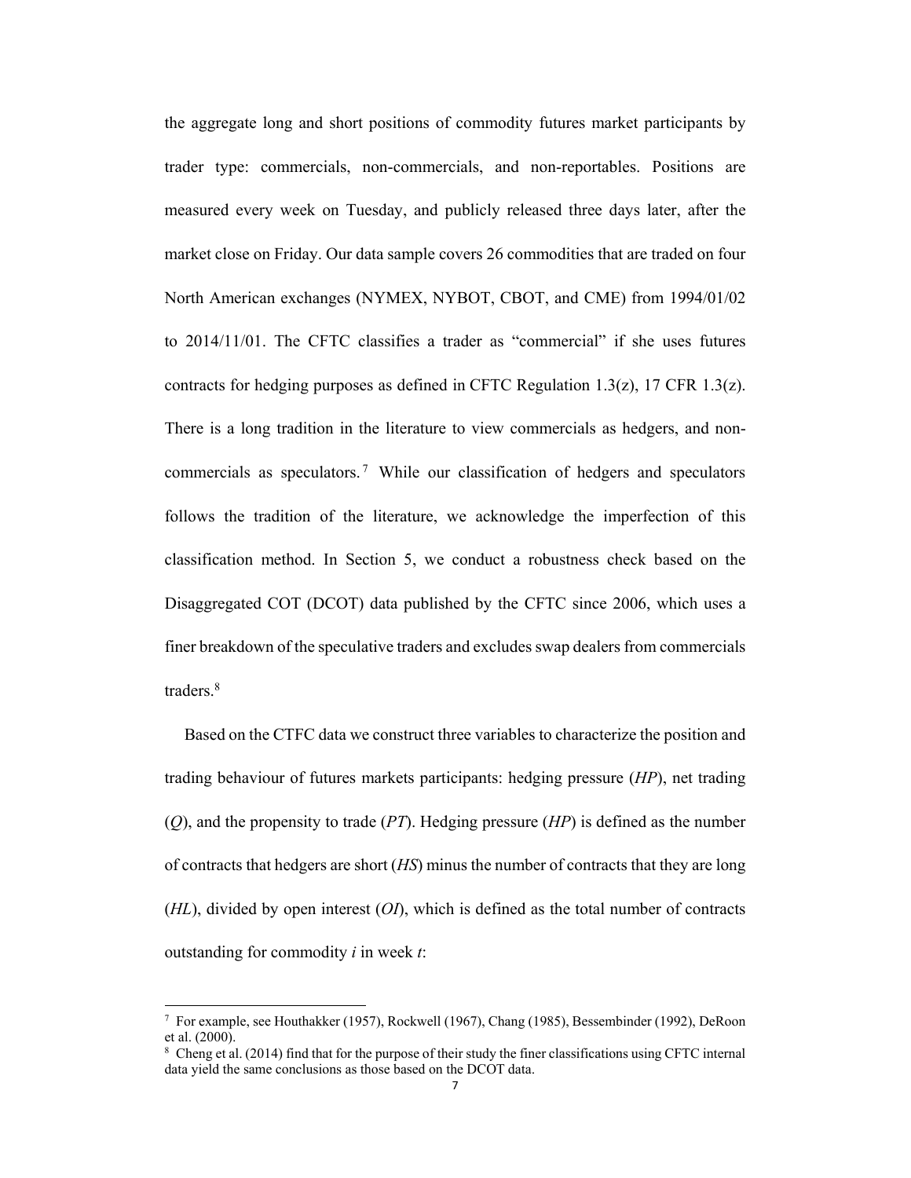the aggregate long and short positions of commodity futures market participants by trader type: commercials, non-commercials, and non-reportables. Positions are measured every week on Tuesday, and publicly released three days later, after the market close on Friday. Our data sample covers 26 commodities that are traded on four North American exchanges (NYMEX, NYBOT, CBOT, and CME) from 1994/01/02 to 2014/11/01. The CFTC classifies a trader as "commercial" if she uses futures contracts for hedging purposes as defined in CFTC Regulation 1.3(z), 17 CFR 1.3(z). There is a long tradition in the literature to view commercials as hedgers, and non-commercials as speculators.[7] While our classification of hedgers and speculators follows the tradition of the literature, we acknowledge the imperfection of this classification method. In Section 5, we conduct a robustness check based on the Disaggregated COT (DCOT) data published by the CFTC since 2006, which uses a finer breakdown of the speculative traders and excludes swap dealers from commercials traders.[8]

Based on the CTFC data we construct three variables to characterize the position and trading behaviour of futures markets participants: hedging pressure (*HP*), net trading (*Q*), and the propensity to trade (*PT*). Hedging pressure (*HP*) is defined as the number of contracts that hedgers are short (*HS*) minus the number of contracts that they are long (*HL*), divided by open interest (*OI*), which is defined as the total number of contracts outstanding for commodity *i* in week *t*:

---

[7] For example, see Houthakker (1957), Rockwell (1967), Chang (1985), Bessembinder (1992), DeRoon et al. (2000).

[8] Cheng et al. (2014) find that for the purpose of their study the finer classifications using CFTC internal data yield the same conclusions as those based on the DCOT data.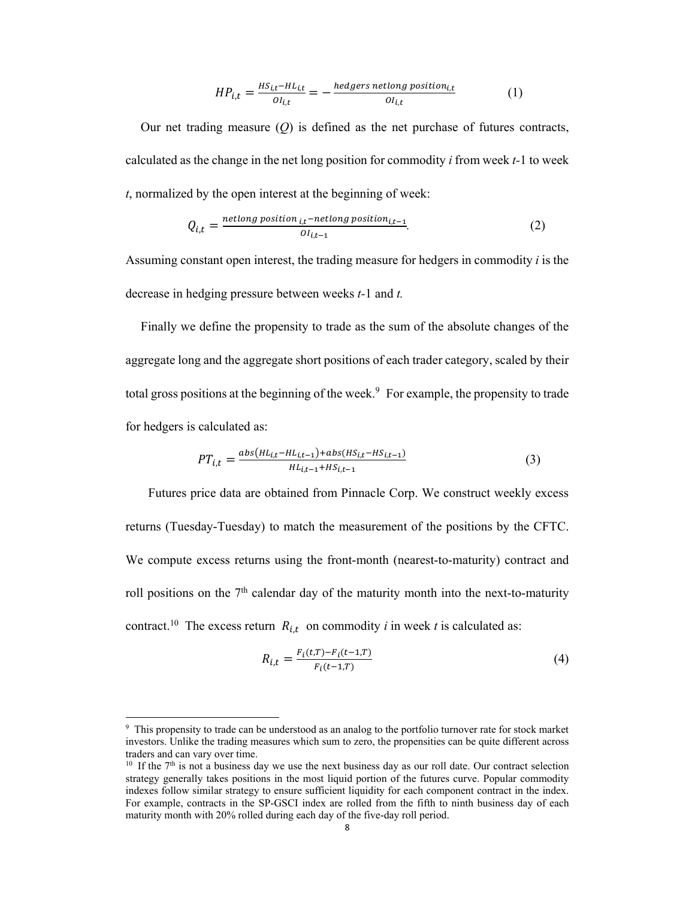$$HP_{i,t} = \frac{HS_{i,t} - HL_{i,t}}{OI_{i,t}} = -\frac{hedgers\ netlong\ position_{i,t}}{OI_{i,t}} \tag{1}$$

Our net trading measure ($Q$) is defined as the net purchase of futures contracts, calculated as the change in the net long position for commodity $i$ from week $t$-1 to week $t$, normalized by the open interest at the beginning of week:

$$Q_{i,t} = \frac{netlong\ position_{i,t} - netlong\ position_{i,t-1}}{OI_{i,t-1}}. \tag{2}$$

Assuming constant open interest, the trading measure for hedgers in commodity $i$ is the decrease in hedging pressure between weeks $t$-1 and $t$.

Finally we define the propensity to trade as the sum of the absolute changes of the aggregate long and the aggregate short positions of each trader category, scaled by their total gross positions at the beginning of the week.[9] For example, the propensity to trade for hedgers is calculated as:

$$PT_{i,t} = \frac{abs(HL_{i,t} - HL_{i,t-1}) + abs(HS_{i,t} - HS_{i,t-1})}{HL_{i,t-1} + HS_{i,t-1}} \tag{3}$$

Futures price data are obtained from Pinnacle Corp. We construct weekly excess returns (Tuesday-Tuesday) to match the measurement of the positions by the CFTC. We compute excess returns using the front-month (nearest-to-maturity) contract and roll positions on the 7th calendar day of the maturity month into the next-to-maturity contract.[10] The excess return $R_{i,t}$ on commodity $i$ in week $t$ is calculated as:

$$R_{i,t} = \frac{F_i(t,T) - F_i(t-1,T)}{F_i(t-1,T)} \tag{4}$$

---

[9] This propensity to trade can be understood as an analog to the portfolio turnover rate for stock market investors. Unlike the trading measures which sum to zero, the propensities can be quite different across traders and can vary over time.

[10] If the 7th is not a business day we use the next business day as our roll date. Our contract selection strategy generally takes positions in the most liquid portion of the futures curve. Popular commodity indexes follow similar strategy to ensure sufficient liquidity for each component contract in the index. For example, contracts in the SP-GSCI index are rolled from the fifth to ninth business day of each maturity month with 20% rolled during each day of the five-day roll period.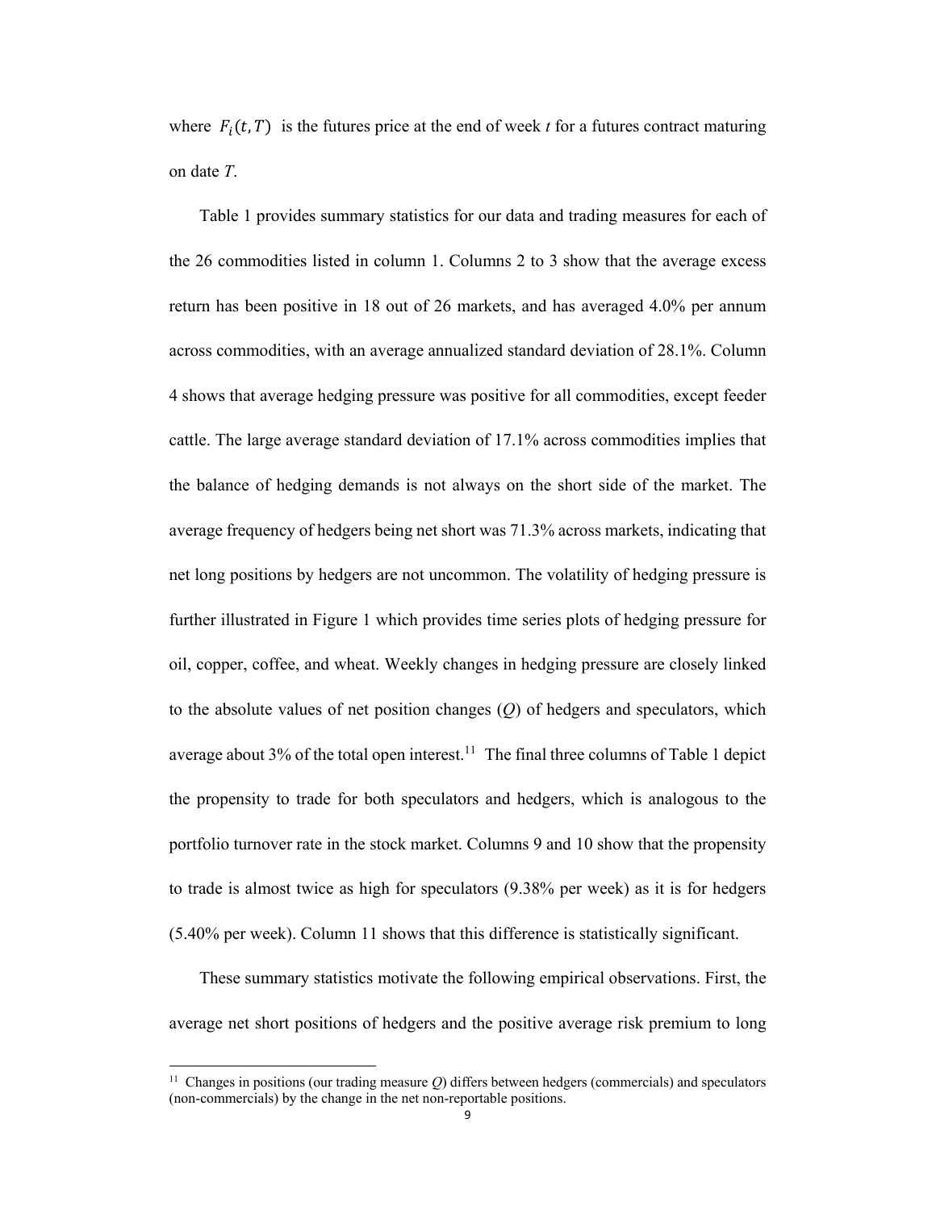where $F_i(t,T)$ is the futures price at the end of week *t* for a futures contract maturing on date *T*.

Table 1 provides summary statistics for our data and trading measures for each of the 26 commodities listed in column 1. Columns 2 to 3 show that the average excess return has been positive in 18 out of 26 markets, and has averaged 4.0% per annum across commodities, with an average annualized standard deviation of 28.1%. Column 4 shows that average hedging pressure was positive for all commodities, except feeder cattle. The large average standard deviation of 17.1% across commodities implies that the balance of hedging demands is not always on the short side of the market. The average frequency of hedgers being net short was 71.3% across markets, indicating that net long positions by hedgers are not uncommon. The volatility of hedging pressure is further illustrated in Figure 1 which provides time series plots of hedging pressure for oil, copper, coffee, and wheat. Weekly changes in hedging pressure are closely linked to the absolute values of net position changes (*Q*) of hedgers and speculators, which average about 3% of the total open interest.[11] The final three columns of Table 1 depict the propensity to trade for both speculators and hedgers, which is analogous to the portfolio turnover rate in the stock market. Columns 9 and 10 show that the propensity to trade is almost twice as high for speculators (9.38% per week) as it is for hedgers (5.40% per week). Column 11 shows that this difference is statistically significant.

These summary statistics motivate the following empirical observations. First, the average net short positions of hedgers and the positive average risk premium to long

[11] Changes in positions (our trading measure *Q*) differs between hedgers (commercials) and speculators (non-commercials) by the change in the net non-reportable positions.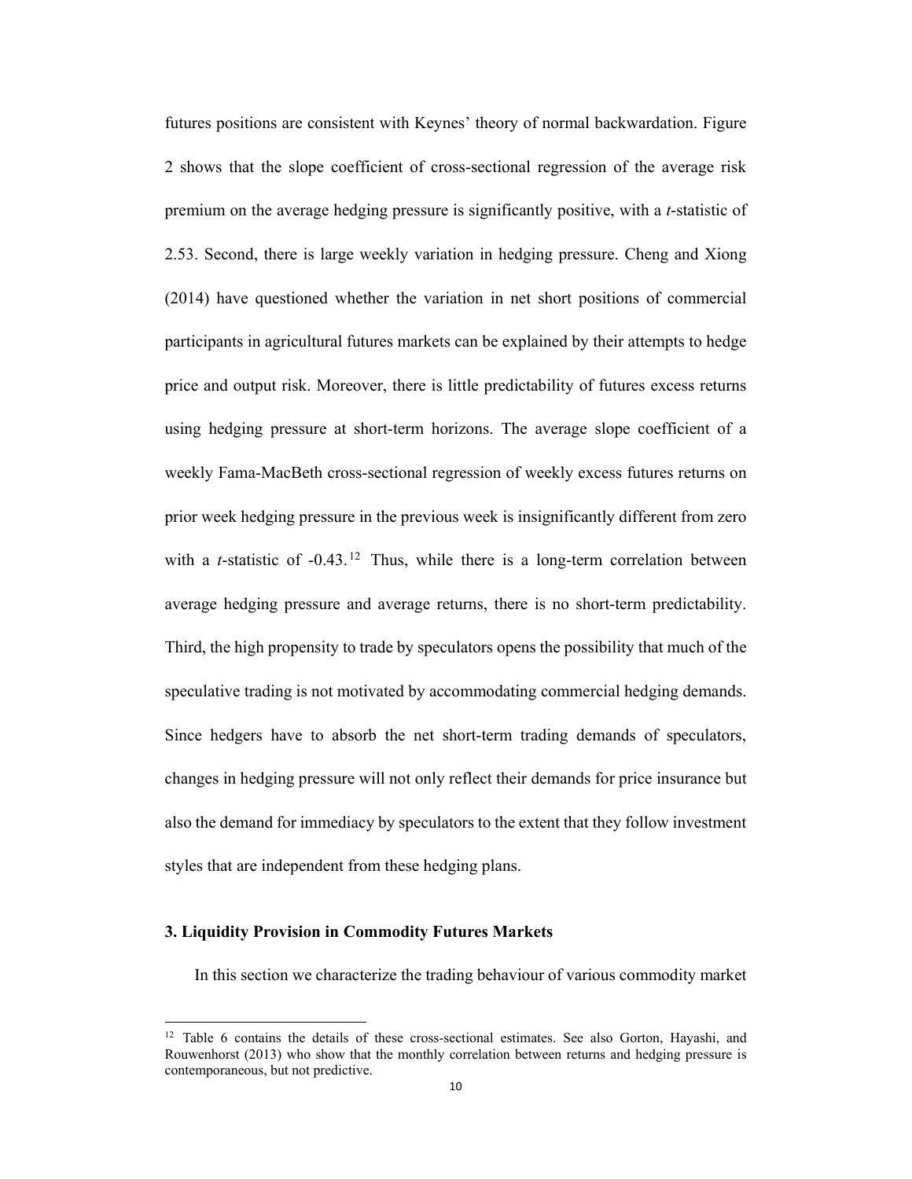futures positions are consistent with Keynes' theory of normal backwardation. Figure 2 shows that the slope coefficient of cross-sectional regression of the average risk premium on the average hedging pressure is significantly positive, with a *t*-statistic of 2.53. Second, there is large weekly variation in hedging pressure. Cheng and Xiong (2014) have questioned whether the variation in net short positions of commercial participants in agricultural futures markets can be explained by their attempts to hedge price and output risk. Moreover, there is little predictability of futures excess returns using hedging pressure at short-term horizons. The average slope coefficient of a weekly Fama-MacBeth cross-sectional regression of weekly excess futures returns on prior week hedging pressure in the previous week is insignificantly different from zero with a *t*-statistic of -0.43.[12] Thus, while there is a long-term correlation between average hedging pressure and average returns, there is no short-term predictability. Third, the high propensity to trade by speculators opens the possibility that much of the speculative trading is not motivated by accommodating commercial hedging demands. Since hedgers have to absorb the net short-term trading demands of speculators, changes in hedging pressure will not only reflect their demands for price insurance but also the demand for immediacy by speculators to the extent that they follow investment styles that are independent from these hedging plans.

## 3. Liquidity Provision in Commodity Futures Markets

In this section we characterize the trading behaviour of various commodity market

[12] Table 6 contains the details of these cross-sectional estimates. See also Gorton, Hayashi, and Rouwenhorst (2013) who show that the monthly correlation between returns and hedging pressure is contemporaneous, but not predictive.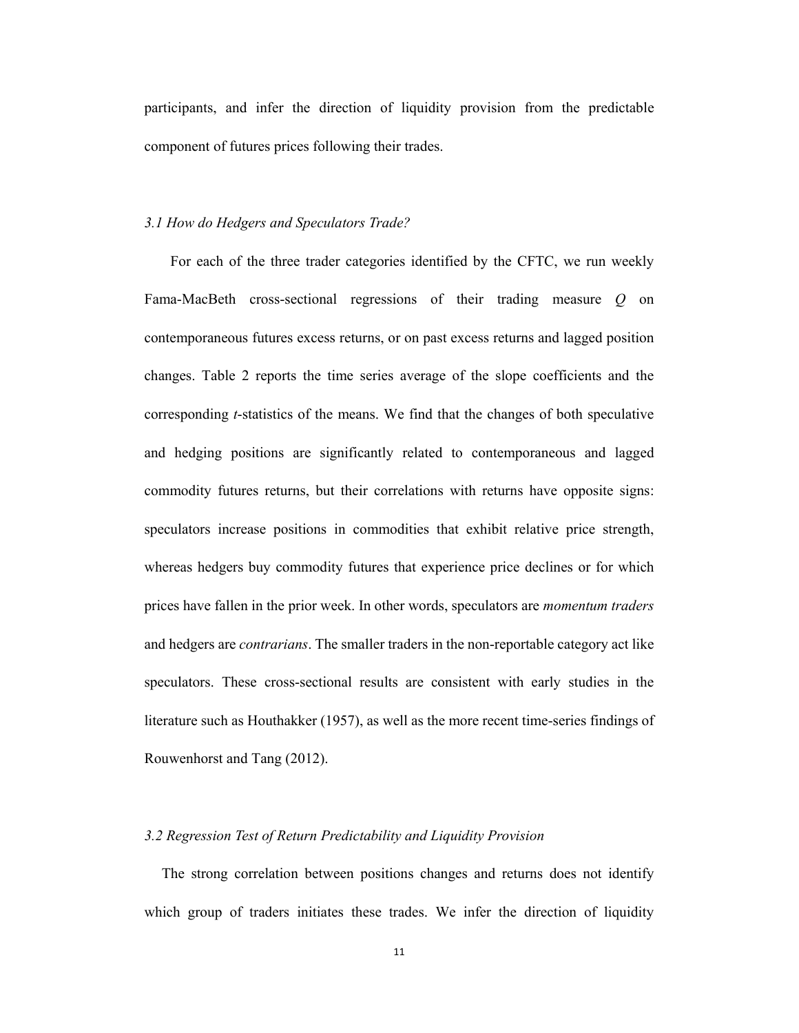participants, and infer the direction of liquidity provision from the predictable component of futures prices following their trades.

### *3.1 How do Hedgers and Speculators Trade?*

For each of the three trader categories identified by the CFTC, we run weekly Fama-MacBeth cross-sectional regressions of their trading measure $Q$ on contemporaneous futures excess returns, or on past excess returns and lagged position changes. Table 2 reports the time series average of the slope coefficients and the corresponding $t$-statistics of the means. We find that the changes of both speculative and hedging positions are significantly related to contemporaneous and lagged commodity futures returns, but their correlations with returns have opposite signs: speculators increase positions in commodities that exhibit relative price strength, whereas hedgers buy commodity futures that experience price declines or for which prices have fallen in the prior week. In other words, speculators are *momentum traders* and hedgers are *contrarians*. The smaller traders in the non-reportable category act like speculators. These cross-sectional results are consistent with early studies in the literature such as Houthakker (1957), as well as the more recent time-series findings of Rouwenhorst and Tang (2012).

### *3.2 Regression Test of Return Predictability and Liquidity Provision*

The strong correlation between positions changes and returns does not identify which group of traders initiates these trades. We infer the direction of liquidity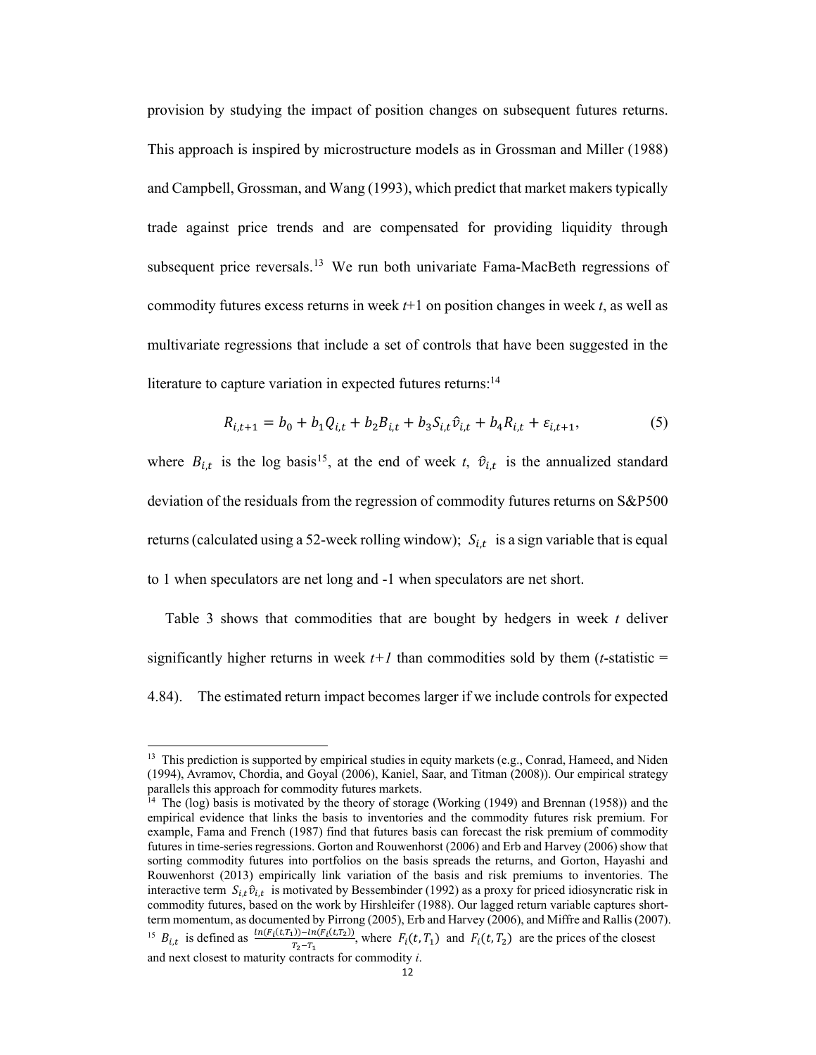provision by studying the impact of position changes on subsequent futures returns. This approach is inspired by microstructure models as in Grossman and Miller (1988) and Campbell, Grossman, and Wang (1993), which predict that market makers typically trade against price trends and are compensated for providing liquidity through subsequent price reversals.[13] We run both univariate Fama-MacBeth regressions of commodity futures excess returns in week *t*+1 on position changes in week *t*, as well as multivariate regressions that include a set of controls that have been suggested in the literature to capture variation in expected futures returns:[14]

$$R_{i,t+1} = b_0 + b_1 Q_{i,t} + b_2 B_{i,t} + b_3 S_{i,t} \hat{v}_{i,t} + b_4 R_{i,t} + \varepsilon_{i,t+1}, \tag{5}$$

where $B_{i,t}$ is the log basis[15], at the end of week *t*, $\hat{v}_{i,t}$ is the annualized standard deviation of the residuals from the regression of commodity futures returns on S&P500 returns (calculated using a 52-week rolling window); $S_{i,t}$ is a sign variable that is equal to 1 when speculators are net long and -1 when speculators are net short.

Table 3 shows that commodities that are bought by hedgers in week *t* deliver significantly higher returns in week *t+1* than commodities sold by them (*t*-statistic = 4.84). The estimated return impact becomes larger if we include controls for expected

---

[13] This prediction is supported by empirical studies in equity markets (e.g., Conrad, Hameed, and Niden (1994), Avramov, Chordia, and Goyal (2006), Kaniel, Saar, and Titman (2008)). Our empirical strategy parallels this approach for commodity futures markets.

[14] The (log) basis is motivated by the theory of storage (Working (1949) and Brennan (1958)) and the empirical evidence that links the basis to inventories and the commodity futures risk premium. For example, Fama and French (1987) find that futures basis can forecast the risk premium of commodity futures in time-series regressions. Gorton and Rouwenhorst (2006) and Erb and Harvey (2006) show that sorting commodity futures into portfolios on the basis spreads the returns, and Gorton, Hayashi and Rouwenhorst (2013) empirically link variation of the basis and risk premiums to inventories. The interactive term $S_{i,t}\hat{v}_{i,t}$ is motivated by Bessembinder (1992) as a proxy for priced idiosyncratic risk in commodity futures, based on the work by Hirshleifer (1988). Our lagged return variable captures short-term momentum, as documented by Pirrong (2005), Erb and Harvey (2006), and Miffre and Rallis (2007).

[15] $B_{i,t}$ is defined as $\frac{ln(F_i(t,T_1)) - ln(F_i(t,T_2))}{T_2 - T_1}$, where $F_i(t,T_1)$ and $F_i(t,T_2)$ are the prices of the closest and next closest to maturity contracts for commodity *i*.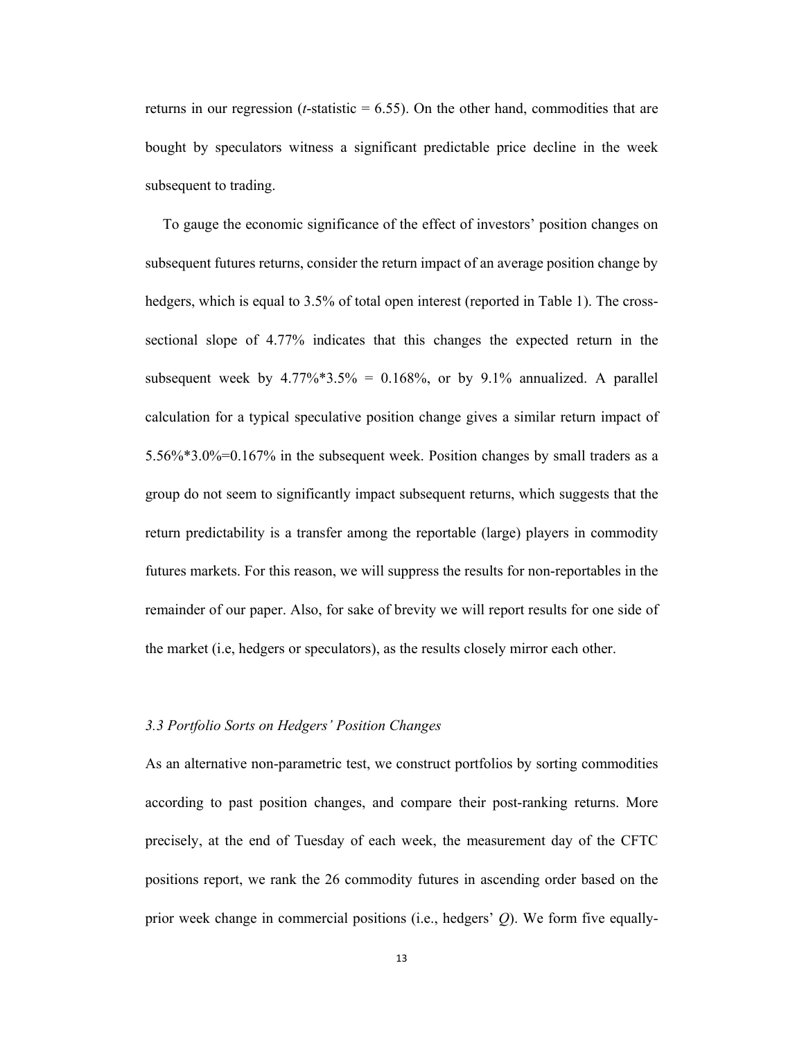returns in our regression (*t*-statistic = 6.55). On the other hand, commodities that are bought by speculators witness a significant predictable price decline in the week subsequent to trading.

To gauge the economic significance of the effect of investors' position changes on subsequent futures returns, consider the return impact of an average position change by hedgers, which is equal to 3.5% of total open interest (reported in Table 1). The cross-sectional slope of 4.77% indicates that this changes the expected return in the subsequent week by 4.77%*3.5% = 0.168%, or by 9.1% annualized. A parallel calculation for a typical speculative position change gives a similar return impact of 5.56%*3.0%=0.167% in the subsequent week. Position changes by small traders as a group do not seem to significantly impact subsequent returns, which suggests that the return predictability is a transfer among the reportable (large) players in commodity futures markets. For this reason, we will suppress the results for non-reportables in the remainder of our paper. Also, for sake of brevity we will report results for one side of the market (i.e, hedgers or speculators), as the results closely mirror each other.

### *3.3 Portfolio Sorts on Hedgers' Position Changes*

As an alternative non-parametric test, we construct portfolios by sorting commodities according to past position changes, and compare their post-ranking returns. More precisely, at the end of Tuesday of each week, the measurement day of the CFTC positions report, we rank the 26 commodity futures in ascending order based on the prior week change in commercial positions (i.e., hedgers' $Q$). We form five equally-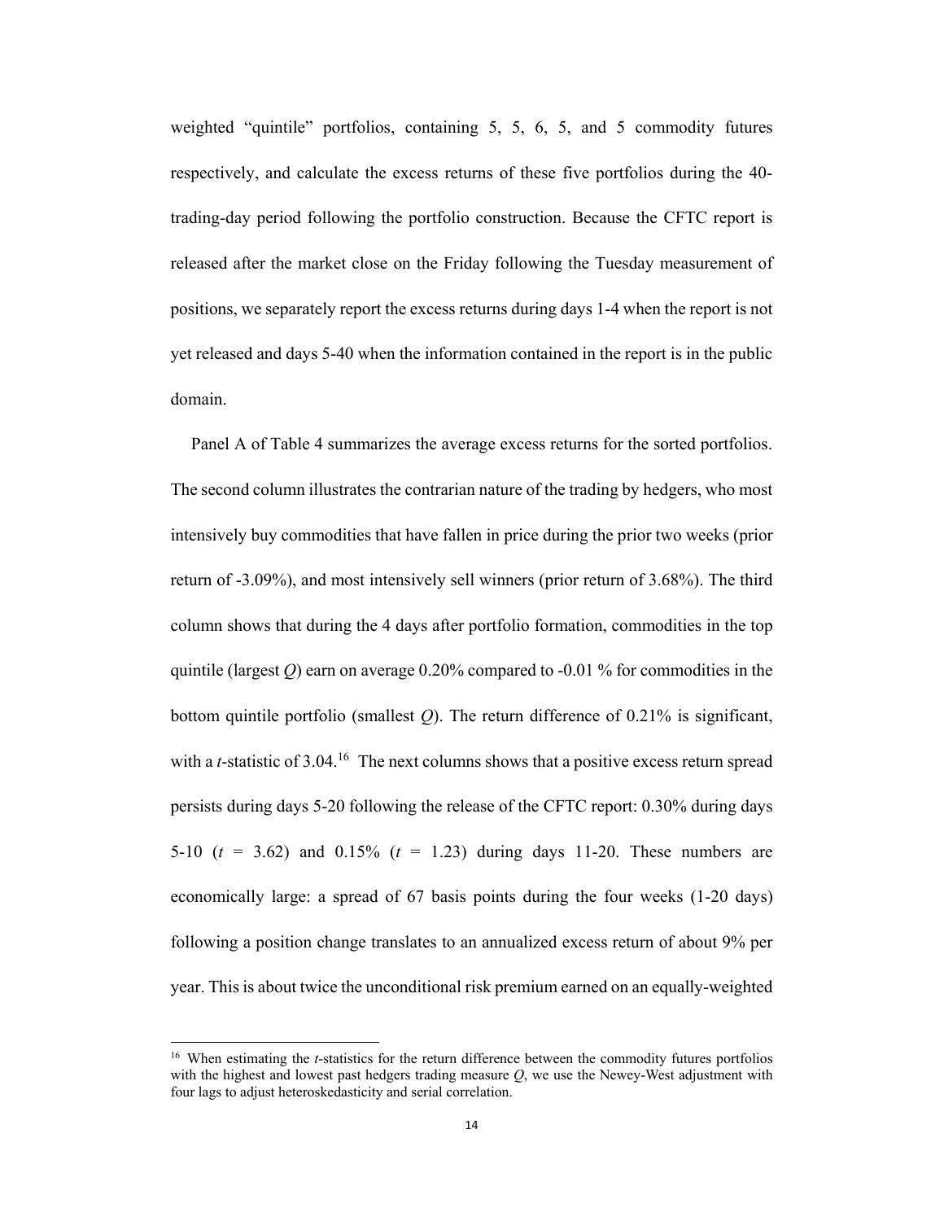weighted "quintile" portfolios, containing 5, 5, 6, 5, and 5 commodity futures respectively, and calculate the excess returns of these five portfolios during the 40-trading-day period following the portfolio construction. Because the CFTC report is released after the market close on the Friday following the Tuesday measurement of positions, we separately report the excess returns during days 1-4 when the report is not yet released and days 5-40 when the information contained in the report is in the public domain.

Panel A of Table 4 summarizes the average excess returns for the sorted portfolios. The second column illustrates the contrarian nature of the trading by hedgers, who most intensively buy commodities that have fallen in price during the prior two weeks (prior return of -3.09%), and most intensively sell winners (prior return of 3.68%). The third column shows that during the 4 days after portfolio formation, commodities in the top quintile (largest $Q$) earn on average 0.20% compared to -0.01 % for commodities in the bottom quintile portfolio (smallest $Q$). The return difference of 0.21% is significant, with a $t$-statistic of 3.04.[16] The next columns shows that a positive excess return spread persists during days 5-20 following the release of the CFTC report: 0.30% during days 5-10 ($t$ = 3.62) and 0.15% ($t$ = 1.23) during days 11-20. These numbers are economically large: a spread of 67 basis points during the four weeks (1-20 days) following a position change translates to an annualized excess return of about 9% per year. This is about twice the unconditional risk premium earned on an equally-weighted

[16] When estimating the $t$-statistics for the return difference between the commodity futures portfolios with the highest and lowest past hedgers trading measure $Q$, we use the Newey-West adjustment with four lags to adjust heteroskedasticity and serial correlation.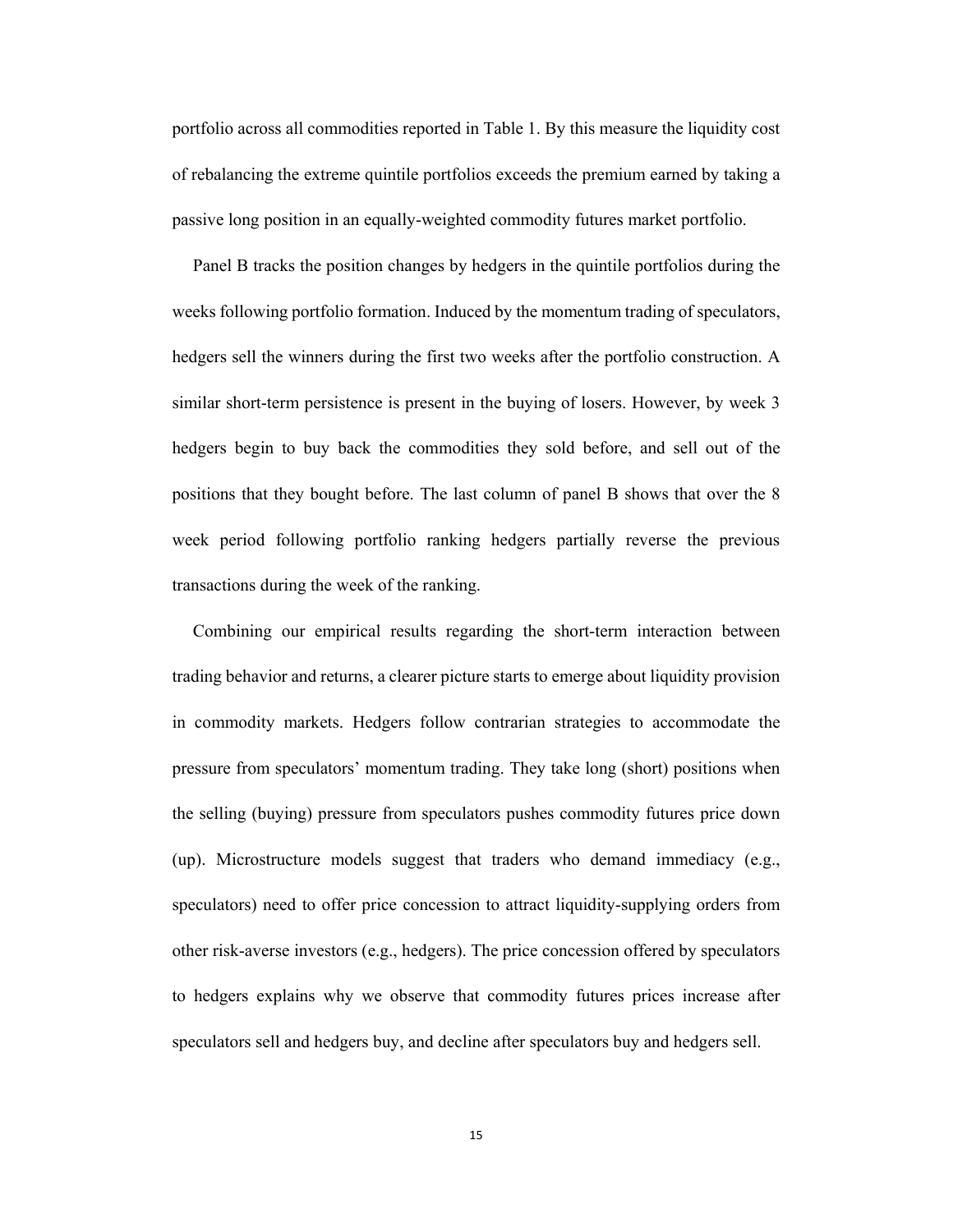portfolio across all commodities reported in Table 1. By this measure the liquidity cost of rebalancing the extreme quintile portfolios exceeds the premium earned by taking a passive long position in an equally-weighted commodity futures market portfolio.

Panel B tracks the position changes by hedgers in the quintile portfolios during the weeks following portfolio formation. Induced by the momentum trading of speculators, hedgers sell the winners during the first two weeks after the portfolio construction. A similar short-term persistence is present in the buying of losers. However, by week 3 hedgers begin to buy back the commodities they sold before, and sell out of the positions that they bought before. The last column of panel B shows that over the 8 week period following portfolio ranking hedgers partially reverse the previous transactions during the week of the ranking.

Combining our empirical results regarding the short-term interaction between trading behavior and returns, a clearer picture starts to emerge about liquidity provision in commodity markets. Hedgers follow contrarian strategies to accommodate the pressure from speculators' momentum trading. They take long (short) positions when the selling (buying) pressure from speculators pushes commodity futures price down (up). Microstructure models suggest that traders who demand immediacy (e.g., speculators) need to offer price concession to attract liquidity-supplying orders from other risk-averse investors (e.g., hedgers). The price concession offered by speculators to hedgers explains why we observe that commodity futures prices increase after speculators sell and hedgers buy, and decline after speculators buy and hedgers sell.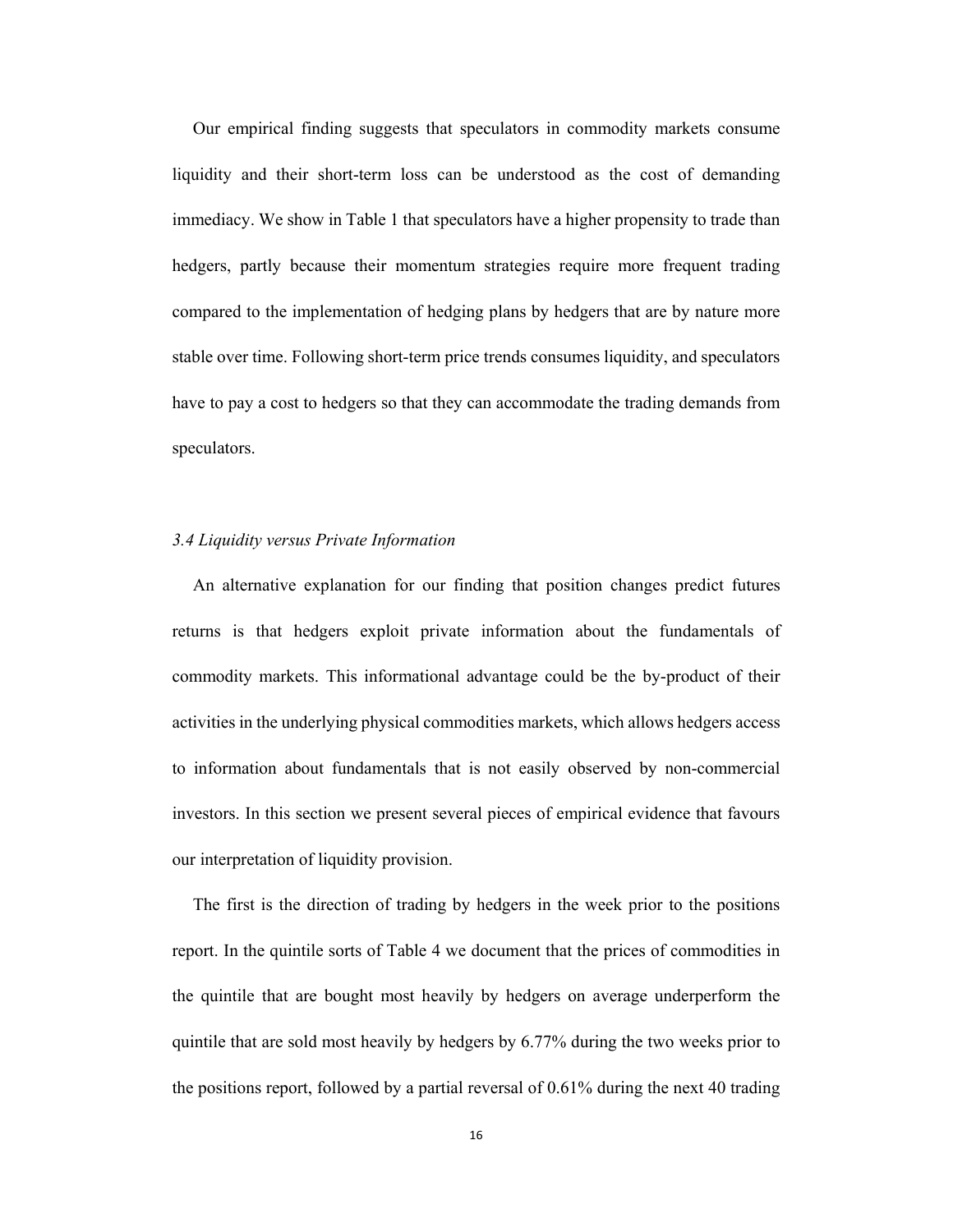Our empirical finding suggests that speculators in commodity markets consume liquidity and their short-term loss can be understood as the cost of demanding immediacy. We show in Table 1 that speculators have a higher propensity to trade than hedgers, partly because their momentum strategies require more frequent trading compared to the implementation of hedging plans by hedgers that are by nature more stable over time. Following short-term price trends consumes liquidity, and speculators have to pay a cost to hedgers so that they can accommodate the trading demands from speculators.

### *3.4 Liquidity versus Private Information*

An alternative explanation for our finding that position changes predict futures returns is that hedgers exploit private information about the fundamentals of commodity markets. This informational advantage could be the by-product of their activities in the underlying physical commodities markets, which allows hedgers access to information about fundamentals that is not easily observed by non-commercial investors. In this section we present several pieces of empirical evidence that favours our interpretation of liquidity provision.

The first is the direction of trading by hedgers in the week prior to the positions report. In the quintile sorts of Table 4 we document that the prices of commodities in the quintile that are bought most heavily by hedgers on average underperform the quintile that are sold most heavily by hedgers by 6.77% during the two weeks prior to the positions report, followed by a partial reversal of 0.61% during the next 40 trading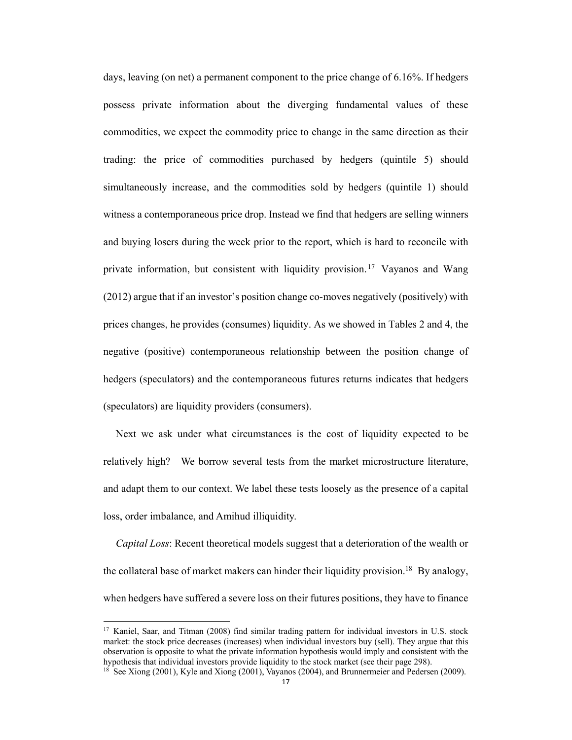days, leaving (on net) a permanent component to the price change of 6.16%. If hedgers possess private information about the diverging fundamental values of these commodities, we expect the commodity price to change in the same direction as their trading: the price of commodities purchased by hedgers (quintile 5) should simultaneously increase, and the commodities sold by hedgers (quintile 1) should witness a contemporaneous price drop. Instead we find that hedgers are selling winners and buying losers during the week prior to the report, which is hard to reconcile with private information, but consistent with liquidity provision.[17] Vayanos and Wang (2012) argue that if an investor's position change co-moves negatively (positively) with prices changes, he provides (consumes) liquidity. As we showed in Tables 2 and 4, the negative (positive) contemporaneous relationship between the position change of hedgers (speculators) and the contemporaneous futures returns indicates that hedgers (speculators) are liquidity providers (consumers).

Next we ask under what circumstances is the cost of liquidity expected to be relatively high? We borrow several tests from the market microstructure literature, and adapt them to our context. We label these tests loosely as the presence of a capital loss, order imbalance, and Amihud illiquidity.

*Capital Loss*: Recent theoretical models suggest that a deterioration of the wealth or the collateral base of market makers can hinder their liquidity provision.[18] By analogy, when hedgers have suffered a severe loss on their futures positions, they have to finance

[17] Kaniel, Saar, and Titman (2008) find similar trading pattern for individual investors in U.S. stock market: the stock price decreases (increases) when individual investors buy (sell). They argue that this observation is opposite to what the private information hypothesis would imply and consistent with the hypothesis that individual investors provide liquidity to the stock market (see their page 298).

[18] See Xiong (2001), Kyle and Xiong (2001), Vayanos (2004), and Brunnermeier and Pedersen (2009).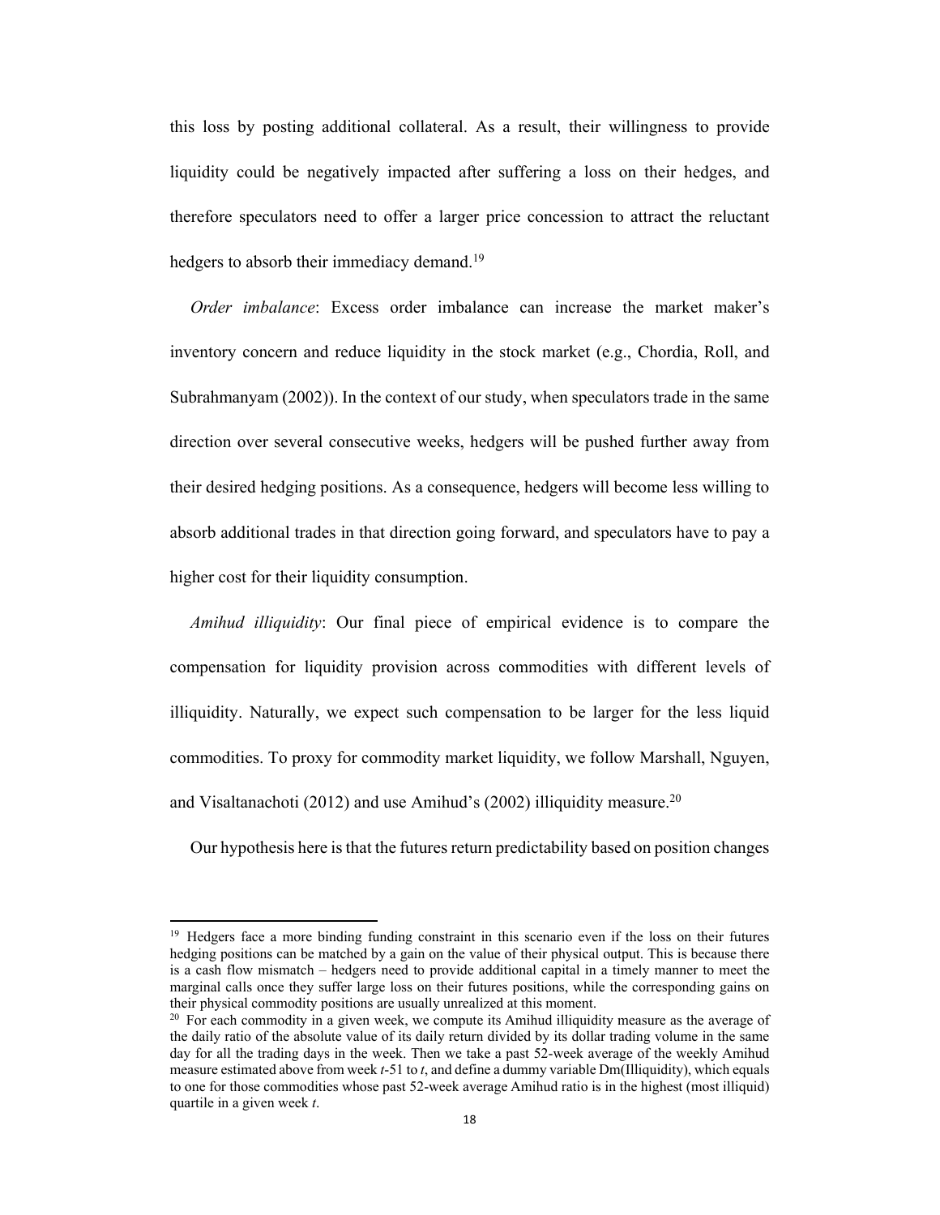this loss by posting additional collateral. As a result, their willingness to provide liquidity could be negatively impacted after suffering a loss on their hedges, and therefore speculators need to offer a larger price concession to attract the reluctant hedgers to absorb their immediacy demand.[19]

*Order imbalance*: Excess order imbalance can increase the market maker's inventory concern and reduce liquidity in the stock market (e.g., Chordia, Roll, and Subrahmanyam (2002)). In the context of our study, when speculators trade in the same direction over several consecutive weeks, hedgers will be pushed further away from their desired hedging positions. As a consequence, hedgers will become less willing to absorb additional trades in that direction going forward, and speculators have to pay a higher cost for their liquidity consumption.

*Amihud illiquidity*: Our final piece of empirical evidence is to compare the compensation for liquidity provision across commodities with different levels of illiquidity. Naturally, we expect such compensation to be larger for the less liquid commodities. To proxy for commodity market liquidity, we follow Marshall, Nguyen, and Visaltanachoti (2012) and use Amihud's (2002) illiquidity measure.[20]

Our hypothesis here is that the futures return predictability based on position changes

---

[19] Hedgers face a more binding funding constraint in this scenario even if the loss on their futures hedging positions can be matched by a gain on the value of their physical output. This is because there is a cash flow mismatch – hedgers need to provide additional capital in a timely manner to meet the marginal calls once they suffer large loss on their futures positions, while the corresponding gains on their physical commodity positions are usually unrealized at this moment.

[20] For each commodity in a given week, we compute its Amihud illiquidity measure as the average of the daily ratio of the absolute value of its daily return divided by its dollar trading volume in the same day for all the trading days in the week. Then we take a past 52-week average of the weekly Amihud measure estimated above from week $t$-51 to $t$, and define a dummy variable Dm(Illiquidity), which equals to one for those commodities whose past 52-week average Amihud ratio is in the highest (most illiquid) quartile in a given week $t$.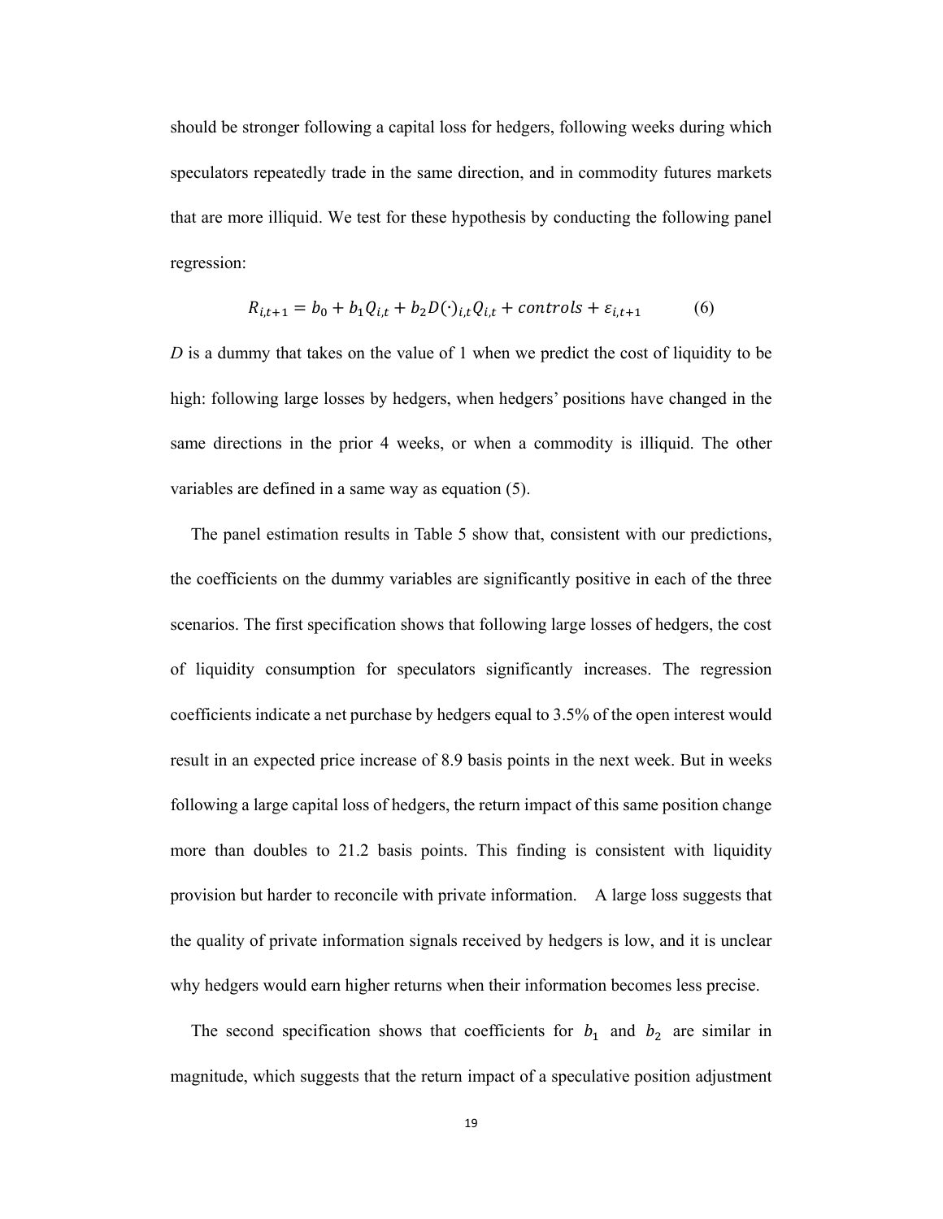should be stronger following a capital loss for hedgers, following weeks during which speculators repeatedly trade in the same direction, and in commodity futures markets that are more illiquid. We test for these hypothesis by conducting the following panel regression:

$$R_{i,t+1} = b_0 + b_1 Q_{i,t} + b_2 D(\cdot)_{i,t} Q_{i,t} + controls + \varepsilon_{i,t+1} \qquad (6)$$

*D* is a dummy that takes on the value of 1 when we predict the cost of liquidity to be high: following large losses by hedgers, when hedgers' positions have changed in the same directions in the prior 4 weeks, or when a commodity is illiquid. The other variables are defined in a same way as equation (5).

The panel estimation results in Table 5 show that, consistent with our predictions, the coefficients on the dummy variables are significantly positive in each of the three scenarios. The first specification shows that following large losses of hedgers, the cost of liquidity consumption for speculators significantly increases. The regression coefficients indicate a net purchase by hedgers equal to 3.5% of the open interest would result in an expected price increase of 8.9 basis points in the next week. But in weeks following a large capital loss of hedgers, the return impact of this same position change more than doubles to 21.2 basis points. This finding is consistent with liquidity provision but harder to reconcile with private information. A large loss suggests that the quality of private information signals received by hedgers is low, and it is unclear why hedgers would earn higher returns when their information becomes less precise.

The second specification shows that coefficients for $b_1$ and $b_2$ are similar in magnitude, which suggests that the return impact of a speculative position adjustment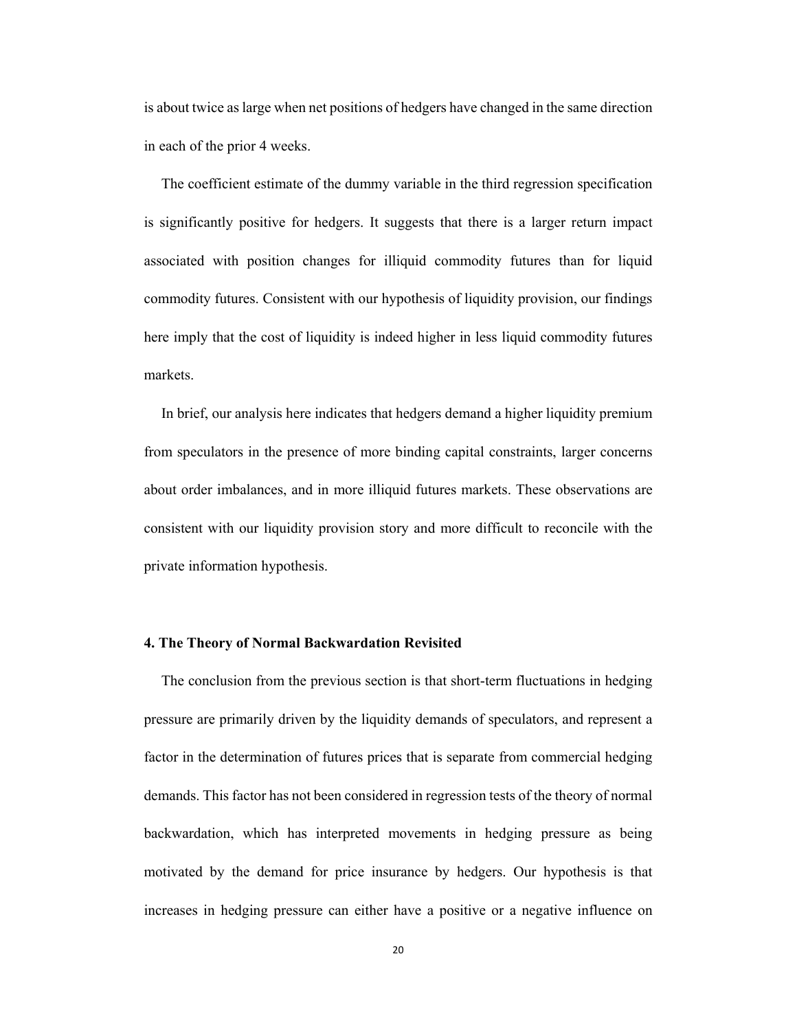is about twice as large when net positions of hedgers have changed in the same direction in each of the prior 4 weeks.

The coefficient estimate of the dummy variable in the third regression specification is significantly positive for hedgers. It suggests that there is a larger return impact associated with position changes for illiquid commodity futures than for liquid commodity futures. Consistent with our hypothesis of liquidity provision, our findings here imply that the cost of liquidity is indeed higher in less liquid commodity futures markets.

In brief, our analysis here indicates that hedgers demand a higher liquidity premium from speculators in the presence of more binding capital constraints, larger concerns about order imbalances, and in more illiquid futures markets. These observations are consistent with our liquidity provision story and more difficult to reconcile with the private information hypothesis.

### 4. The Theory of Normal Backwardation Revisited

The conclusion from the previous section is that short-term fluctuations in hedging pressure are primarily driven by the liquidity demands of speculators, and represent a factor in the determination of futures prices that is separate from commercial hedging demands. This factor has not been considered in regression tests of the theory of normal backwardation, which has interpreted movements in hedging pressure as being motivated by the demand for price insurance by hedgers. Our hypothesis is that increases in hedging pressure can either have a positive or a negative influence on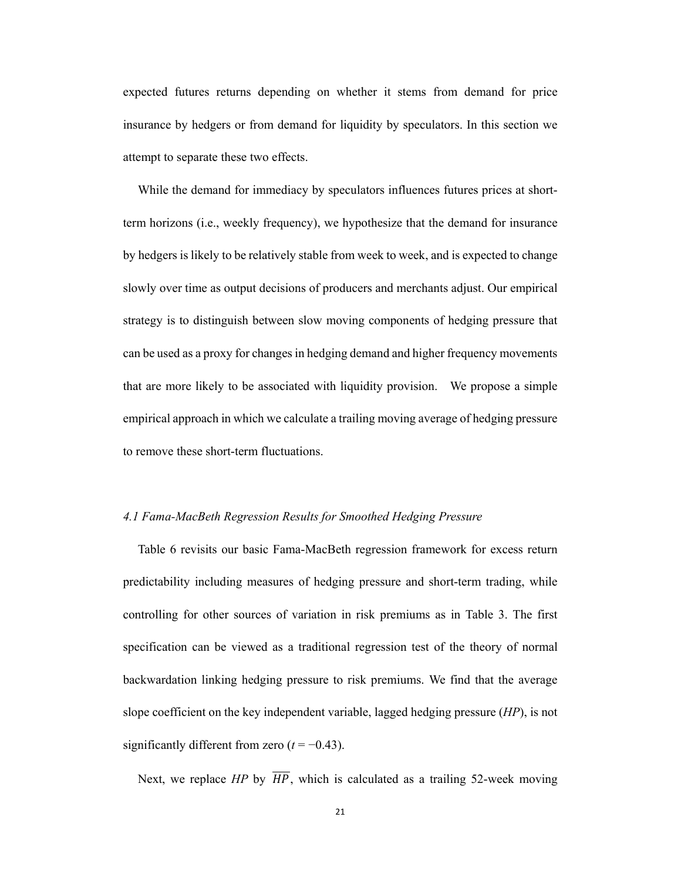expected futures returns depending on whether it stems from demand for price insurance by hedgers or from demand for liquidity by speculators. In this section we attempt to separate these two effects.

While the demand for immediacy by speculators influences futures prices at short-term horizons (i.e., weekly frequency), we hypothesize that the demand for insurance by hedgers is likely to be relatively stable from week to week, and is expected to change slowly over time as output decisions of producers and merchants adjust. Our empirical strategy is to distinguish between slow moving components of hedging pressure that can be used as a proxy for changes in hedging demand and higher frequency movements that are more likely to be associated with liquidity provision. We propose a simple empirical approach in which we calculate a trailing moving average of hedging pressure to remove these short-term fluctuations.

### *4.1 Fama-MacBeth Regression Results for Smoothed Hedging Pressure*

Table 6 revisits our basic Fama-MacBeth regression framework for excess return predictability including measures of hedging pressure and short-term trading, while controlling for other sources of variation in risk premiums as in Table 3. The first specification can be viewed as a traditional regression test of the theory of normal backwardation linking hedging pressure to risk premiums. We find that the average slope coefficient on the key independent variable, lagged hedging pressure (*HP*), is not significantly different from zero ($t = -0.43$).

Next, we replace *HP* by $\overline{HP}$, which is calculated as a trailing 52-week moving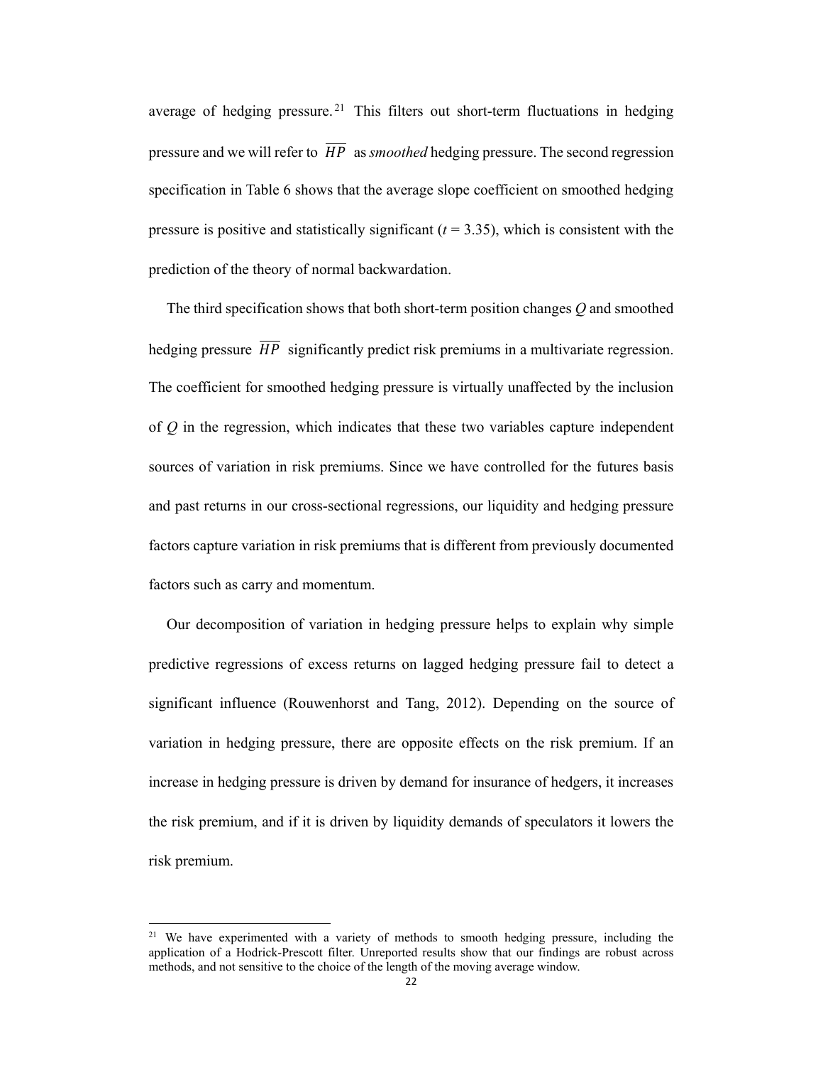average of hedging pressure.[21] This filters out short-term fluctuations in hedging pressure and we will refer to $\overline{HP}$ as *smoothed* hedging pressure. The second regression specification in Table 6 shows that the average slope coefficient on smoothed hedging pressure is positive and statistically significant ($t$ = 3.35), which is consistent with the prediction of the theory of normal backwardation.

The third specification shows that both short-term position changes $Q$ and smoothed hedging pressure $\overline{HP}$ significantly predict risk premiums in a multivariate regression. The coefficient for smoothed hedging pressure is virtually unaffected by the inclusion of $Q$ in the regression, which indicates that these two variables capture independent sources of variation in risk premiums. Since we have controlled for the futures basis and past returns in our cross-sectional regressions, our liquidity and hedging pressure factors capture variation in risk premiums that is different from previously documented factors such as carry and momentum.

Our decomposition of variation in hedging pressure helps to explain why simple predictive regressions of excess returns on lagged hedging pressure fail to detect a significant influence (Rouwenhorst and Tang, 2012). Depending on the source of variation in hedging pressure, there are opposite effects on the risk premium. If an increase in hedging pressure is driven by demand for insurance of hedgers, it increases the risk premium, and if it is driven by liquidity demands of speculators it lowers the risk premium.

---

[21] We have experimented with a variety of methods to smooth hedging pressure, including the application of a Hodrick-Prescott filter. Unreported results show that our findings are robust across methods, and not sensitive to the choice of the length of the moving average window.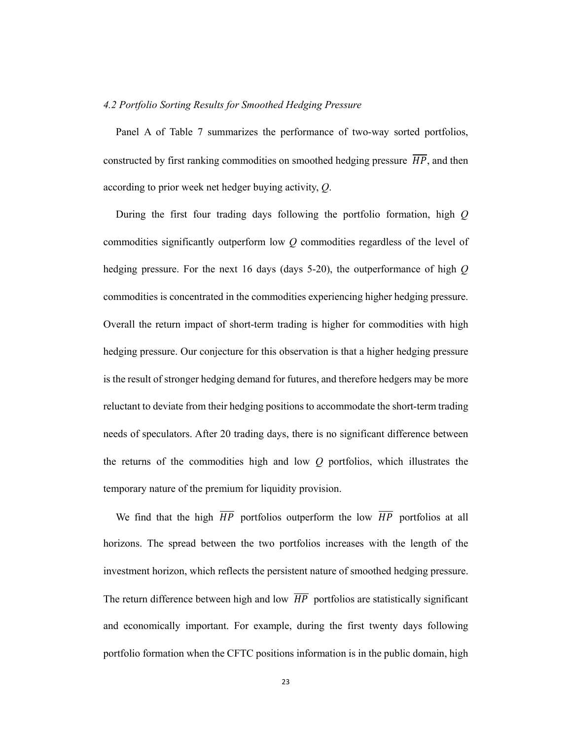### *4.2 Portfolio Sorting Results for Smoothed Hedging Pressure*

Panel A of Table 7 summarizes the performance of two-way sorted portfolios, constructed by first ranking commodities on smoothed hedging pressure $\overline{HP}$, and then according to prior week net hedger buying activity, $Q$.

During the first four trading days following the portfolio formation, high $Q$ commodities significantly outperform low $Q$ commodities regardless of the level of hedging pressure. For the next 16 days (days 5-20), the outperformance of high $Q$ commodities is concentrated in the commodities experiencing higher hedging pressure. Overall the return impact of short-term trading is higher for commodities with high hedging pressure. Our conjecture for this observation is that a higher hedging pressure is the result of stronger hedging demand for futures, and therefore hedgers may be more reluctant to deviate from their hedging positions to accommodate the short-term trading needs of speculators. After 20 trading days, there is no significant difference between the returns of the commodities high and low $Q$ portfolios, which illustrates the temporary nature of the premium for liquidity provision.

We find that the high $\overline{HP}$ portfolios outperform the low $\overline{HP}$ portfolios at all horizons. The spread between the two portfolios increases with the length of the investment horizon, which reflects the persistent nature of smoothed hedging pressure. The return difference between high and low $\overline{HP}$ portfolios are statistically significant and economically important. For example, during the first twenty days following portfolio formation when the CFTC positions information is in the public domain, high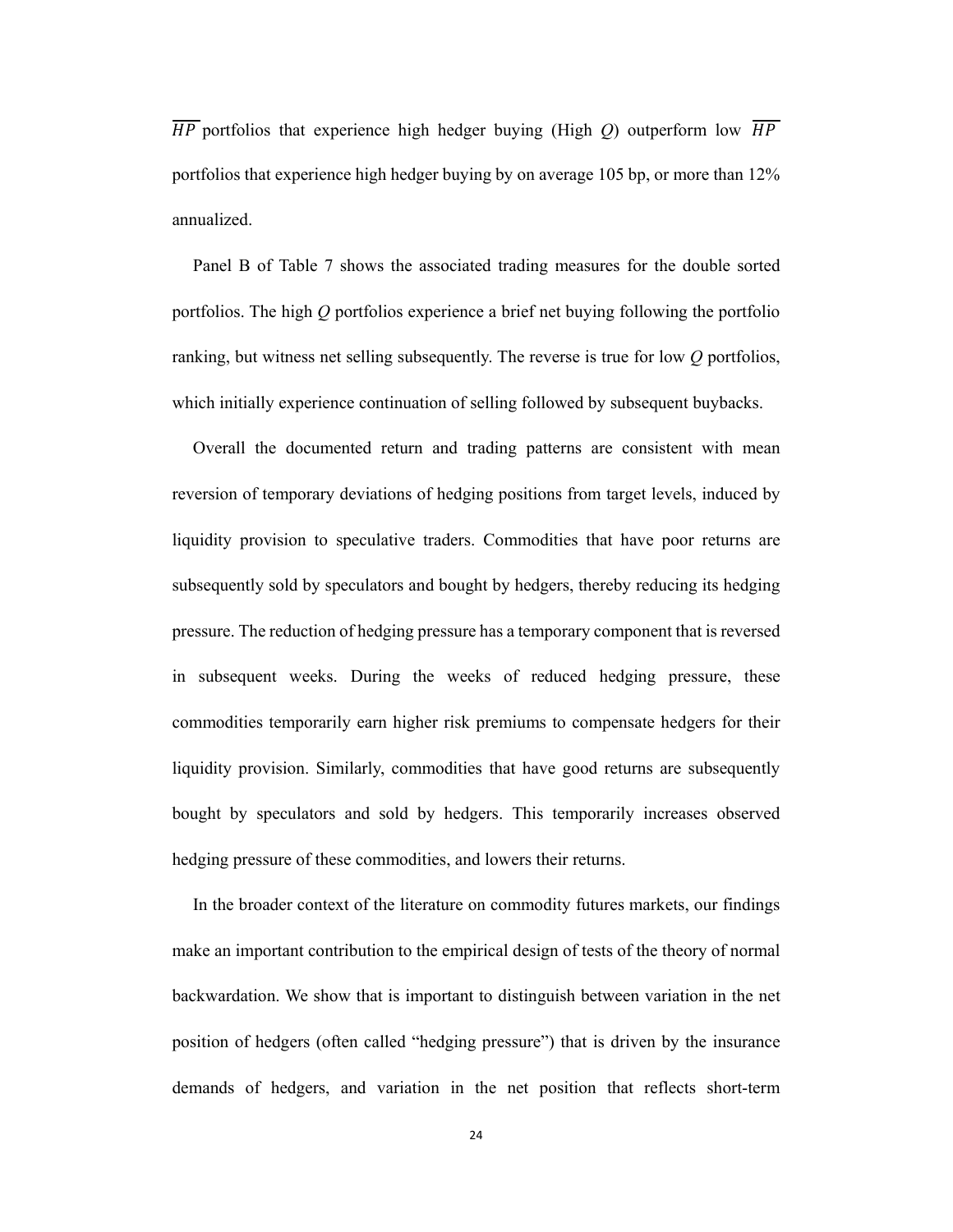$\overline{HP}$ portfolios that experience high hedger buying (High $Q$) outperform low $\overline{HP}$ portfolios that experience high hedger buying by on average 105 bp, or more than 12% annualized.

Panel B of Table 7 shows the associated trading measures for the double sorted portfolios. The high $Q$ portfolios experience a brief net buying following the portfolio ranking, but witness net selling subsequently. The reverse is true for low $Q$ portfolios, which initially experience continuation of selling followed by subsequent buybacks.

Overall the documented return and trading patterns are consistent with mean reversion of temporary deviations of hedging positions from target levels, induced by liquidity provision to speculative traders. Commodities that have poor returns are subsequently sold by speculators and bought by hedgers, thereby reducing its hedging pressure. The reduction of hedging pressure has a temporary component that is reversed in subsequent weeks. During the weeks of reduced hedging pressure, these commodities temporarily earn higher risk premiums to compensate hedgers for their liquidity provision. Similarly, commodities that have good returns are subsequently bought by speculators and sold by hedgers. This temporarily increases observed hedging pressure of these commodities, and lowers their returns.

In the broader context of the literature on commodity futures markets, our findings make an important contribution to the empirical design of tests of the theory of normal backwardation. We show that is important to distinguish between variation in the net position of hedgers (often called "hedging pressure") that is driven by the insurance demands of hedgers, and variation in the net position that reflects short-term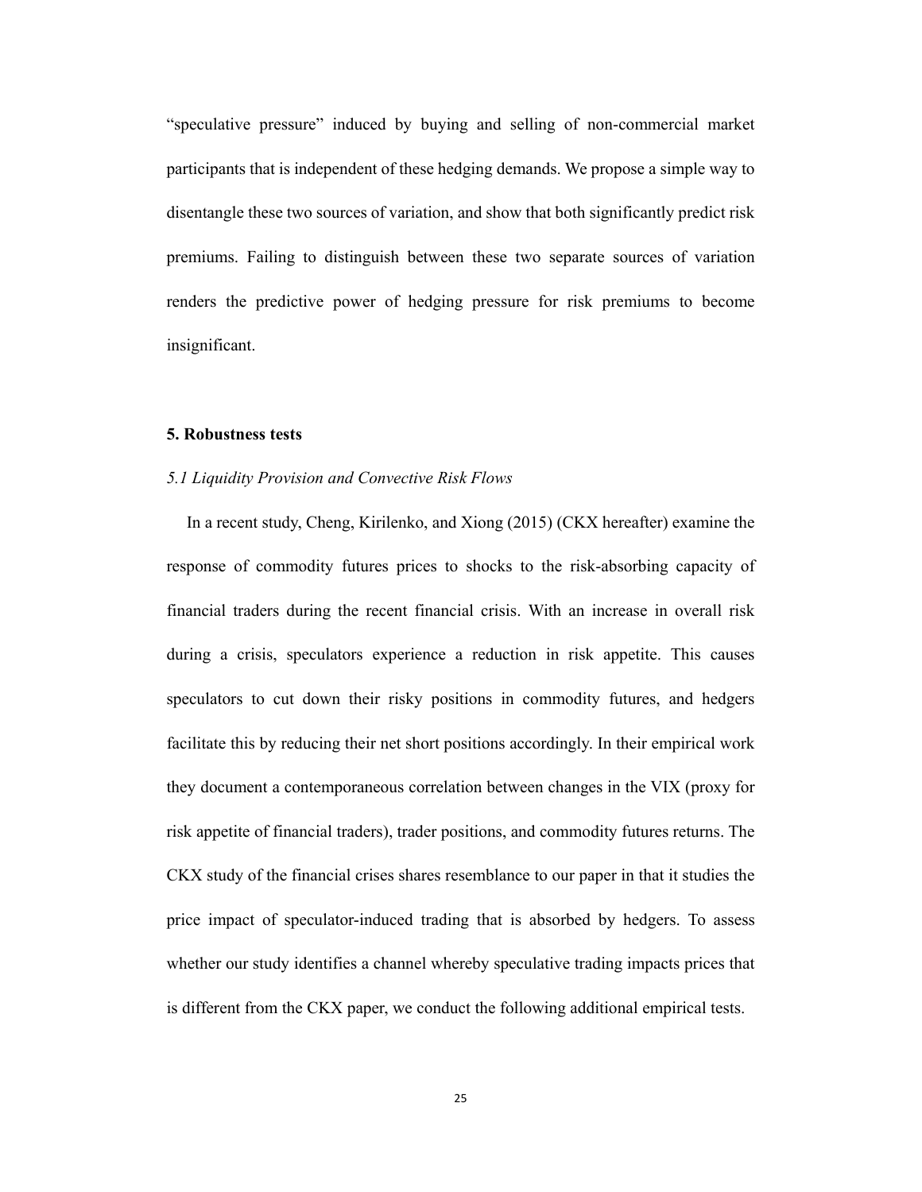"speculative pressure" induced by buying and selling of non-commercial market participants that is independent of these hedging demands. We propose a simple way to disentangle these two sources of variation, and show that both significantly predict risk premiums. Failing to distinguish between these two separate sources of variation renders the predictive power of hedging pressure for risk premiums to become insignificant.

## 5. Robustness tests

### *5.1 Liquidity Provision and Convective Risk Flows*

In a recent study, Cheng, Kirilenko, and Xiong (2015) (CKX hereafter) examine the response of commodity futures prices to shocks to the risk-absorbing capacity of financial traders during the recent financial crisis. With an increase in overall risk during a crisis, speculators experience a reduction in risk appetite. This causes speculators to cut down their risky positions in commodity futures, and hedgers facilitate this by reducing their net short positions accordingly. In their empirical work they document a contemporaneous correlation between changes in the VIX (proxy for risk appetite of financial traders), trader positions, and commodity futures returns. The CKX study of the financial crises shares resemblance to our paper in that it studies the price impact of speculator-induced trading that is absorbed by hedgers. To assess whether our study identifies a channel whereby speculative trading impacts prices that is different from the CKX paper, we conduct the following additional empirical tests.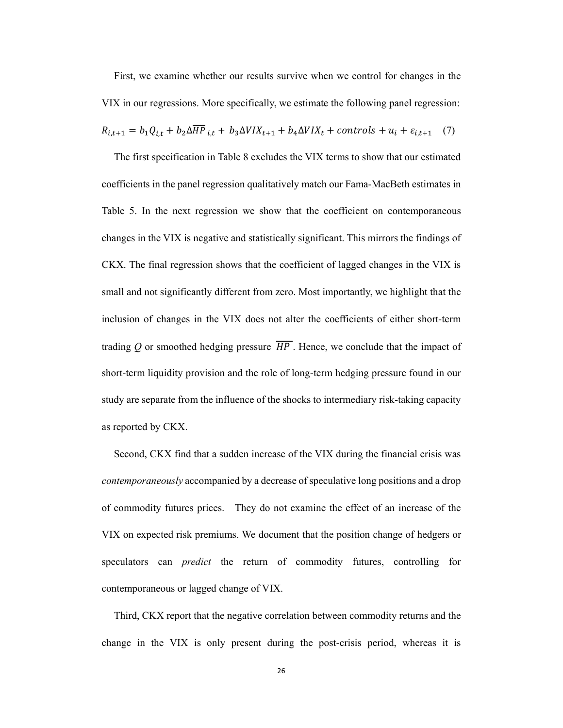First, we examine whether our results survive when we control for changes in the VIX in our regressions. More specifically, we estimate the following panel regression:

$$R_{i,t+1} = b_1 Q_{i,t} + b_2 \Delta\overline{HP}_{i,t} + b_3 \Delta VIX_{t+1} + b_4 \Delta VIX_t + controls + u_i + \varepsilon_{i,t+1} \quad (7)$$

The first specification in Table 8 excludes the VIX terms to show that our estimated coefficients in the panel regression qualitatively match our Fama-MacBeth estimates in Table 5. In the next regression we show that the coefficient on contemporaneous changes in the VIX is negative and statistically significant. This mirrors the findings of CKX. The final regression shows that the coefficient of lagged changes in the VIX is small and not significantly different from zero. Most importantly, we highlight that the inclusion of changes in the VIX does not alter the coefficients of either short-term trading $Q$ or smoothed hedging pressure $\overline{HP}$. Hence, we conclude that the impact of short-term liquidity provision and the role of long-term hedging pressure found in our study are separate from the influence of the shocks to intermediary risk-taking capacity as reported by CKX.

Second, CKX find that a sudden increase of the VIX during the financial crisis was *contemporaneously* accompanied by a decrease of speculative long positions and a drop of commodity futures prices. They do not examine the effect of an increase of the VIX on expected risk premiums. We document that the position change of hedgers or speculators can *predict* the return of commodity futures, controlling for contemporaneous or lagged change of VIX.

Third, CKX report that the negative correlation between commodity returns and the change in the VIX is only present during the post-crisis period, whereas it is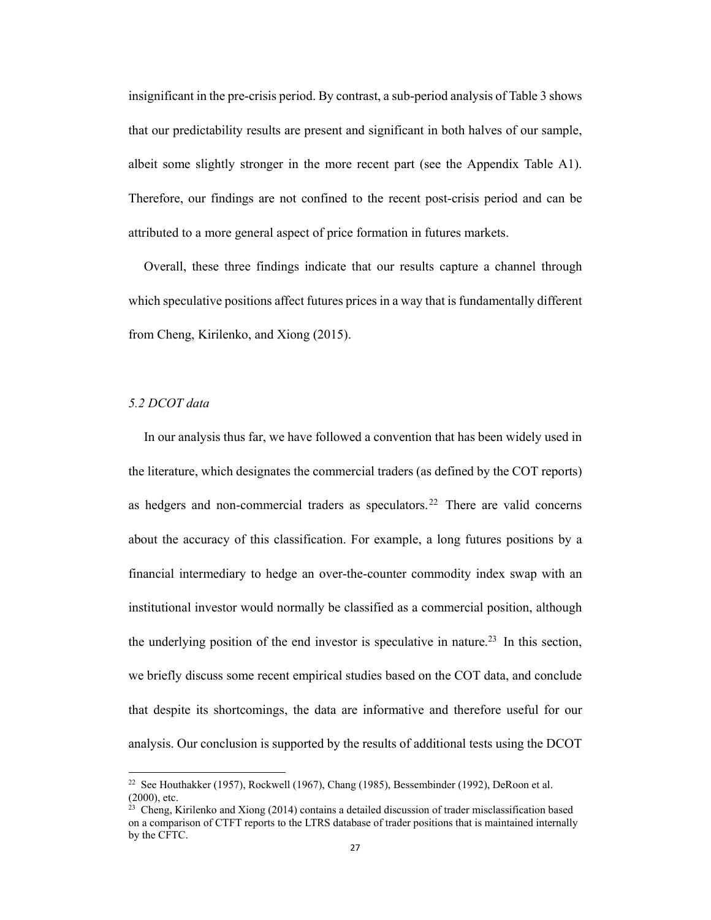insignificant in the pre-crisis period. By contrast, a sub-period analysis of Table 3 shows that our predictability results are present and significant in both halves of our sample, albeit some slightly stronger in the more recent part (see the Appendix Table A1). Therefore, our findings are not confined to the recent post-crisis period and can be attributed to a more general aspect of price formation in futures markets.

Overall, these three findings indicate that our results capture a channel through which speculative positions affect futures prices in a way that is fundamentally different from Cheng, Kirilenko, and Xiong (2015).

### *5.2 DCOT data*

In our analysis thus far, we have followed a convention that has been widely used in the literature, which designates the commercial traders (as defined by the COT reports) as hedgers and non-commercial traders as speculators.[22] There are valid concerns about the accuracy of this classification. For example, a long futures positions by a financial intermediary to hedge an over-the-counter commodity index swap with an institutional investor would normally be classified as a commercial position, although the underlying position of the end investor is speculative in nature.[23] In this section, we briefly discuss some recent empirical studies based on the COT data, and conclude that despite its shortcomings, the data are informative and therefore useful for our analysis. Our conclusion is supported by the results of additional tests using the DCOT

---

[22] See Houthakker (1957), Rockwell (1967), Chang (1985), Bessembinder (1992), DeRoon et al. (2000), etc.

[23] Cheng, Kirilenko and Xiong (2014) contains a detailed discussion of trader misclassification based on a comparison of CTFT reports to the LTRS database of trader positions that is maintained internally by the CFTC.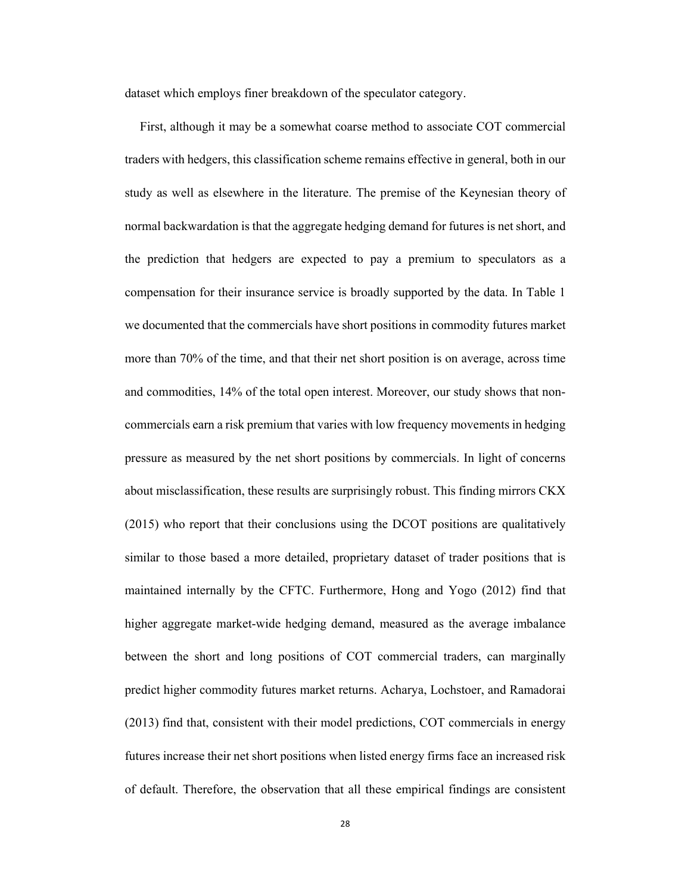dataset which employs finer breakdown of the speculator category.

First, although it may be a somewhat coarse method to associate COT commercial traders with hedgers, this classification scheme remains effective in general, both in our study as well as elsewhere in the literature. The premise of the Keynesian theory of normal backwardation is that the aggregate hedging demand for futures is net short, and the prediction that hedgers are expected to pay a premium to speculators as a compensation for their insurance service is broadly supported by the data. In Table 1 we documented that the commercials have short positions in commodity futures market more than 70% of the time, and that their net short position is on average, across time and commodities, 14% of the total open interest. Moreover, our study shows that non-commercials earn a risk premium that varies with low frequency movements in hedging pressure as measured by the net short positions by commercials. In light of concerns about misclassification, these results are surprisingly robust. This finding mirrors CKX (2015) who report that their conclusions using the DCOT positions are qualitatively similar to those based a more detailed, proprietary dataset of trader positions that is maintained internally by the CFTC. Furthermore, Hong and Yogo (2012) find that higher aggregate market-wide hedging demand, measured as the average imbalance between the short and long positions of COT commercial traders, can marginally predict higher commodity futures market returns. Acharya, Lochstoer, and Ramadorai (2013) find that, consistent with their model predictions, COT commercials in energy futures increase their net short positions when listed energy firms face an increased risk of default. Therefore, the observation that all these empirical findings are consistent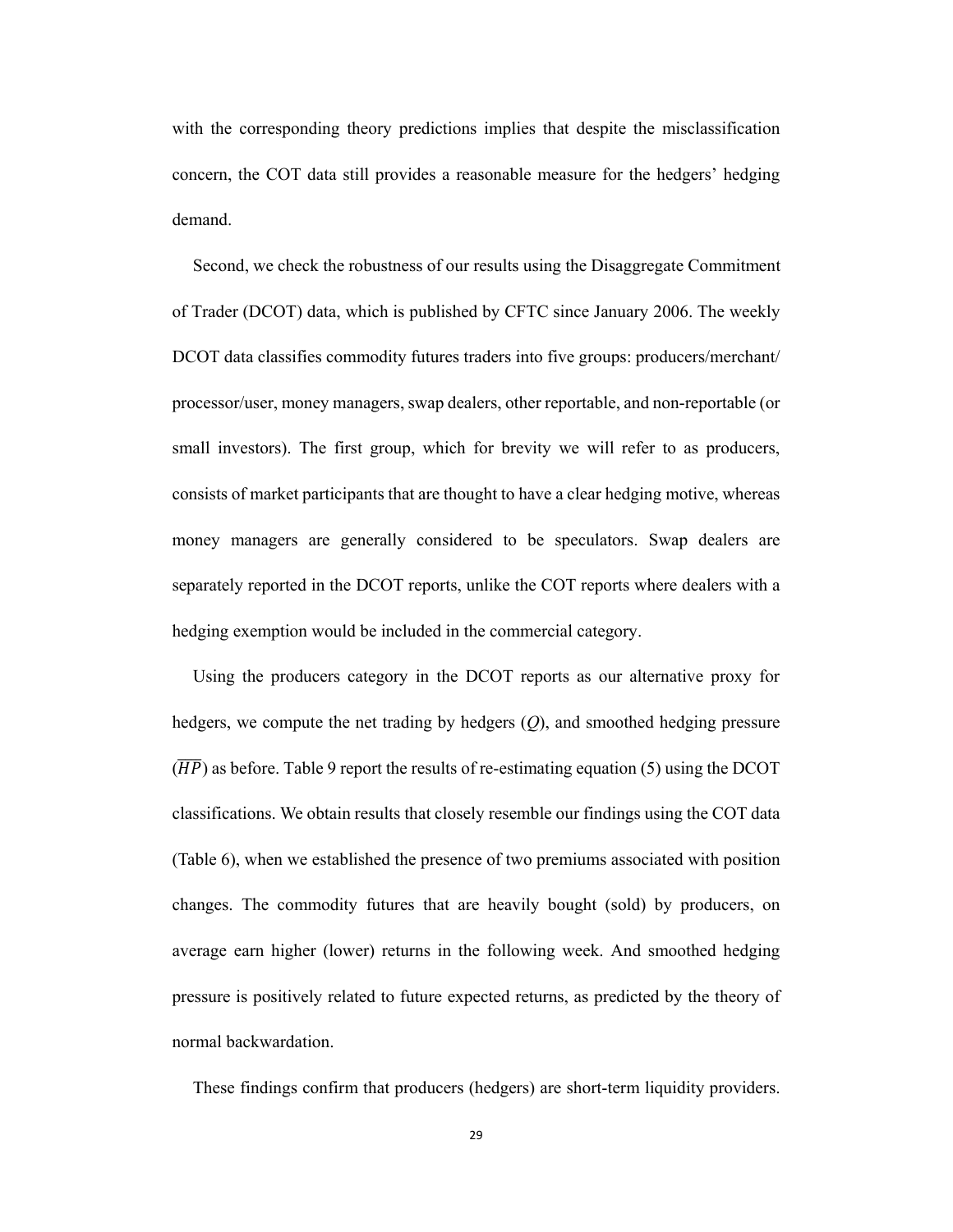with the corresponding theory predictions implies that despite the misclassification concern, the COT data still provides a reasonable measure for the hedgers' hedging demand.

Second, we check the robustness of our results using the Disaggregate Commitment of Trader (DCOT) data, which is published by CFTC since January 2006. The weekly DCOT data classifies commodity futures traders into five groups: producers/merchant/processor/user, money managers, swap dealers, other reportable, and non-reportable (or small investors). The first group, which for brevity we will refer to as producers, consists of market participants that are thought to have a clear hedging motive, whereas money managers are generally considered to be speculators. Swap dealers are separately reported in the DCOT reports, unlike the COT reports where dealers with a hedging exemption would be included in the commercial category.

Using the producers category in the DCOT reports as our alternative proxy for hedgers, we compute the net trading by hedgers ($Q$), and smoothed hedging pressure ($\overline{HP}$) as before. Table 9 report the results of re-estimating equation (5) using the DCOT classifications. We obtain results that closely resemble our findings using the COT data (Table 6), when we established the presence of two premiums associated with position changes. The commodity futures that are heavily bought (sold) by producers, on average earn higher (lower) returns in the following week. And smoothed hedging pressure is positively related to future expected returns, as predicted by the theory of normal backwardation.

These findings confirm that producers (hedgers) are short-term liquidity providers.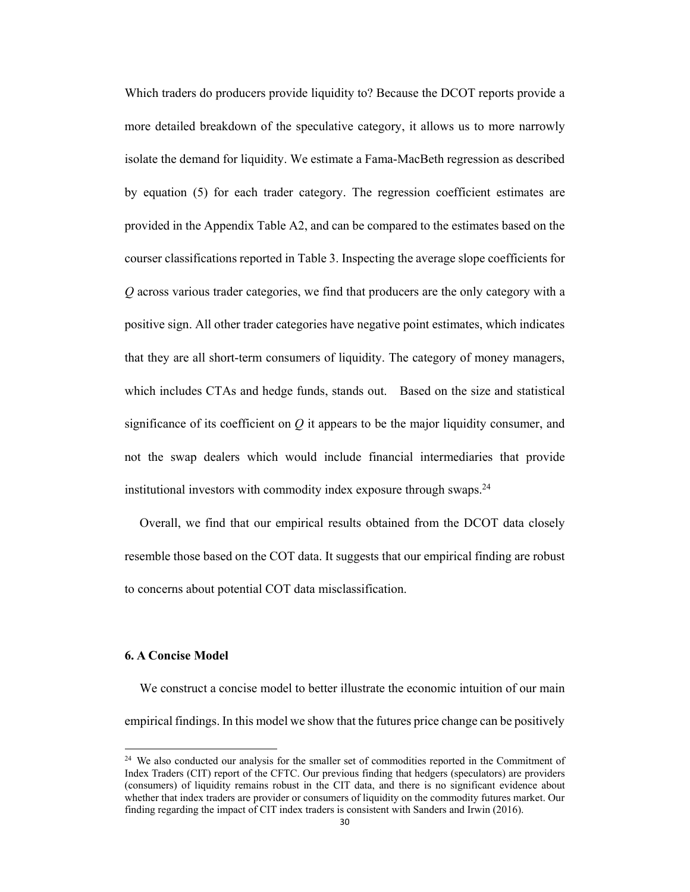Which traders do producers provide liquidity to? Because the DCOT reports provide a more detailed breakdown of the speculative category, it allows us to more narrowly isolate the demand for liquidity. We estimate a Fama-MacBeth regression as described by equation (5) for each trader category. The regression coefficient estimates are provided in the Appendix Table A2, and can be compared to the estimates based on the courser classifications reported in Table 3. Inspecting the average slope coefficients for $Q$ across various trader categories, we find that producers are the only category with a positive sign. All other trader categories have negative point estimates, which indicates that they are all short-term consumers of liquidity. The category of money managers, which includes CTAs and hedge funds, stands out. Based on the size and statistical significance of its coefficient on $Q$ it appears to be the major liquidity consumer, and not the swap dealers which would include financial intermediaries that provide institutional investors with commodity index exposure through swaps.[24]

Overall, we find that our empirical results obtained from the DCOT data closely resemble those based on the COT data. It suggests that our empirical finding are robust to concerns about potential COT data misclassification.

## 6. A Concise Model

We construct a concise model to better illustrate the economic intuition of our main empirical findings. In this model we show that the futures price change can be positively

[24] We also conducted our analysis for the smaller set of commodities reported in the Commitment of Index Traders (CIT) report of the CFTC. Our previous finding that hedgers (speculators) are providers (consumers) of liquidity remains robust in the CIT data, and there is no significant evidence about whether that index traders are provider or consumers of liquidity on the commodity futures market. Our finding regarding the impact of CIT index traders is consistent with Sanders and Irwin (2016).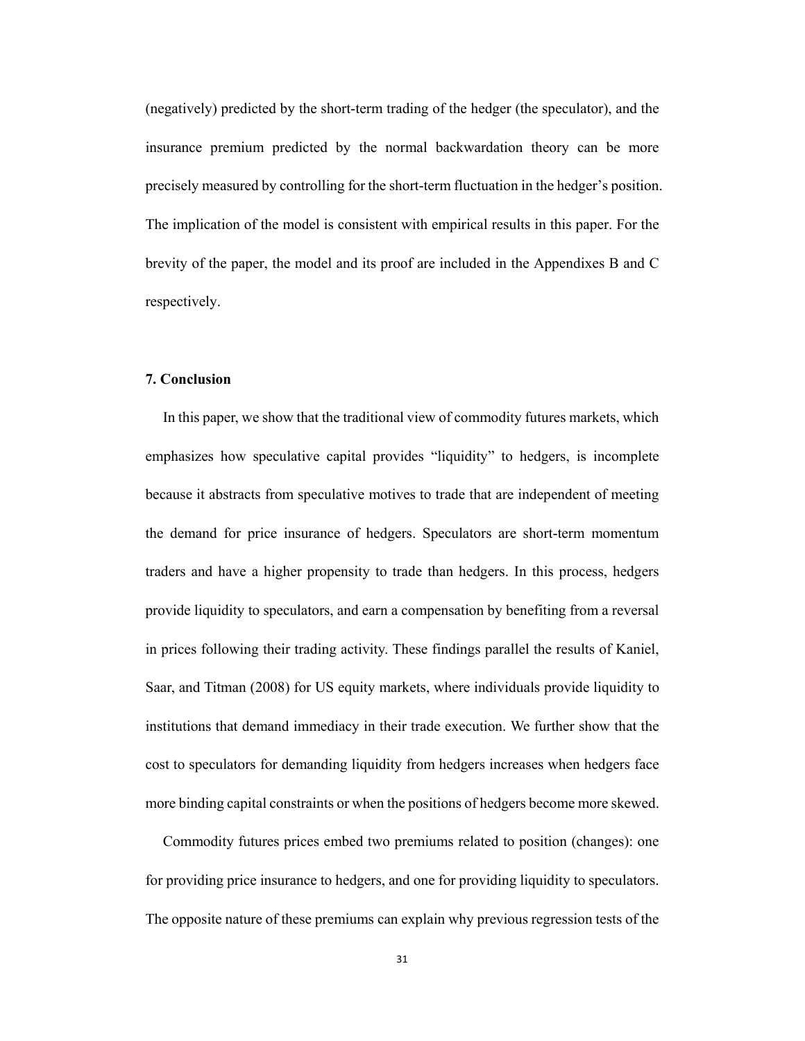(negatively) predicted by the short-term trading of the hedger (the speculator), and the insurance premium predicted by the normal backwardation theory can be more precisely measured by controlling for the short-term fluctuation in the hedger's position. The implication of the model is consistent with empirical results in this paper. For the brevity of the paper, the model and its proof are included in the Appendixes B and C respectively.

## 7. Conclusion

In this paper, we show that the traditional view of commodity futures markets, which emphasizes how speculative capital provides "liquidity" to hedgers, is incomplete because it abstracts from speculative motives to trade that are independent of meeting the demand for price insurance of hedgers. Speculators are short-term momentum traders and have a higher propensity to trade than hedgers. In this process, hedgers provide liquidity to speculators, and earn a compensation by benefiting from a reversal in prices following their trading activity. These findings parallel the results of Kaniel, Saar, and Titman (2008) for US equity markets, where individuals provide liquidity to institutions that demand immediacy in their trade execution. We further show that the cost to speculators for demanding liquidity from hedgers increases when hedgers face more binding capital constraints or when the positions of hedgers become more skewed.

Commodity futures prices embed two premiums related to position (changes): one for providing price insurance to hedgers, and one for providing liquidity to speculators. The opposite nature of these premiums can explain why previous regression tests of the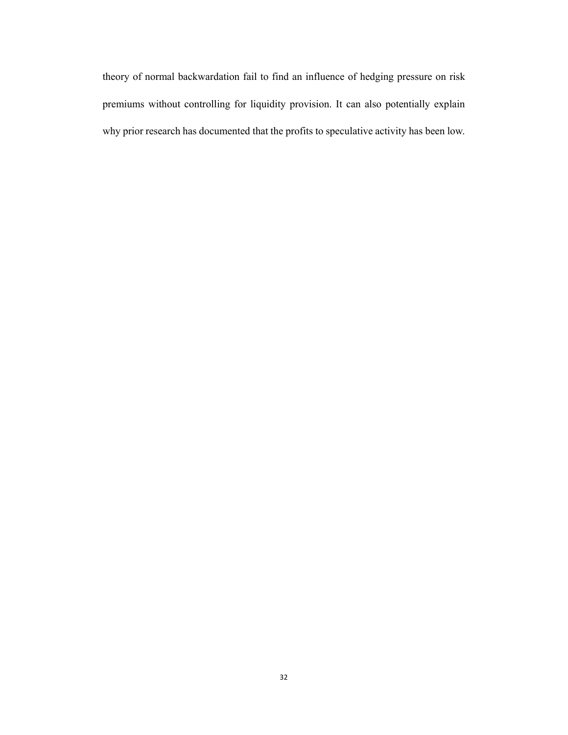theory of normal backwardation fail to find an influence of hedging pressure on risk premiums without controlling for liquidity provision. It can also potentially explain why prior research has documented that the profits to speculative activity has been low.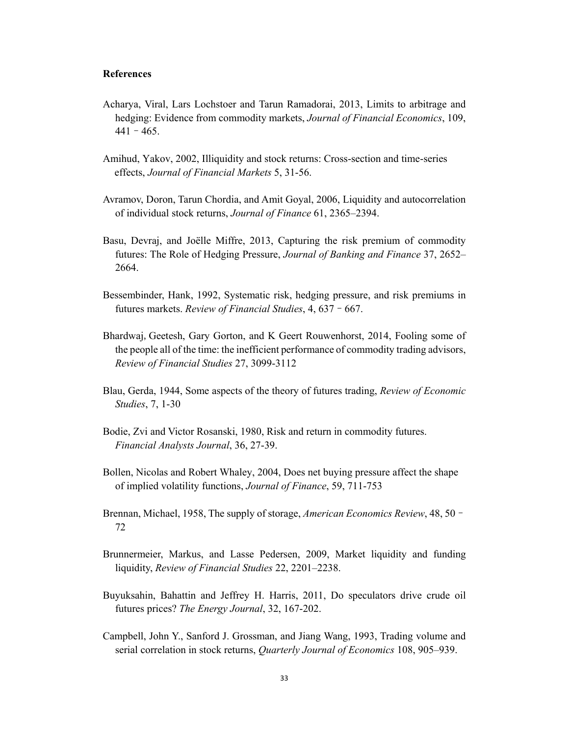**References**

Acharya, Viral, Lars Lochstoer and Tarun Ramadorai, 2013, Limits to arbitrage and hedging: Evidence from commodity markets, *Journal of Financial Economics*, 109, 441 – 465.

Amihud, Yakov, 2002, Illiquidity and stock returns: Cross-section and time-series effects, *Journal of Financial Markets* 5, 31-56.

Avramov, Doron, Tarun Chordia, and Amit Goyal, 2006, Liquidity and autocorrelation of individual stock returns, *Journal of Finance* 61, 2365–2394.

Basu, Devraj, and Joëlle Miffre, 2013, Capturing the risk premium of commodity futures: The Role of Hedging Pressure, *Journal of Banking and Finance* 37, 2652–2664.

Bessembinder, Hank, 1992, Systematic risk, hedging pressure, and risk premiums in futures markets. *Review of Financial Studies*, 4, 637 – 667.

Bhardwaj, Geetesh, Gary Gorton, and K Geert Rouwenhorst, 2014, Fooling some of the people all of the time: the inefficient performance of commodity trading advisors, *Review of Financial Studies* 27, 3099-3112

Blau, Gerda, 1944, Some aspects of the theory of futures trading, *Review of Economic Studies*, 7, 1-30

Bodie, Zvi and Victor Rosanski, 1980, Risk and return in commodity futures. *Financial Analysts Journal*, 36, 27-39.

Bollen, Nicolas and Robert Whaley, 2004, Does net buying pressure affect the shape of implied volatility functions, *Journal of Finance*, 59, 711-753

Brennan, Michael, 1958, The supply of storage, *American Economics Review*, 48, 50 – 72

Brunnermeier, Markus, and Lasse Pedersen, 2009, Market liquidity and funding liquidity, *Review of Financial Studies* 22, 2201–2238.

Buyuksahin, Bahattin and Jeffrey H. Harris, 2011, Do speculators drive crude oil futures prices? *The Energy Journal*, 32, 167-202.

Campbell, John Y., Sanford J. Grossman, and Jiang Wang, 1993, Trading volume and serial correlation in stock returns, *Quarterly Journal of Economics* 108, 905–939.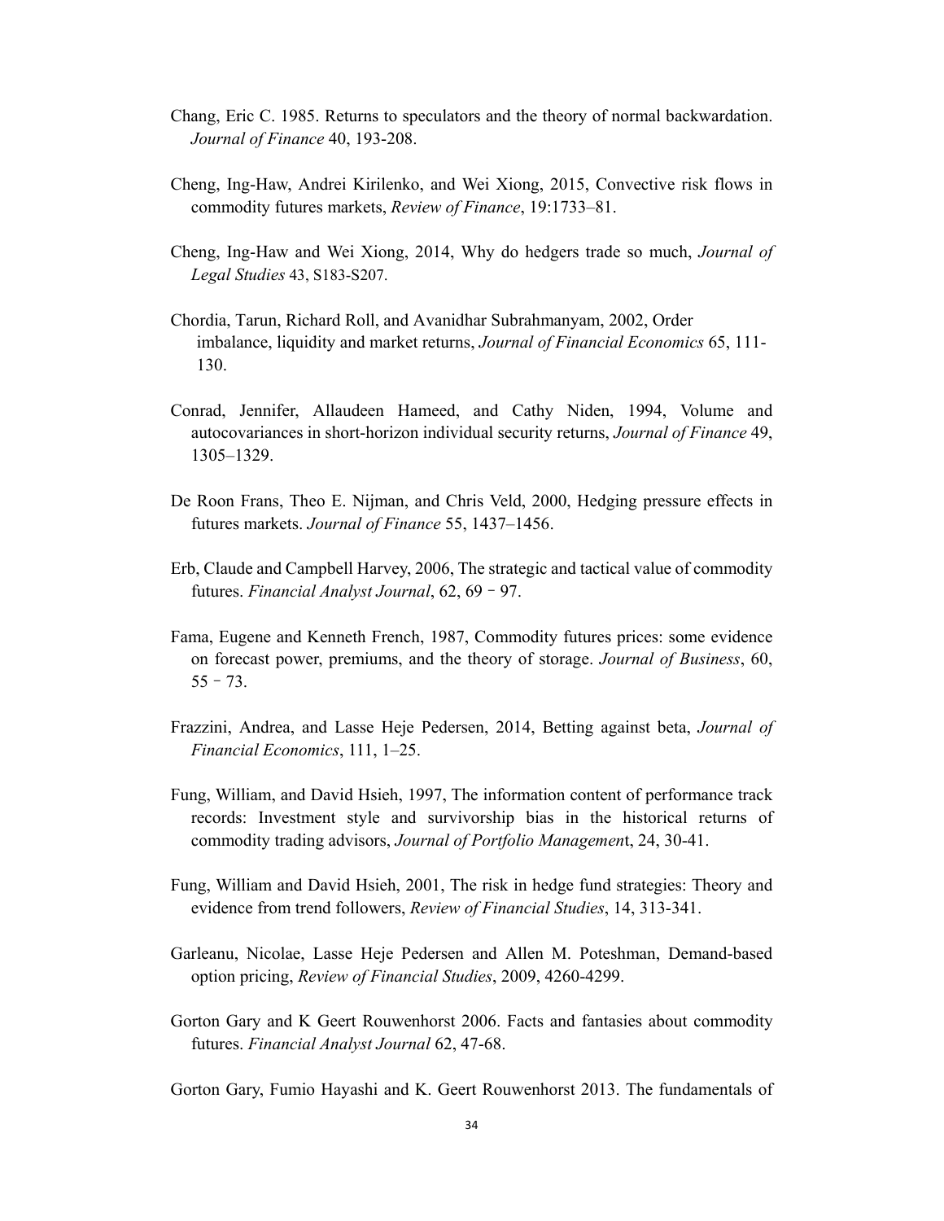Chang, Eric C. 1985. Returns to speculators and the theory of normal backwardation. *Journal of Finance* 40, 193-208.

Cheng, Ing-Haw, Andrei Kirilenko, and Wei Xiong, 2015, Convective risk flows in commodity futures markets, *Review of Finance*, 19:1733–81.

Cheng, Ing-Haw and Wei Xiong, 2014, Why do hedgers trade so much, *Journal of Legal Studies* 43, S183-S207.

Chordia, Tarun, Richard Roll, and Avanidhar Subrahmanyam, 2002, Order imbalance, liquidity and market returns, *Journal of Financial Economics* 65, 111-130.

Conrad, Jennifer, Allaudeen Hameed, and Cathy Niden, 1994, Volume and autocovariances in short-horizon individual security returns, *Journal of Finance* 49, 1305–1329.

De Roon Frans, Theo E. Nijman, and Chris Veld, 2000, Hedging pressure effects in futures markets. *Journal of Finance* 55, 1437–1456.

Erb, Claude and Campbell Harvey, 2006, The strategic and tactical value of commodity futures. *Financial Analyst Journal*, 62, 69 – 97.

Fama, Eugene and Kenneth French, 1987, Commodity futures prices: some evidence on forecast power, premiums, and the theory of storage. *Journal of Business*, 60, 55 – 73.

Frazzini, Andrea, and Lasse Heje Pedersen, 2014, Betting against beta, *Journal of Financial Economics*, 111, 1–25.

Fung, William, and David Hsieh, 1997, The information content of performance track records: Investment style and survivorship bias in the historical returns of commodity trading advisors, *Journal of Portfolio Management*, 24, 30-41.

Fung, William and David Hsieh, 2001, The risk in hedge fund strategies: Theory and evidence from trend followers, *Review of Financial Studies*, 14, 313-341.

Garleanu, Nicolae, Lasse Heje Pedersen and Allen M. Poteshman, Demand-based option pricing, *Review of Financial Studies*, 2009, 4260-4299.

Gorton Gary and K Geert Rouwenhorst 2006. Facts and fantasies about commodity futures. *Financial Analyst Journal* 62, 47-68.

Gorton Gary, Fumio Hayashi and K. Geert Rouwenhorst 2013. The fundamentals of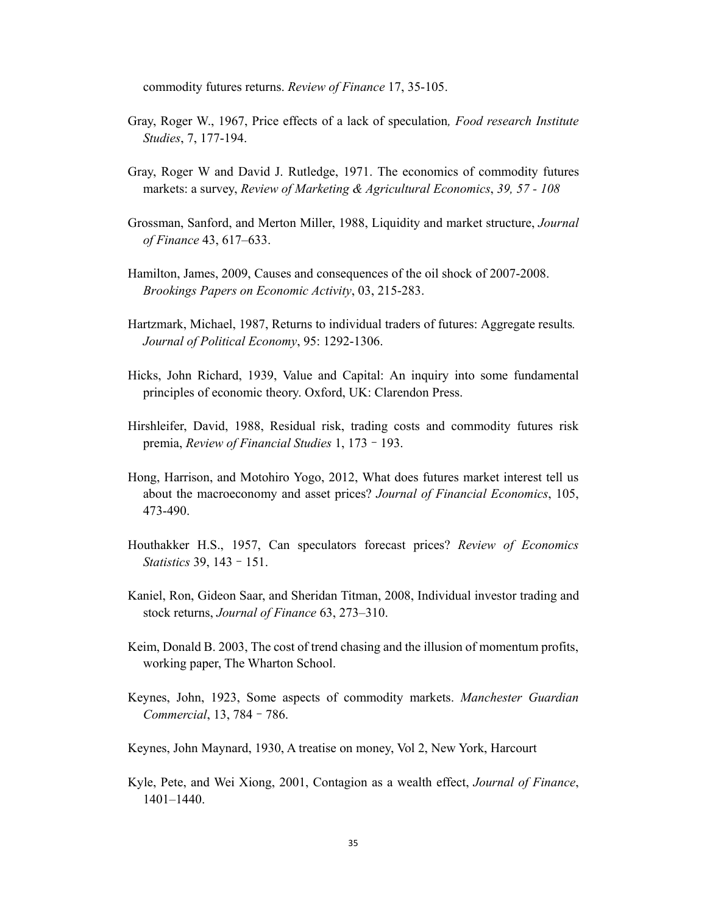commodity futures returns. *Review of Finance* 17, 35-105.

Gray, Roger W., 1967, Price effects of a lack of speculation*, Food research Institute Studies*, 7, 177-194.

Gray, Roger W and David J. Rutledge, 1971. The economics of commodity futures markets: a survey, *Review of Marketing & Agricultural Economics*, *39, 57 - 108*

Grossman, Sanford, and Merton Miller, 1988, Liquidity and market structure, *Journal of Finance* 43, 617–633.

Hamilton, James, 2009, Causes and consequences of the oil shock of 2007-2008. *Brookings Papers on Economic Activity*, 03, 215-283.

Hartzmark, Michael, 1987, Returns to individual traders of futures: Aggregate results*. Journal of Political Economy*, 95: 1292-1306.

Hicks, John Richard, 1939, Value and Capital: An inquiry into some fundamental principles of economic theory. Oxford, UK: Clarendon Press.

Hirshleifer, David, 1988, Residual risk, trading costs and commodity futures risk premia, *Review of Financial Studies* 1, 173 – 193.

Hong, Harrison, and Motohiro Yogo, 2012, What does futures market interest tell us about the macroeconomy and asset prices? *Journal of Financial Economics*, 105, 473-490.

Houthakker H.S., 1957, Can speculators forecast prices? *Review of Economics Statistics* 39, 143 – 151.

Kaniel, Ron, Gideon Saar, and Sheridan Titman, 2008, Individual investor trading and stock returns, *Journal of Finance* 63, 273–310.

Keim, Donald B. 2003, The cost of trend chasing and the illusion of momentum profits, working paper, The Wharton School.

Keynes, John, 1923, Some aspects of commodity markets. *Manchester Guardian Commercial*, 13, 784 – 786.

Keynes, John Maynard, 1930, A treatise on money, Vol 2, New York, Harcourt

Kyle, Pete, and Wei Xiong, 2001, Contagion as a wealth effect, *Journal of Finance*, 1401–1440.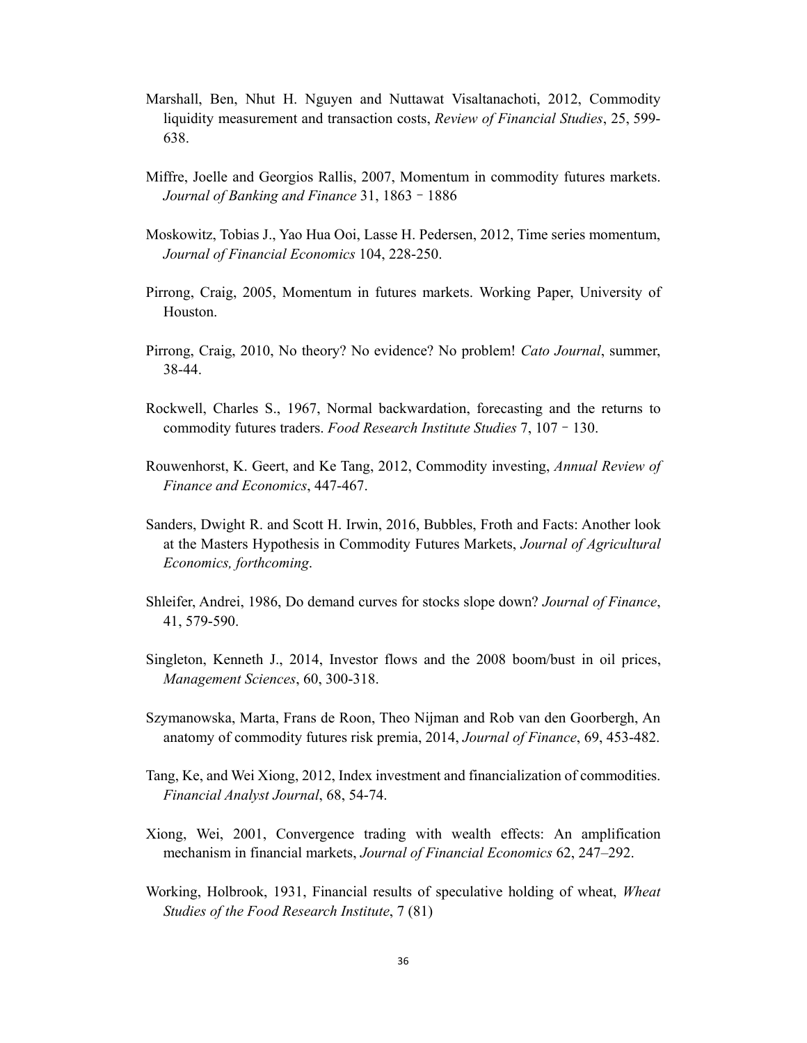Marshall, Ben, Nhut H. Nguyen and Nuttawat Visaltanachoti, 2012, Commodity liquidity measurement and transaction costs, *Review of Financial Studies*, 25, 599-638.

Miffre, Joelle and Georgios Rallis, 2007, Momentum in commodity futures markets. *Journal of Banking and Finance* 31, 1863–1886

Moskowitz, Tobias J., Yao Hua Ooi, Lasse H. Pedersen, 2012, Time series momentum, *Journal of Financial Economics* 104, 228-250.

Pirrong, Craig, 2005, Momentum in futures markets. Working Paper, University of Houston.

Pirrong, Craig, 2010, No theory? No evidence? No problem! *Cato Journal*, summer, 38-44.

Rockwell, Charles S., 1967, Normal backwardation, forecasting and the returns to commodity futures traders. *Food Research Institute Studies* 7, 107–130.

Rouwenhorst, K. Geert, and Ke Tang, 2012, Commodity investing, *Annual Review of Finance and Economics*, 447-467.

Sanders, Dwight R. and Scott H. Irwin, 2016, Bubbles, Froth and Facts: Another look at the Masters Hypothesis in Commodity Futures Markets, *Journal of Agricultural Economics, forthcoming*.

Shleifer, Andrei, 1986, Do demand curves for stocks slope down? *Journal of Finance*, 41, 579-590.

Singleton, Kenneth J., 2014, Investor flows and the 2008 boom/bust in oil prices, *Management Sciences*, 60, 300-318.

Szymanowska, Marta, Frans de Roon, Theo Nijman and Rob van den Goorbergh, An anatomy of commodity futures risk premia, 2014, *Journal of Finance*, 69, 453-482.

Tang, Ke, and Wei Xiong, 2012, Index investment and financialization of commodities. *Financial Analyst Journal*, 68, 54-74.

Xiong, Wei, 2001, Convergence trading with wealth effects: An amplification mechanism in financial markets, *Journal of Financial Economics* 62, 247–292.

Working, Holbrook, 1931, Financial results of speculative holding of wheat, *Wheat Studies of the Food Research Institute*, 7 (81)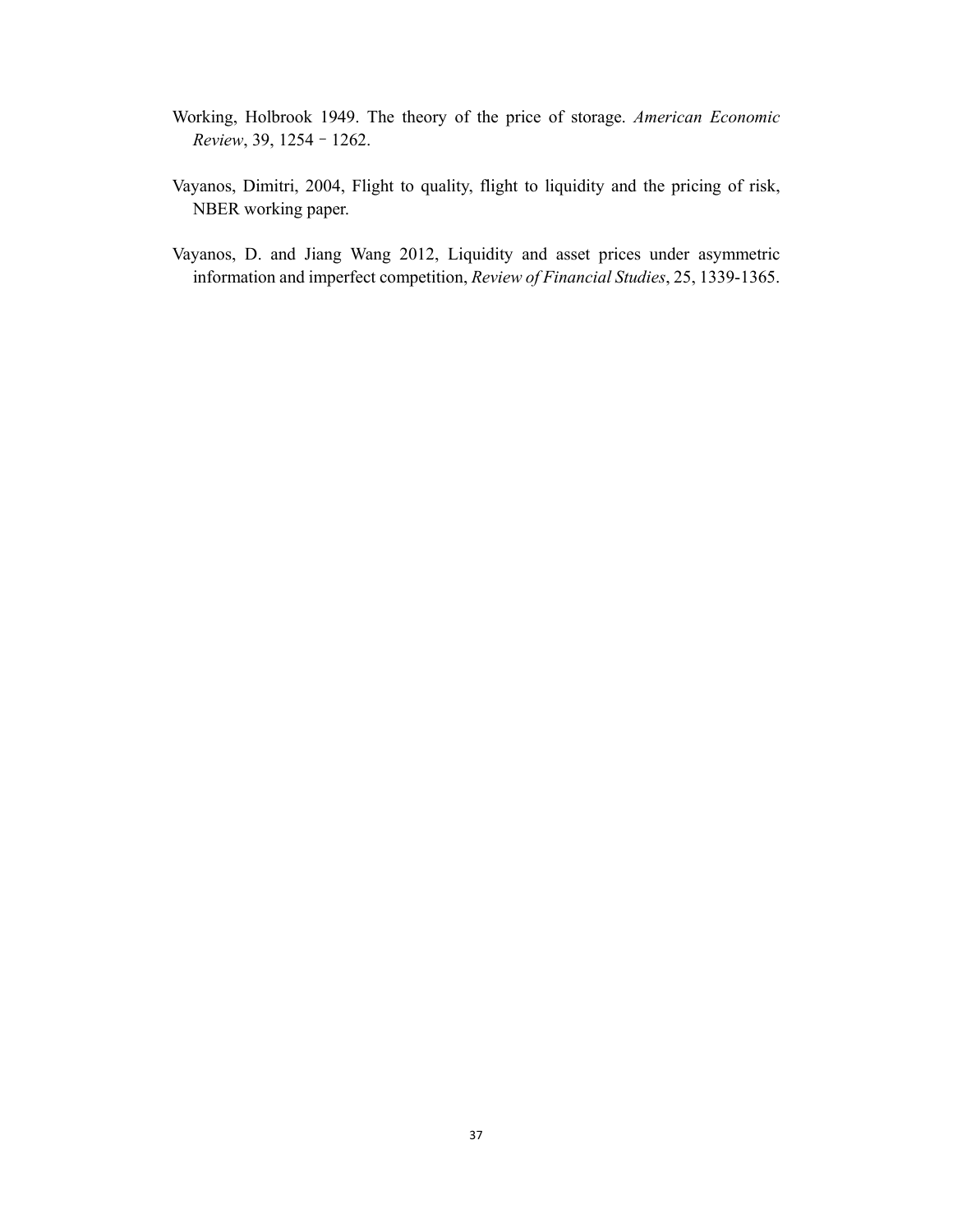Working, Holbrook 1949. The theory of the price of storage. *American Economic Review*, 39, 1254 – 1262.

Vayanos, Dimitri, 2004, Flight to quality, flight to liquidity and the pricing of risk, NBER working paper.

Vayanos, D. and Jiang Wang 2012, Liquidity and asset prices under asymmetric information and imperfect competition, *Review of Financial Studies*, 25, 1339-1365.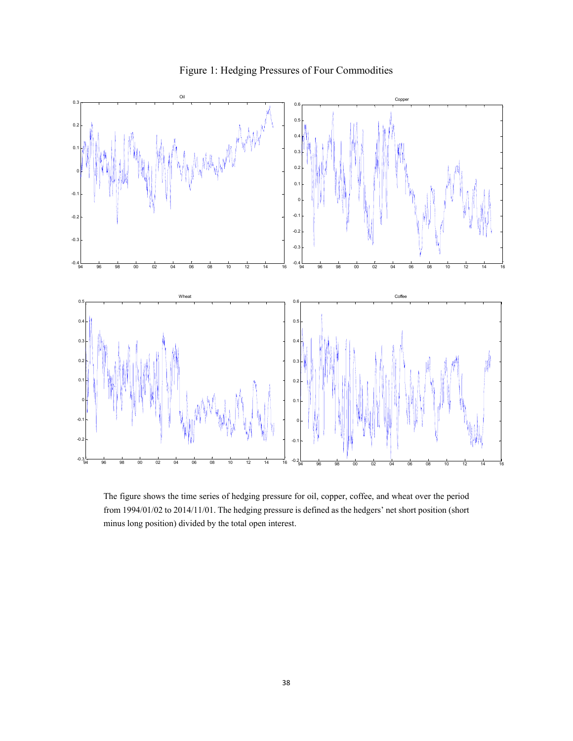# Figure 1: Hedging Pressures of Four Commodities

The figure shows the time series of hedging pressure for oil, copper, coffee, and wheat over the period from 1994/01/02 to 2014/11/01. The hedging pressure is defined as the hedgers' net short position (short minus long position) divided by the total open interest.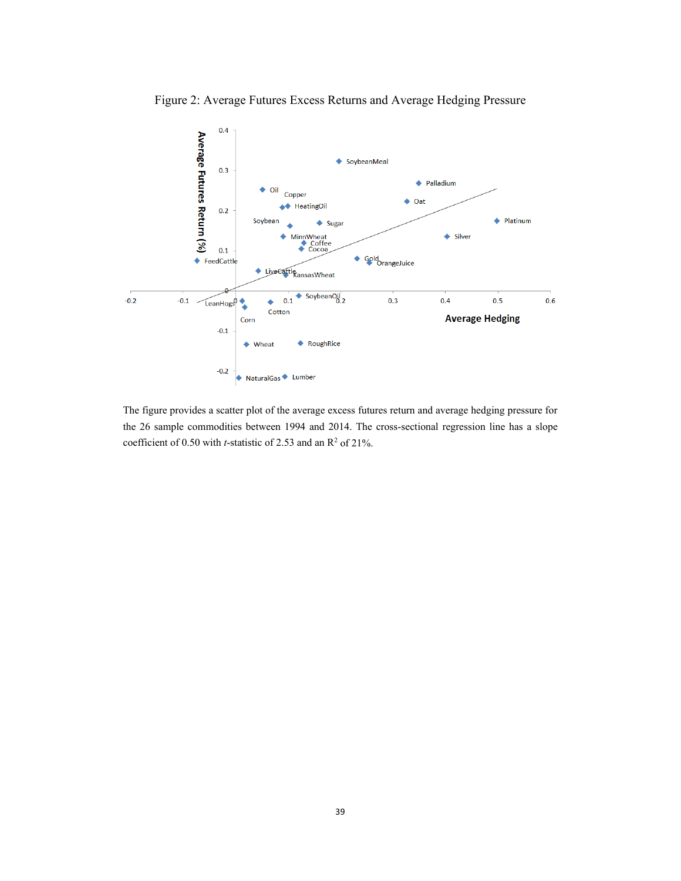Figure 2: Average Futures Excess Returns and Average Hedging Pressure

The figure provides a scatter plot of the average excess futures return and average hedging pressure for the 26 sample commodities between 1994 and 2014. The cross-sectional regression line has a slope coefficient of 0.50 with *t*-statistic of 2.53 and an $R^2$ of 21%.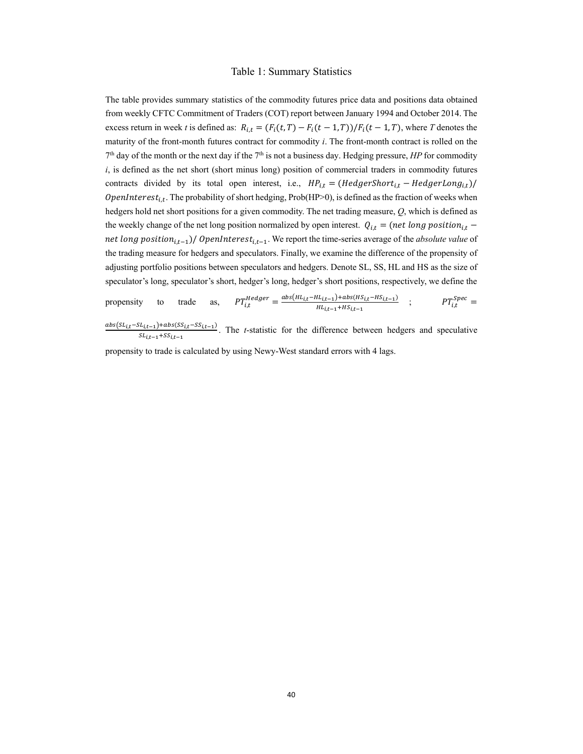# Table 1: Summary Statistics

The table provides summary statistics of the commodity futures price data and positions data obtained from weekly CFTC Commitment of Traders (COT) report between January 1994 and October 2014. The excess return in week $t$ is defined as: $R_{i,t} = (F_i(t,T) - F_i(t-1,T))/F_i(t-1,T)$, where $T$ denotes the maturity of the front-month futures contract for commodity $i$. The front-month contract is rolled on the 7th day of the month or the next day if the 7th is not a business day. Hedging pressure, $HP$ for commodity $i$, is defined as the net short (short minus long) position of commercial traders in commodity futures contracts divided by its total open interest, i.e., $HP_{i,t} = (HedgerShort_{i,t} - HedgerLong_{i,t})/OpenInterest_{i,t}$. The probability of short hedging, Prob(HP>0), is defined as the fraction of weeks when hedgers hold net short positions for a given commodity. The net trading measure, $Q$, which is defined as the weekly change of the net long position normalized by open interest. $Q_{i,t} = (net\ long\ position_{i,t} - net\ long\ position_{i,t-1})/\ OpenInterest_{i,t-1}$. We report the time-series average of the *absolute value* of the trading measure for hedgers and speculators. Finally, we examine the difference of the propensity of adjusting portfolio positions between speculators and hedgers. Denote SL, SS, HL and HS as the size of speculator's long, speculator's short, hedger's long, hedger's short positions, respectively, we define the propensity to trade as, $PT_{i,t}^{Hedger} = \frac{abs(HL_{i,t} - HL_{i,t-1}) + abs(HS_{i,t} - HS_{i,t-1})}{HL_{i,t-1} + HS_{i,t-1}}$ ; $PT_{i,t}^{Spec} = \frac{abs(SL_{i,t} - SL_{i,t-1}) + abs(SS_{i,t} - SS_{i,t-1})}{SL_{i,t-1} + SS_{i,t-1}}$. The *t*-statistic for the difference between hedgers and speculative propensity to trade is calculated by using Newy-West standard errors with 4 lags.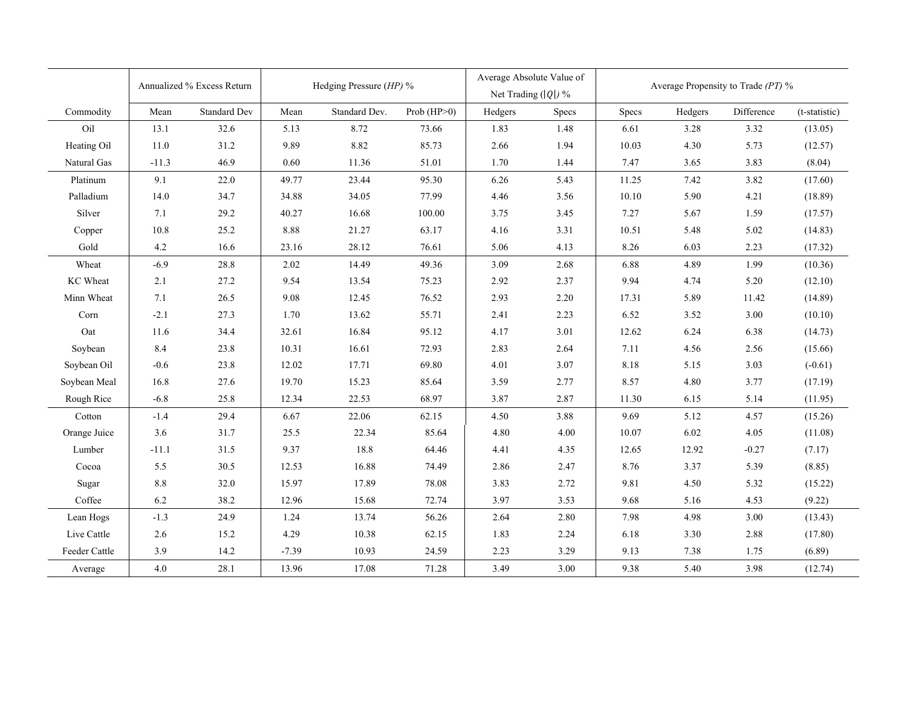| Commodity | Annualized % Excess Return | | Hedging Pressure (*HP*) % | | | Average Absolute Value of Net Trading ($\|Q\|$) % | | Average Propensity to Trade (*PT*) % | | | |
|---|---|---|---|---|---|---|---|---|---|---|---|
| | Mean | Standard Dev | Mean | Standard Dev. | Prob (HP>0) | Hedgers | Specs | Specs | Hedgers | Difference | (t-statistic) |
| Oil | 13.1 | 32.6 | 5.13 | 8.72 | 73.66 | 1.83 | 1.48 | 6.61 | 3.28 | 3.32 | (13.05) |
| Heating Oil | 11.0 | 31.2 | 9.89 | 8.82 | 85.73 | 2.66 | 1.94 | 10.03 | 4.30 | 5.73 | (12.57) |
| Natural Gas | -11.3 | 46.9 | 0.60 | 11.36 | 51.01 | 1.70 | 1.44 | 7.47 | 3.65 | 3.83 | (8.04) |
| Platinum | 9.1 | 22.0 | 49.77 | 23.44 | 95.30 | 6.26 | 5.43 | 11.25 | 7.42 | 3.82 | (17.60) |
| Palladium | 14.0 | 34.7 | 34.88 | 34.05 | 77.99 | 4.46 | 3.56 | 10.10 | 5.90 | 4.21 | (18.89) |
| Silver | 7.1 | 29.2 | 40.27 | 16.68 | 100.00 | 3.75 | 3.45 | 7.27 | 5.67 | 1.59 | (17.57) |
| Copper | 10.8 | 25.2 | 8.88 | 21.27 | 63.17 | 4.16 | 3.31 | 10.51 | 5.48 | 5.02 | (14.83) |
| Gold | 4.2 | 16.6 | 23.16 | 28.12 | 76.61 | 5.06 | 4.13 | 8.26 | 6.03 | 2.23 | (17.32) |
| Wheat | -6.9 | 28.8 | 2.02 | 14.49 | 49.36 | 3.09 | 2.68 | 6.88 | 4.89 | 1.99 | (10.36) |
| KC Wheat | 2.1 | 27.2 | 9.54 | 13.54 | 75.23 | 2.92 | 2.37 | 9.94 | 4.74 | 5.20 | (12.10) |
| Minn Wheat | 7.1 | 26.5 | 9.08 | 12.45 | 76.52 | 2.93 | 2.20 | 17.31 | 5.89 | 11.42 | (14.89) |
| Corn | -2.1 | 27.3 | 1.70 | 13.62 | 55.71 | 2.41 | 2.23 | 6.52 | 3.52 | 3.00 | (10.10) |
| Oat | 11.6 | 34.4 | 32.61 | 16.84 | 95.12 | 4.17 | 3.01 | 12.62 | 6.24 | 6.38 | (14.73) |
| Soybean | 8.4 | 23.8 | 10.31 | 16.61 | 72.93 | 2.83 | 2.64 | 7.11 | 4.56 | 2.56 | (15.66) |
| Soybean Oil | -0.6 | 23.8 | 12.02 | 17.71 | 69.80 | 4.01 | 3.07 | 8.18 | 5.15 | 3.03 | (-0.61) |
| Soybean Meal | 16.8 | 27.6 | 19.70 | 15.23 | 85.64 | 3.59 | 2.77 | 8.57 | 4.80 | 3.77 | (17.19) |
| Rough Rice | -6.8 | 25.8 | 12.34 | 22.53 | 68.97 | 3.87 | 2.87 | 11.30 | 6.15 | 5.14 | (11.95) |
| Cotton | -1.4 | 29.4 | 6.67 | 22.06 | 62.15 | 4.50 | 3.88 | 9.69 | 5.12 | 4.57 | (15.26) |
| Orange Juice | 3.6 | 31.7 | 25.5 | 22.34 | 85.64 | 4.80 | 4.00 | 10.07 | 6.02 | 4.05 | (11.08) |
| Lumber | -11.1 | 31.5 | 9.37 | 18.8 | 64.46 | 4.41 | 4.35 | 12.65 | 12.92 | -0.27 | (7.17) |
| Cocoa | 5.5 | 30.5 | 12.53 | 16.88 | 74.49 | 2.86 | 2.47 | 8.76 | 3.37 | 5.39 | (8.85) |
| Sugar | 8.8 | 32.0 | 15.97 | 17.89 | 78.08 | 3.83 | 2.72 | 9.81 | 4.50 | 5.32 | (15.22) |
| Coffee | 6.2 | 38.2 | 12.96 | 15.68 | 72.74 | 3.97 | 3.53 | 9.68 | 5.16 | 4.53 | (9.22) |
| Lean Hogs | -1.3 | 24.9 | 1.24 | 13.74 | 56.26 | 2.64 | 2.80 | 7.98 | 4.98 | 3.00 | (13.43) |
| Live Cattle | 2.6 | 15.2 | 4.29 | 10.38 | 62.15 | 1.83 | 2.24 | 6.18 | 3.30 | 2.88 | (17.80) |
| Feeder Cattle | 3.9 | 14.2 | -7.39 | 10.93 | 24.59 | 2.23 | 3.29 | 9.13 | 7.38 | 1.75 | (6.89) |
| Average | 4.0 | 28.1 | 13.96 | 17.08 | 71.28 | 3.49 | 3.00 | 9.38 | 5.40 | 3.98 | (12.74) |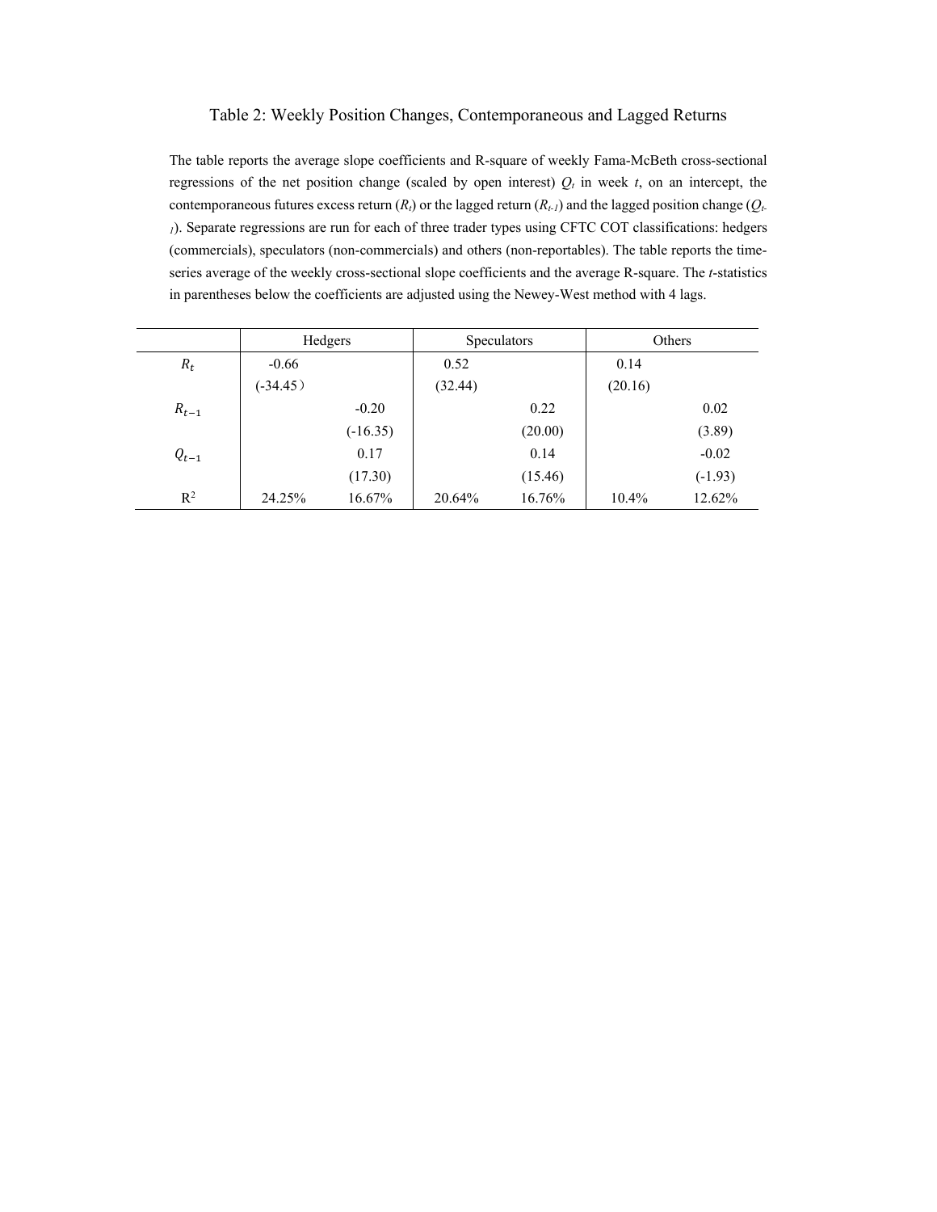# Table 2: Weekly Position Changes, Contemporaneous and Lagged Returns

The table reports the average slope coefficients and R-square of weekly Fama-McBeth cross-sectional regressions of the net position change (scaled by open interest) $Q_t$ in week $t$, on an intercept, the contemporaneous futures excess return ($R_t$) or the lagged return ($R_{t-1}$) and the lagged position change ($Q_{t-1}$). Separate regressions are run for each of three trader types using CFTC COT classifications: hedgers (commercials), speculators (non-commercials) and others (non-reportables). The table reports the time-series average of the weekly cross-sectional slope coefficients and the average R-square. The *t*-statistics in parentheses below the coefficients are adjusted using the Newey-West method with 4 lags.

| | Hedgers | | Speculators | | Others | |
|---|---|---|---|---|---|---|
| $R_t$ | -0.66 | | 0.52 | | 0.14 | |
| | (-34.45） | | (32.44) | | (20.16) | |
| $R_{t-1}$ | | -0.20 | | 0.22 | | 0.02 |
| | | (-16.35) | | (20.00) | | (3.89) |
| $Q_{t-1}$ | | 0.17 | | 0.14 | | -0.02 |
| | | (17.30) | | (15.46) | | (-1.93) |
| $R^2$ | 24.25% | 16.67% | 20.64% | 16.76% | 10.4% | 12.62% |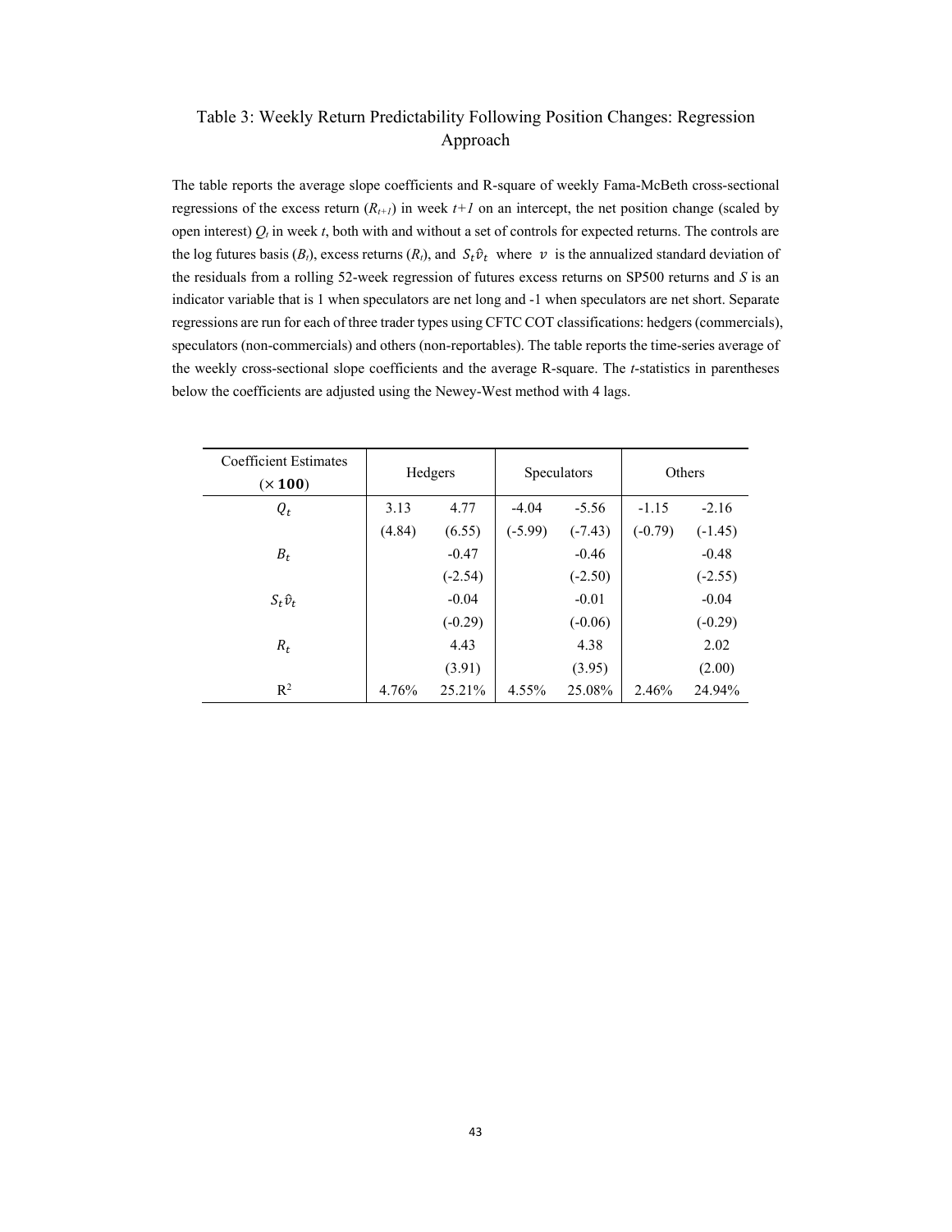# Table 3: Weekly Return Predictability Following Position Changes: Regression Approach

The table reports the average slope coefficients and R-square of weekly Fama-McBeth cross-sectional regressions of the excess return ($R_{t+1}$) in week $t+1$ on an intercept, the net position change (scaled by open interest) $Q_t$ in week $t$, both with and without a set of controls for expected returns. The controls are the log futures basis ($B_t$), excess returns ($R_t$), and $S_t \hat{v}_t$ where $v$ is the annualized standard deviation of the residuals from a rolling 52-week regression of futures excess returns on SP500 returns and $S$ is an indicator variable that is 1 when speculators are net long and -1 when speculators are net short. Separate regressions are run for each of three trader types using CFTC COT classifications: hedgers (commercials), speculators (non-commercials) and others (non-reportables). The table reports the time-series average of the weekly cross-sectional slope coefficients and the average R-square. The *t*-statistics in parentheses below the coefficients are adjusted using the Newey-West method with 4 lags.

| Coefficient Estimates ($\times$ **100**) | Hedgers | | Speculators | | Others | |
|---|---|---|---|---|---|---|
| $Q_t$ | 3.13 | 4.77 | -4.04 | -5.56 | -1.15 | -2.16 |
| | (4.84) | (6.55) | (-5.99) | (-7.43) | (-0.79) | (-1.45) |
| $B_t$ | | -0.47 | | -0.46 | | -0.48 |
| | | (-2.54) | | (-2.50) | | (-2.55) |
| $S_t \hat{v}_t$ | | -0.04 | | -0.01 | | -0.04 |
| | | (-0.29) | | (-0.06) | | (-0.29) |
| $R_t$ | | 4.43 | | 4.38 | | 2.02 |
| | | (3.91) | | (3.95) | | (2.00) |
| $R^2$ | 4.76% | 25.21% | 4.55% | 25.08% | 2.46% | 24.94% |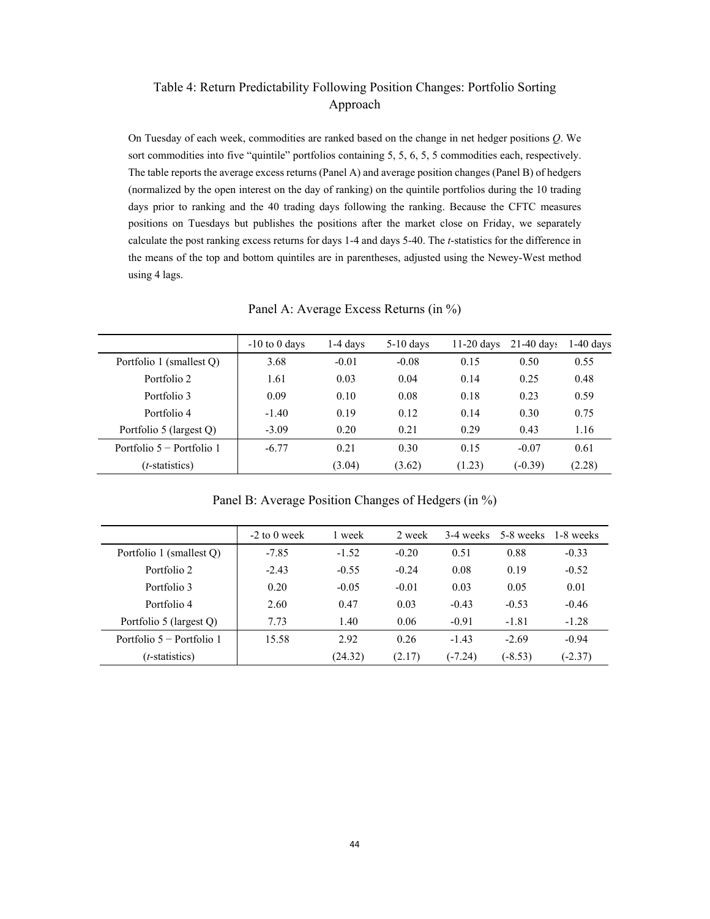# Table 4: Return Predictability Following Position Changes: Portfolio Sorting Approach

On Tuesday of each week, commodities are ranked based on the change in net hedger positions $Q$. We sort commodities into five "quintile" portfolios containing 5, 5, 6, 5, 5 commodities each, respectively. The table reports the average excess returns (Panel A) and average position changes (Panel B) of hedgers (normalized by the open interest on the day of ranking) on the quintile portfolios during the 10 trading days prior to ranking and the 40 trading days following the ranking. Because the CFTC measures positions on Tuesdays but publishes the positions after the market close on Friday, we separately calculate the post ranking excess returns for days 1-4 and days 5-40. The *t*-statistics for the difference in the means of the top and bottom quintiles are in parentheses, adjusted using the Newey-West method using 4 lags.

## Panel A: Average Excess Returns (in %)

| | -10 to 0 days | 1-4 days | 5-10 days | 11-20 days | 21-40 days | 1-40 days |
|---|---|---|---|---|---|---|
| Portfolio 1 (smallest Q) | 3.68 | -0.01 | -0.08 | 0.15 | 0.50 | 0.55 |
| Portfolio 2 | 1.61 | 0.03 | 0.04 | 0.14 | 0.25 | 0.48 |
| Portfolio 3 | 0.09 | 0.10 | 0.08 | 0.18 | 0.23 | 0.59 |
| Portfolio 4 | -1.40 | 0.19 | 0.12 | 0.14 | 0.30 | 0.75 |
| Portfolio 5 (largest Q) | -3.09 | 0.20 | 0.21 | 0.29 | 0.43 | 1.16 |
| Portfolio 5 − Portfolio 1 | -6.77 | 0.21 | 0.30 | 0.15 | -0.07 | 0.61 |
| (*t*-statistics) | | (3.04) | (3.62) | (1.23) | (-0.39) | (2.28) |

## Panel B: Average Position Changes of Hedgers (in %)

| | -2 to 0 week | 1 week | 2 week | 3-4 weeks | 5-8 weeks | 1-8 weeks |
|---|---|---|---|---|---|---|
| Portfolio 1 (smallest Q) | -7.85 | -1.52 | -0.20 | 0.51 | 0.88 | -0.33 |
| Portfolio 2 | -2.43 | -0.55 | -0.24 | 0.08 | 0.19 | -0.52 |
| Portfolio 3 | 0.20 | -0.05 | -0.01 | 0.03 | 0.05 | 0.01 |
| Portfolio 4 | 2.60 | 0.47 | 0.03 | -0.43 | -0.53 | -0.46 |
| Portfolio 5 (largest Q) | 7.73 | 1.40 | 0.06 | -0.91 | -1.81 | -1.28 |
| Portfolio 5 − Portfolio 1 | 15.58 | 2.92 | 0.26 | -1.43 | -2.69 | -0.94 |
| (*t*-statistics) | | (24.32) | (2.17) | (-7.24) | (-8.53) | (-2.37) |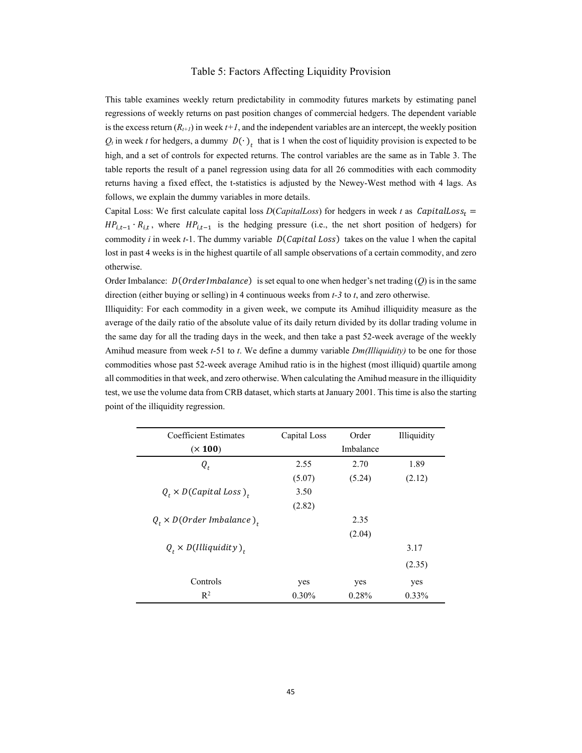# Table 5: Factors Affecting Liquidity Provision

This table examines weekly return predictability in commodity futures markets by estimating panel regressions of weekly returns on past position changes of commercial hedgers. The dependent variable is the excess return ($R_{t+1}$) in week $t+1$, and the independent variables are an intercept, the weekly position $Q_t$ in week $t$ for hedgers, a dummy $D(\cdot)_t$ that is 1 when the cost of liquidity provision is expected to be high, and a set of controls for expected returns. The control variables are the same as in Table 3. The table reports the result of a panel regression using data for all 26 commodities with each commodity returns having a fixed effect, the t-statistics is adjusted by the Newey-West method with 4 lags. As follows, we explain the dummy variables in more details.

Capital Loss: We first calculate capital loss $D(CapitalLoss)$ for hedgers in week $t$ as $CapitalLoss_t = HP_{i,t-1} \cdot R_{i,t}$, where $HP_{i,t-1}$ is the hedging pressure (i.e., the net short position of hedgers) for commodity $i$ in week $t$-1. The dummy variable $D(Capital\ Loss)$ takes on the value 1 when the capital lost in past 4 weeks is in the highest quartile of all sample observations of a certain commodity, and zero otherwise.

Order Imbalance: $D(OrderImbalance)$ is set equal to one when hedger's net trading ($Q$) is in the same direction (either buying or selling) in 4 continuous weeks from $t$-3 to $t$, and zero otherwise.

Illiquidity: For each commodity in a given week, we compute its Amihud illiquidity measure as the average of the daily ratio of the absolute value of its daily return divided by its dollar trading volume in the same day for all the trading days in the week, and then take a past 52-week average of the weekly Amihud measure from week $t$-51 to $t$. We define a dummy variable $Dm(Illiquidity)$ to be one for those commodities whose past 52-week average Amihud ratio is in the highest (most illiquid) quartile among all commodities in that week, and zero otherwise. When calculating the Amihud measure in the illiquidity test, we use the volume data from CRB dataset, which starts at January 2001. This time is also the starting point of the illiquidity regression.

| Coefficient Estimates ($\times \mathbf{100}$) | Capital Loss | Order Imbalance | Illiquidity |
|---|---|---|---|
| $Q_t$ | 2.55 | 2.70 | 1.89 |
| | (5.07) | (5.24) | (2.12) |
| $Q_t \times D(Capital\ Loss)_t$ | 3.50 | | |
| | (2.82) | | |
| $Q_t \times D(Order\ Imbalance)_t$ | | 2.35 | |
| | | (2.04) | |
| $Q_t \times D(Illiquidity)_t$ | | | 3.17 |
| | | | (2.35) |
| Controls | yes | yes | yes |
| $R^2$ | 0.30% | 0.28% | 0.33% |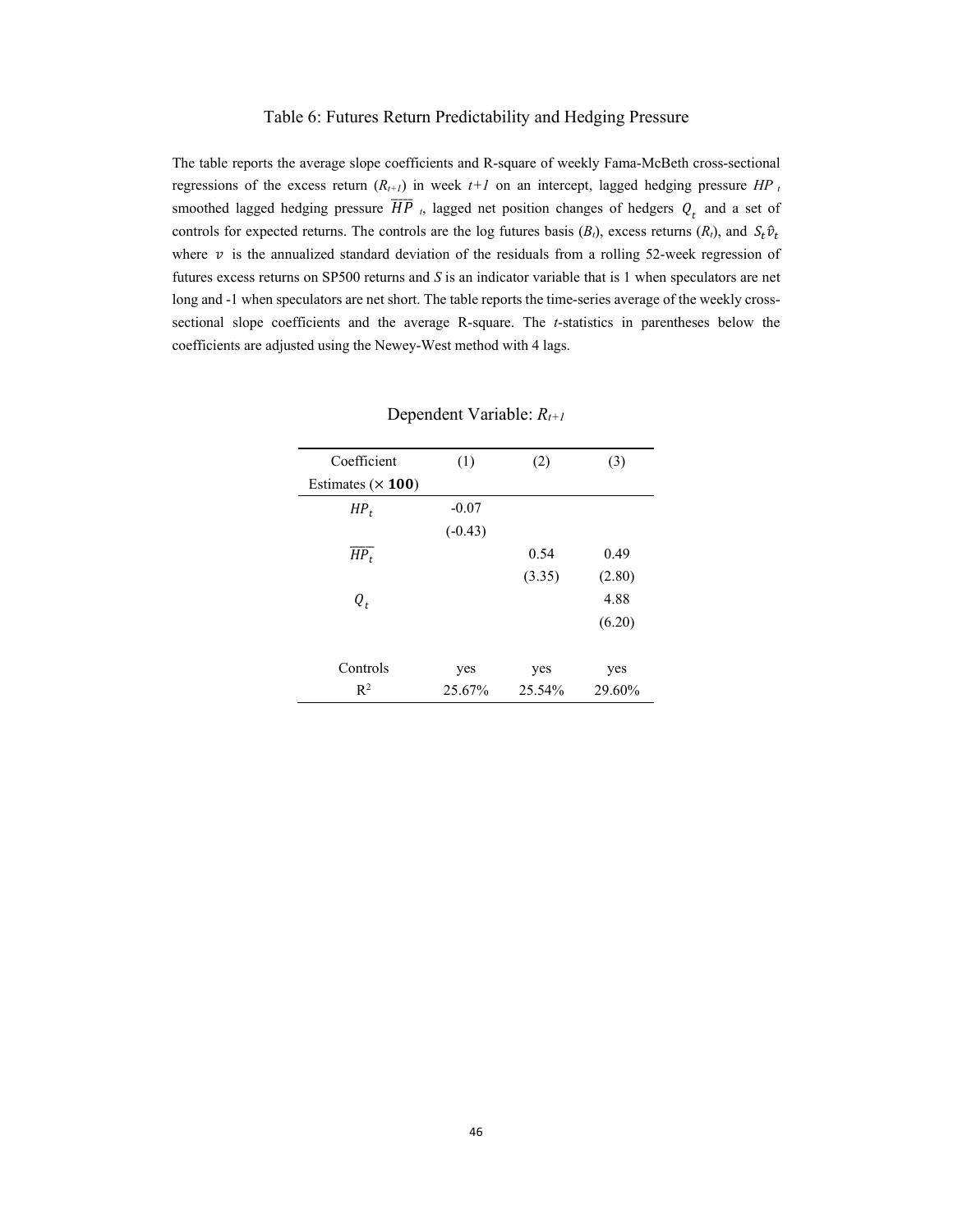## Table 6: Futures Return Predictability and Hedging Pressure

The table reports the average slope coefficients and R-square of weekly Fama-McBeth cross-sectional regressions of the excess return ($R_{t+1}$) in week $t+1$ on an intercept, lagged hedging pressure $HP_t$ smoothed lagged hedging pressure $\overline{HP}_t$, lagged net position changes of hedgers $Q_t$ and a set of controls for expected returns. The controls are the log futures basis ($B_t$), excess returns ($R_t$), and $S_t\hat{v}_t$ where $v$ is the annualized standard deviation of the residuals from a rolling 52-week regression of futures excess returns on SP500 returns and $S$ is an indicator variable that is 1 when speculators are net long and -1 when speculators are net short. The table reports the time-series average of the weekly cross-sectional slope coefficients and the average R-square. The $t$-statistics in parentheses below the coefficients are adjusted using the Newey-West method with 4 lags.

Dependent Variable: $R_{t+1}$

| Coefficient Estimates ($\times$ **100**) | (1) | (2) | (3) |
|---|---|---|---|
| $HP_t$ | -0.07 | | |
| | (-0.43) | | |
| $\overline{HP_t}$ | | 0.54 | 0.49 |
| | | (3.35) | (2.80) |
| $Q_t$ | | | 4.88 |
| | | | (6.20) |
| Controls | yes | yes | yes |
| $R^2$ | 25.67% | 25.54% | 29.60% |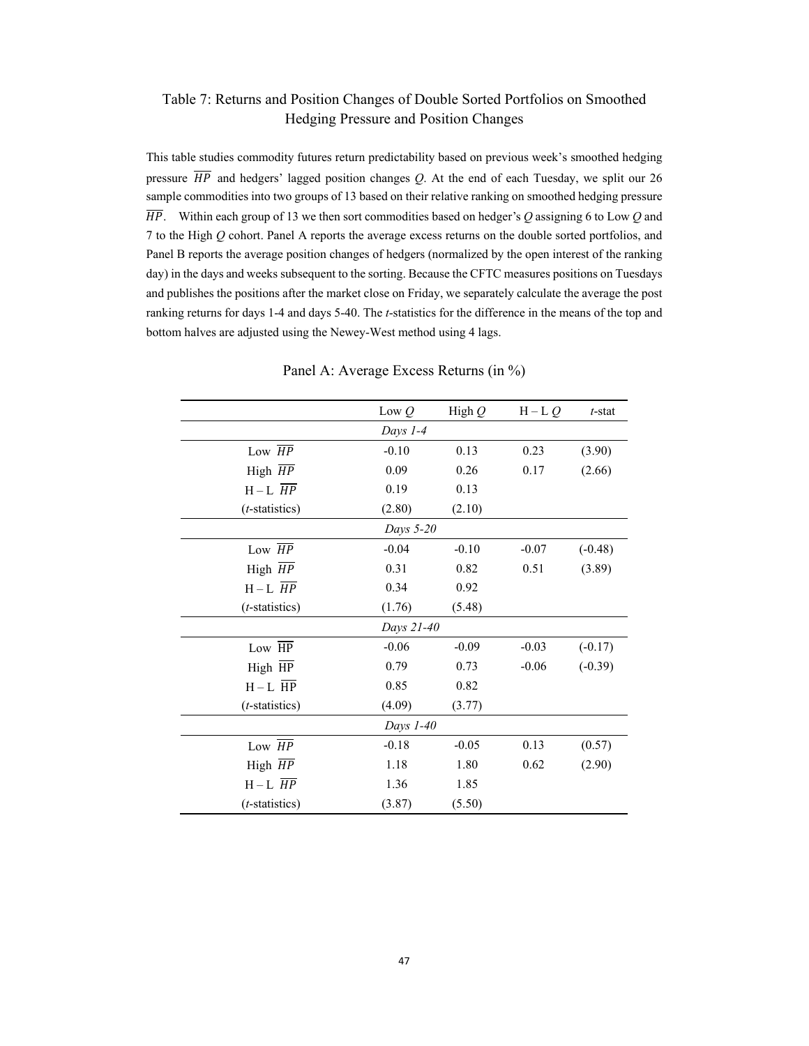# Table 7: Returns and Position Changes of Double Sorted Portfolios on Smoothed Hedging Pressure and Position Changes

This table studies commodity futures return predictability based on previous week's smoothed hedging pressure $\overline{HP}$ and hedgers' lagged position changes *Q*. At the end of each Tuesday, we split our 26 sample commodities into two groups of 13 based on their relative ranking on smoothed hedging pressure $\overline{HP}$. Within each group of 13 we then sort commodities based on hedger's *Q* assigning 6 to Low *Q* and 7 to the High *Q* cohort. Panel A reports the average excess returns on the double sorted portfolios, and Panel B reports the average position changes of hedgers (normalized by the open interest of the ranking day) in the days and weeks subsequent to the sorting. Because the CFTC measures positions on Tuesdays and publishes the positions after the market close on Friday, we separately calculate the average the post ranking returns for days 1-4 and days 5-40. The *t*-statistics for the difference in the means of the top and bottom halves are adjusted using the Newey-West method using 4 lags.

## Panel A: Average Excess Returns (in %)

| | Low *Q* | High *Q* | H – L *Q* | *t*-stat |
|---|---|---|---|---|
| | *Days 1-4* | | | |
| Low $\overline{HP}$ | -0.10 | 0.13 | 0.23 | (3.90) |
| High $\overline{HP}$ | 0.09 | 0.26 | 0.17 | (2.66) |
| H – L $\overline{HP}$ | 0.19 | 0.13 | | |
| (*t*-statistics) | (2.80) | (2.10) | | |
| | *Days 5-20* | | | |
| Low $\overline{HP}$ | -0.04 | -0.10 | -0.07 | (-0.48) |
| High $\overline{HP}$ | 0.31 | 0.82 | 0.51 | (3.89) |
| H – L $\overline{HP}$ | 0.34 | 0.92 | | |
| (*t*-statistics) | (1.76) | (5.48) | | |
| | *Days 21-40* | | | |
| Low $\overline{HP}$ | -0.06 | -0.09 | -0.03 | (-0.17) |
| High $\overline{HP}$ | 0.79 | 0.73 | -0.06 | (-0.39) |
| H – L $\overline{HP}$ | 0.85 | 0.82 | | |
| (*t*-statistics) | (4.09) | (3.77) | | |
| | *Days 1-40* | | | |
| Low $\overline{HP}$ | -0.18 | -0.05 | 0.13 | (0.57) |
| High $\overline{HP}$ | 1.18 | 1.80 | 0.62 | (2.90) |
| H – L $\overline{HP}$ | 1.36 | 1.85 | | |
| (*t*-statistics) | (3.87) | (5.50) | | |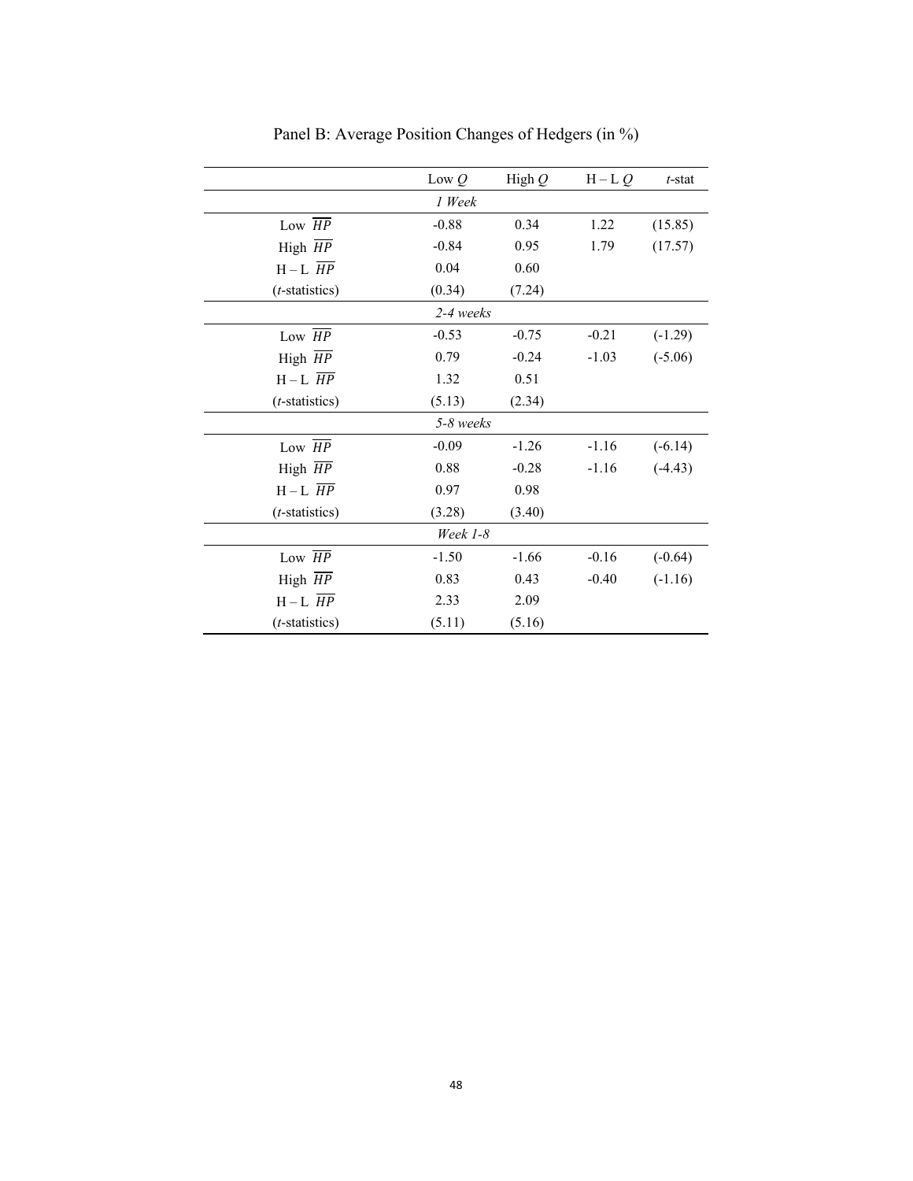Panel B: Average Position Changes of Hedgers (in %)

| | Low $Q$ | High $Q$ | H – L $Q$ | $t$-stat |
|---|---|---|---|---|
| | *1 Week* | | | |
| Low $\overline{HP}$ | -0.88 | 0.34 | 1.22 | (15.85) |
| High $\overline{HP}$ | -0.84 | 0.95 | 1.79 | (17.57) |
| H – L $\overline{HP}$ | 0.04 | 0.60 | | |
| ($t$-statistics) | (0.34) | (7.24) | | |
| | *2-4 weeks* | | | |
| Low $\overline{HP}$ | -0.53 | -0.75 | -0.21 | (-1.29) |
| High $\overline{HP}$ | 0.79 | -0.24 | -1.03 | (-5.06) |
| H – L $\overline{HP}$ | 1.32 | 0.51 | | |
| ($t$-statistics) | (5.13) | (2.34) | | |
| | *5-8 weeks* | | | |
| Low $\overline{HP}$ | -0.09 | -1.26 | -1.16 | (-6.14) |
| High $\overline{HP}$ | 0.88 | -0.28 | -1.16 | (-4.43) |
| H – L $\overline{HP}$ | 0.97 | 0.98 | | |
| ($t$-statistics) | (3.28) | (3.40) | | |
| | *Week 1-8* | | | |
| Low $\overline{HP}$ | -1.50 | -1.66 | -0.16 | (-0.64) |
| High $\overline{HP}$ | 0.83 | 0.43 | -0.40 | (-1.16) |
| H – L $\overline{HP}$ | 2.33 | 2.09 | | |
| ($t$-statistics) | (5.11) | (5.16) | | |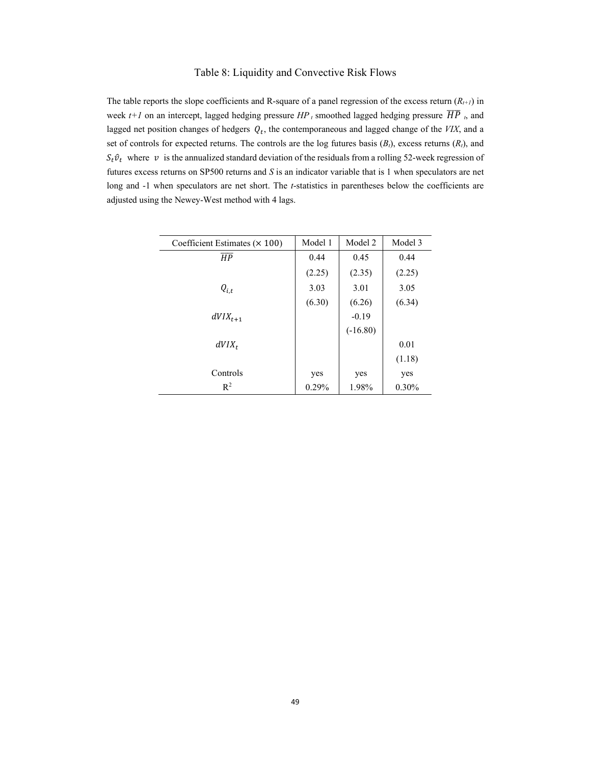# Table 8: Liquidity and Convective Risk Flows

The table reports the slope coefficients and R-square of a panel regression of the excess return ($R_{t+1}$) in week *t+1* on an intercept, lagged hedging pressure $HP_t$ smoothed lagged hedging pressure $\overline{\overline{HP}}_t$, and lagged net position changes of hedgers $Q_t$, the contemporaneous and lagged change of the *VIX*, and a set of controls for expected returns. The controls are the log futures basis ($B_t$), excess returns ($R_t$), and $S_t\hat{v}_t$ where $v$ is the annualized standard deviation of the residuals from a rolling 52-week regression of futures excess returns on SP500 returns and *S* is an indicator variable that is 1 when speculators are net long and -1 when speculators are net short. The *t*-statistics in parentheses below the coefficients are adjusted using the Newey-West method with 4 lags.

| Coefficient Estimates ($\times$ 100) | Model 1 | Model 2 | Model 3 |
|---|---|---|---|
| $\overline{\overline{HP}}$ | 0.44 | 0.45 | 0.44 |
| | (2.25) | (2.35) | (2.25) |
| $Q_{i,t}$ | 3.03 | 3.01 | 3.05 |
| | (6.30) | (6.26) | (6.34) |
| $dVIX_{t+1}$ | | -0.19 | |
| | | (-16.80) | |
| $dVIX_t$ | | | 0.01 |
| | | | (1.18) |
| Controls | yes | yes | yes |
| $R^2$ | 0.29% | 1.98% | 0.30% |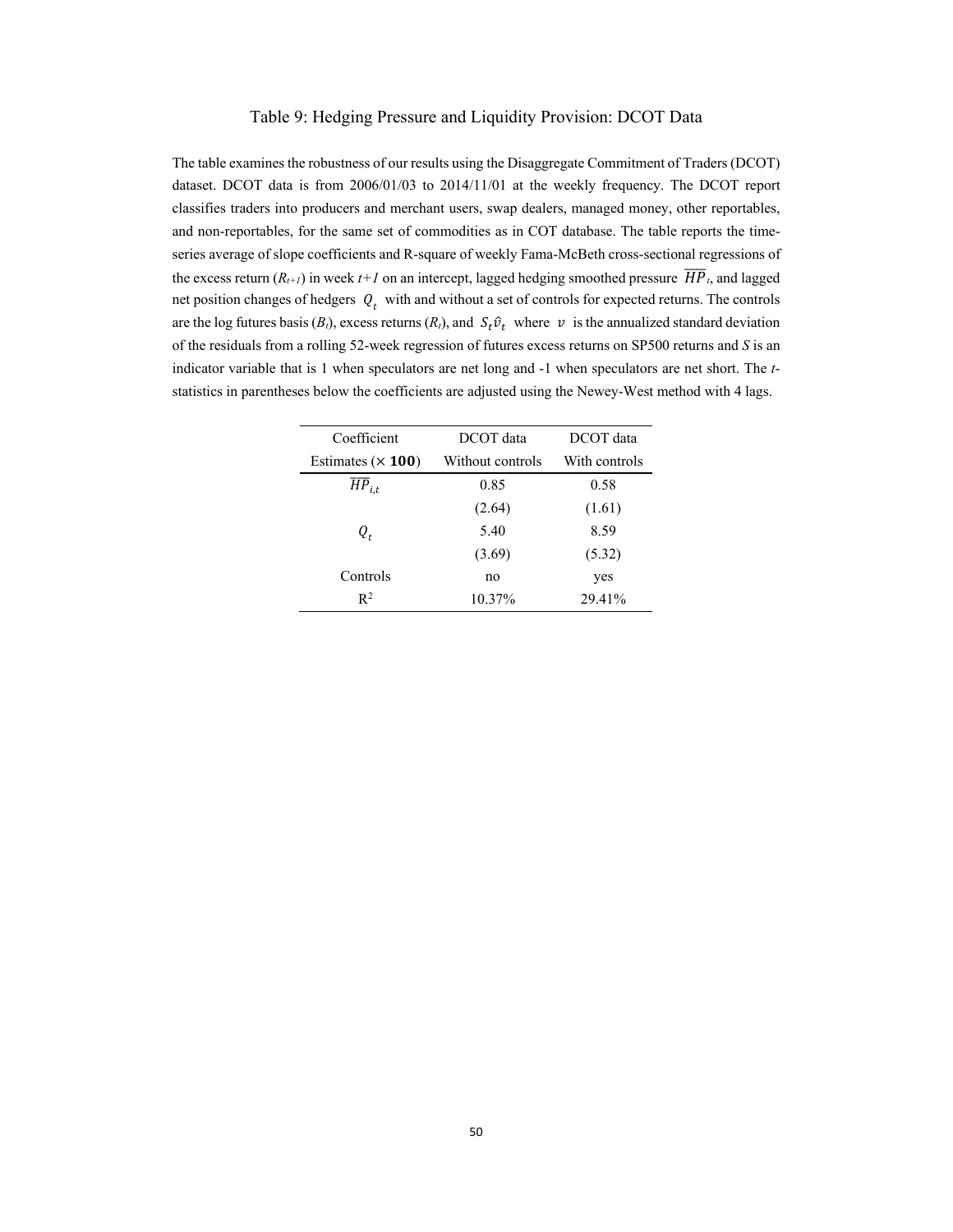# Table 9: Hedging Pressure and Liquidity Provision: DCOT Data

The table examines the robustness of our results using the Disaggregate Commitment of Traders (DCOT) dataset. DCOT data is from 2006/01/03 to 2014/11/01 at the weekly frequency. The DCOT report classifies traders into producers and merchant users, swap dealers, managed money, other reportables, and non-reportables, for the same set of commodities as in COT database. The table reports the time-series average of slope coefficients and R-square of weekly Fama-McBeth cross-sectional regressions of the excess return ($R_{t+1}$) in week $t+1$ on an intercept, lagged hedging smoothed pressure $\overline{HP}_t$, and lagged net position changes of hedgers $Q_t$ with and without a set of controls for expected returns. The controls are the log futures basis ($B_t$), excess returns ($R_t$), and $S_t\hat{v}_t$ where $v$ is the annualized standard deviation of the residuals from a rolling 52-week regression of futures excess returns on SP500 returns and $S$ is an indicator variable that is 1 when speculators are net long and -1 when speculators are net short. The *t*-statistics in parentheses below the coefficients are adjusted using the Newey-West method with 4 lags.

| Coefficient Estimates ($\times \mathbf{100}$) | DCOT data Without controls | DCOT data With controls |
|---|---|---|
| $\overline{HP}_{i,t}$ | 0.85 | 0.58 |
| | (2.64) | (1.61) |
| $Q_t$ | 5.40 | 8.59 |
| | (3.69) | (5.32) |
| Controls | no | yes |
| $R^2$ | 10.37% | 29.41% |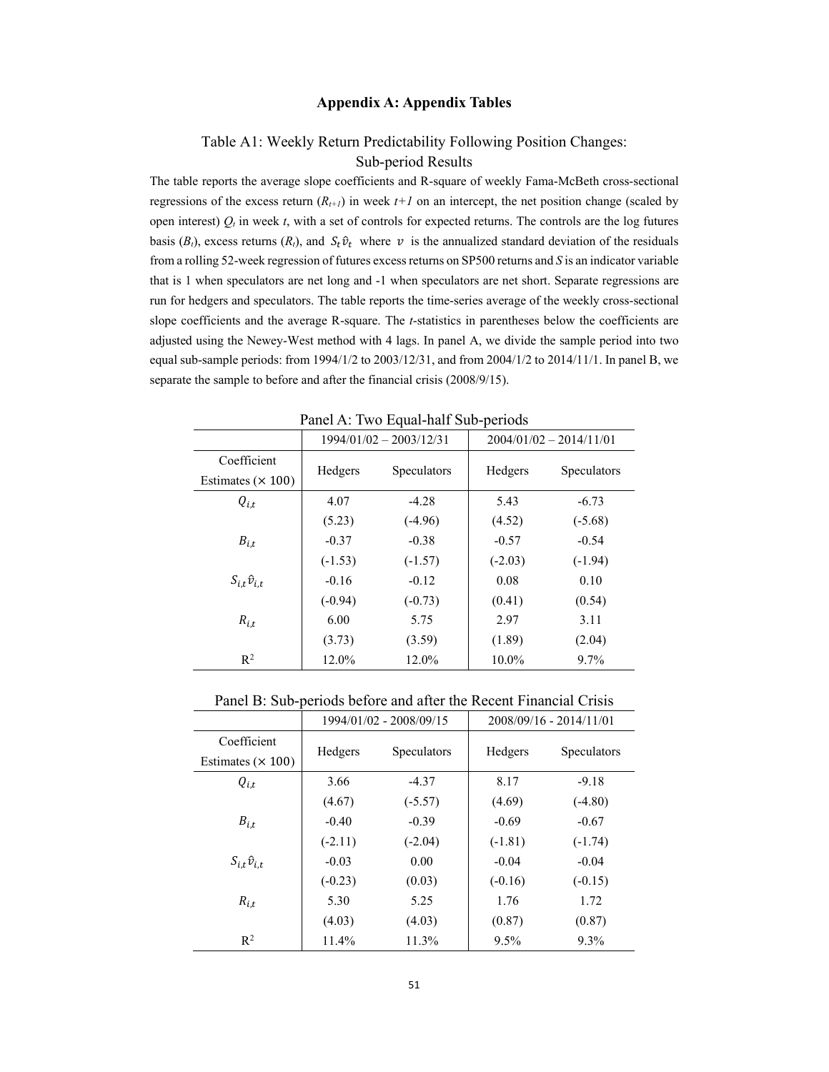## Appendix A: Appendix Tables

### Table A1: Weekly Return Predictability Following Position Changes: Sub-period Results

The table reports the average slope coefficients and R-square of weekly Fama-McBeth cross-sectional regressions of the excess return ($R_{t+1}$) in week $t+1$ on an intercept, the net position change (scaled by open interest) $Q_t$ in week $t$, with a set of controls for expected returns. The controls are the log futures basis ($B_t$), excess returns ($R_t$), and $S_t \hat{v}_t$ where $v$ is the annualized standard deviation of the residuals from a rolling 52-week regression of futures excess returns on SP500 returns and $S$ is an indicator variable that is 1 when speculators are net long and -1 when speculators are net short. Separate regressions are run for hedgers and speculators. The table reports the time-series average of the weekly cross-sectional slope coefficients and the average R-square. The $t$-statistics in parentheses below the coefficients are adjusted using the Newey-West method with 4 lags. In panel A, we divide the sample period into two equal sub-sample periods: from 1994/1/2 to 2003/12/31, and from 2004/1/2 to 2014/11/1. In panel B, we separate the sample to before and after the financial crisis (2008/9/15).

Panel A: Two Equal-half Sub-periods

| | 1994/01/02 – 2003/12/31 | | 2004/01/02 – 2014/11/01 | |
|---|---|---|---|---|
| Coefficient Estimates ($\times$ 100) | Hedgers | Speculators | Hedgers | Speculators |
| $Q_{i,t}$ | 4.07 | -4.28 | 5.43 | -6.73 |
| | (5.23) | (-4.96) | (4.52) | (-5.68) |
| $B_{i,t}$ | -0.37 | -0.38 | -0.57 | -0.54 |
| | (-1.53) | (-1.57) | (-2.03) | (-1.94) |
| $S_{i,t}\hat{v}_{i,t}$ | -0.16 | -0.12 | 0.08 | 0.10 |
| | (-0.94) | (-0.73) | (0.41) | (0.54) |
| $R_{i,t}$ | 6.00 | 5.75 | 2.97 | 3.11 |
| | (3.73) | (3.59) | (1.89) | (2.04) |
| $R^2$ | 12.0% | 12.0% | 10.0% | 9.7% |

Panel B: Sub-periods before and after the Recent Financial Crisis

| | 1994/01/02 - 2008/09/15 | | 2008/09/16 - 2014/11/01 | |
|---|---|---|---|---|
| Coefficient Estimates ($\times$ 100) | Hedgers | Speculators | Hedgers | Speculators |
| $Q_{i,t}$ | 3.66 | -4.37 | 8.17 | -9.18 |
| | (4.67) | (-5.57) | (4.69) | (-4.80) |
| $B_{i,t}$ | -0.40 | -0.39 | -0.69 | -0.67 |
| | (-2.11) | (-2.04) | (-1.81) | (-1.74) |
| $S_{i,t}\hat{v}_{i,t}$ | -0.03 | 0.00 | -0.04 | -0.04 |
| | (-0.23) | (0.03) | (-0.16) | (-0.15) |
| $R_{i,t}$ | 5.30 | 5.25 | 1.76 | 1.72 |
| | (4.03) | (4.03) | (0.87) | (0.87) |
| $R^2$ | 11.4% | 11.3% | 9.5% | 9.3% |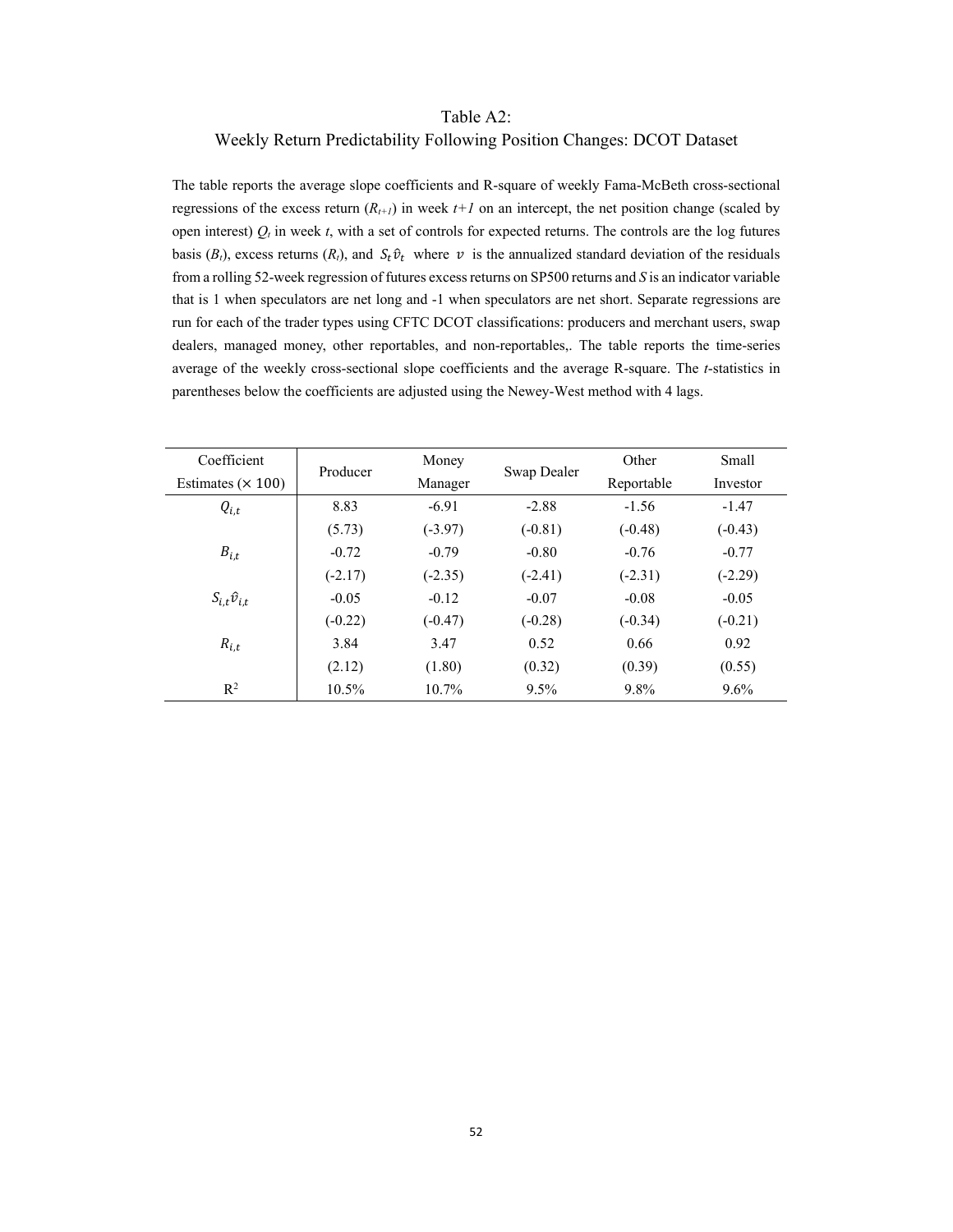## Table A2:
## Weekly Return Predictability Following Position Changes: DCOT Dataset

The table reports the average slope coefficients and R-square of weekly Fama-McBeth cross-sectional regressions of the excess return ($R_{t+1}$) in week $t+1$ on an intercept, the net position change (scaled by open interest) $Q_t$ in week $t$, with a set of controls for expected returns. The controls are the log futures basis ($B_t$), excess returns ($R_t$), and $S_t \hat{v}_t$ where $v$ is the annualized standard deviation of the residuals from a rolling 52-week regression of futures excess returns on SP500 returns and $S$ is an indicator variable that is 1 when speculators are net long and -1 when speculators are net short. Separate regressions are run for each of the trader types using CFTC DCOT classifications: producers and merchant users, swap dealers, managed money, other reportables, and non-reportables,. The table reports the time-series average of the weekly cross-sectional slope coefficients and the average R-square. The *t*-statistics in parentheses below the coefficients are adjusted using the Newey-West method with 4 lags.

| Coefficient Estimates ($\times$ 100) | Producer | Money Manager | Swap Dealer | Other Reportable | Small Investor |
|---|---|---|---|---|---|
| $Q_{i,t}$ | 8.83 | -6.91 | -2.88 | -1.56 | -1.47 |
| | (5.73) | (-3.97) | (-0.81) | (-0.48) | (-0.43) |
| $B_{i,t}$ | -0.72 | -0.79 | -0.80 | -0.76 | -0.77 |
| | (-2.17) | (-2.35) | (-2.41) | (-2.31) | (-2.29) |
| $S_{i,t}\hat{v}_{i,t}$ | -0.05 | -0.12 | -0.07 | -0.08 | -0.05 |
| | (-0.22) | (-0.47) | (-0.28) | (-0.34) | (-0.21) |
| $R_{i,t}$ | 3.84 | 3.47 | 0.52 | 0.66 | 0.92 |
| | (2.12) | (1.80) | (0.32) | (0.39) | (0.55) |
| $R^2$ | 10.5% | 10.7% | 9.5% | 9.8% | 9.6% |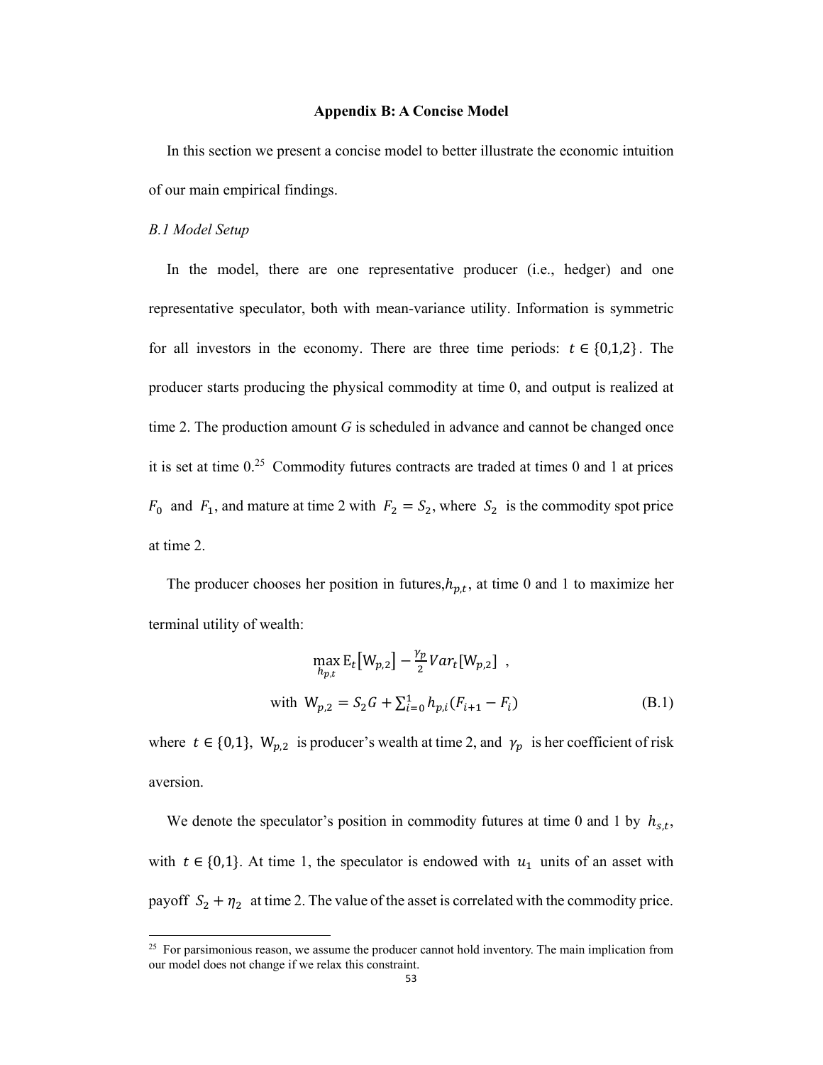## Appendix B: A Concise Model

In this section we present a concise model to better illustrate the economic intuition of our main empirical findings.

*B.1 Model Setup*

In the model, there are one representative producer (i.e., hedger) and one representative speculator, both with mean-variance utility. Information is symmetric for all investors in the economy. There are three time periods: $t \in \{0,1,2\}$. The producer starts producing the physical commodity at time 0, and output is realized at time 2. The production amount *G* is scheduled in advance and cannot be changed once it is set at time 0.[25] Commodity futures contracts are traded at times 0 and 1 at prices $F_0$ and $F_1$, and mature at time 2 with $F_2 = S_2$, where $S_2$ is the commodity spot price at time 2.

The producer chooses her position in futures, $h_{p,t}$, at time 0 and 1 to maximize her terminal utility of wealth:

$$\max_{h_{p,t}} \mathrm{E}_t\left[\mathrm{W}_{p,2}\right] - \frac{\gamma_p}{2} Var_t[\mathrm{W}_{p,2}] \ ,$$

$$\text{with } \mathrm{W}_{p,2} = S_2 G + \sum_{i=0}^{1} h_{p,i}(F_{i+1} - F_i) \tag{B.1}$$

where $t \in \{0,1\}$, $\mathrm{W}_{p,2}$ is producer's wealth at time 2, and $\gamma_p$ is her coefficient of risk aversion.

We denote the speculator's position in commodity futures at time 0 and 1 by $h_{s,t}$, with $t \in \{0,1\}$. At time 1, the speculator is endowed with $u_1$ units of an asset with payoff $S_2 + \eta_2$ at time 2. The value of the asset is correlated with the commodity price.

[25] For parsimonious reason, we assume the producer cannot hold inventory. The main implication from our model does not change if we relax this constraint.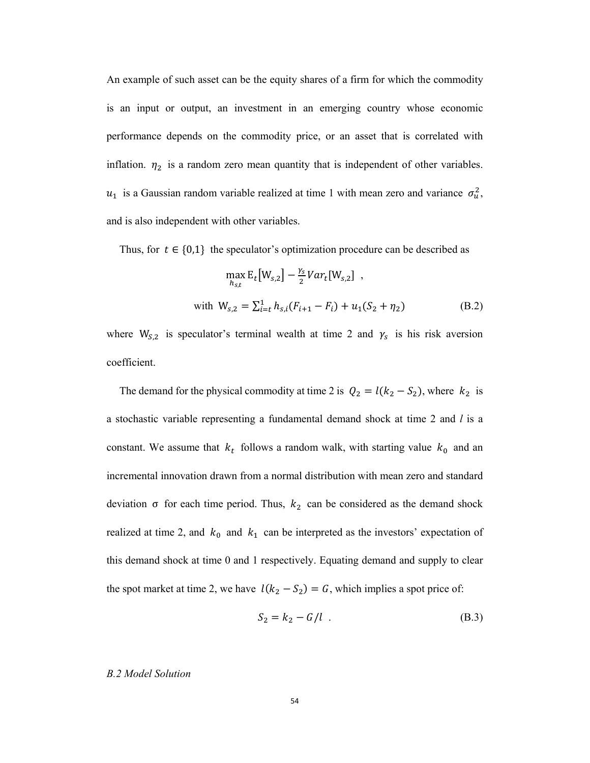An example of such asset can be the equity shares of a firm for which the commodity is an input or output, an investment in an emerging country whose economic performance depends on the commodity price, or an asset that is correlated with inflation. $\eta_2$ is a random zero mean quantity that is independent of other variables. $u_1$ is a Gaussian random variable realized at time 1 with mean zero and variance $\sigma_u^2$, and is also independent with other variables.

Thus, for $t \in \{0,1\}$ the speculator's optimization procedure can be described as

$$\max_{h_{s,t}} \mathrm{E}_t\left[\mathrm{W}_{s,2}\right] - \frac{\gamma_s}{2} Var_t[\mathrm{W}_{s,2}] \quad ,$$

$$\text{with } \mathrm{W}_{s,2} = \sum_{i=t}^{1} h_{s,i}(F_{i+1} - F_i) + u_1(S_2 + \eta_2) \tag{B.2}$$

where $\mathrm{W}_{S,2}$ is speculator's terminal wealth at time 2 and $\gamma_s$ is his risk aversion coefficient.

The demand for the physical commodity at time 2 is $Q_2 = l(k_2 - S_2)$, where $k_2$ is a stochastic variable representing a fundamental demand shock at time 2 and $l$ is a constant. We assume that $k_t$ follows a random walk, with starting value $k_0$ and an incremental innovation drawn from a normal distribution with mean zero and standard deviation $\sigma$ for each time period. Thus, $k_2$ can be considered as the demand shock realized at time 2, and $k_0$ and $k_1$ can be interpreted as the investors' expectation of this demand shock at time 0 and 1 respectively. Equating demand and supply to clear the spot market at time 2, we have $l(k_2 - S_2) = G$, which implies a spot price of:

$$S_2 = k_2 - G/l \quad . \tag{B.3}$$

*B.2 Model Solution*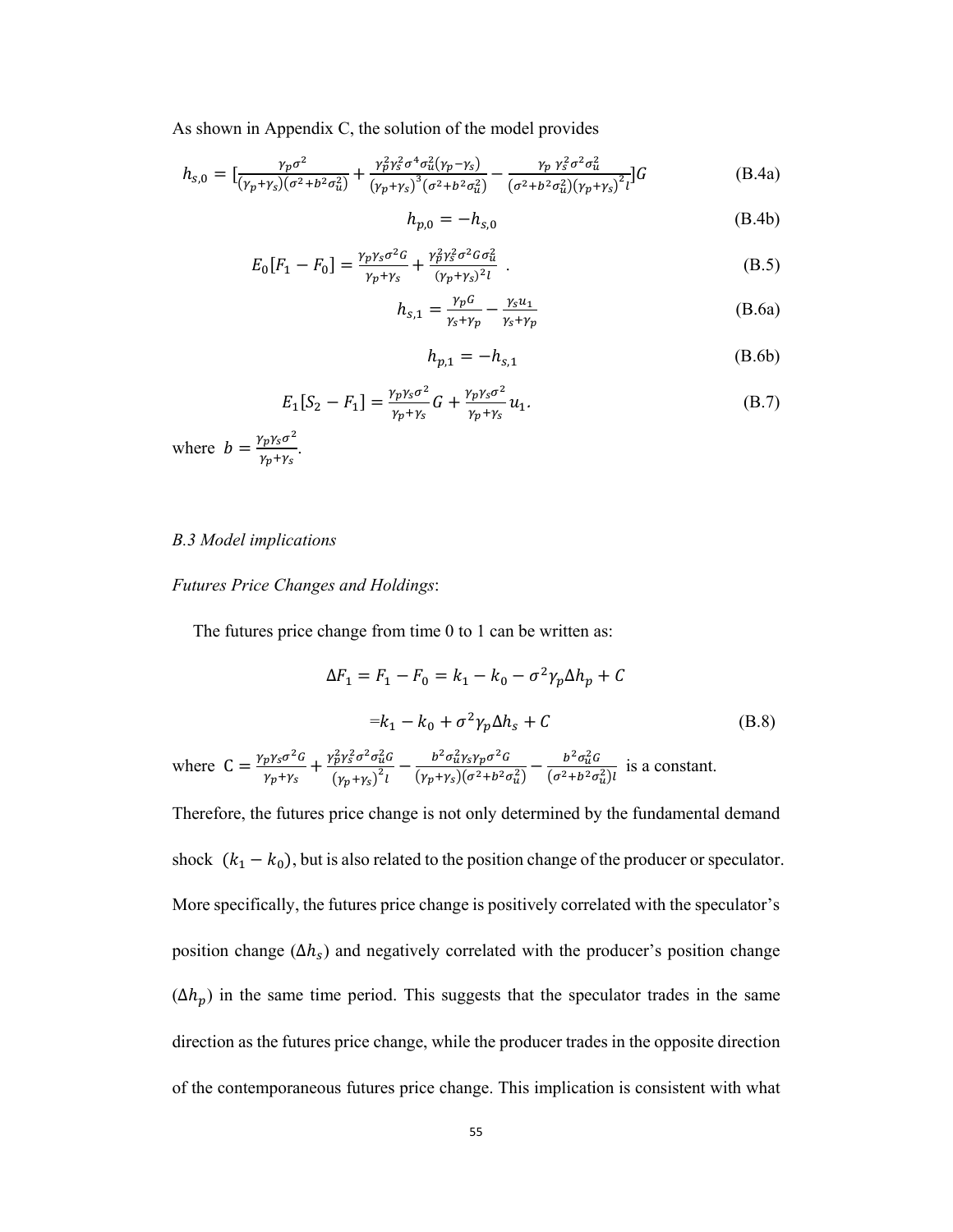As shown in Appendix C, the solution of the model provides

$$h_{s,0} = [\frac{\gamma_p \sigma^2}{(\gamma_p+\gamma_s)(\sigma^2+b^2\sigma_u^2)} + \frac{\gamma_p^2\gamma_s^2\sigma^4\sigma_u^2(\gamma_p-\gamma_s)}{(\gamma_p+\gamma_s)^3(\sigma^2+b^2\sigma_u^2)} - \frac{\gamma_p\ \gamma_s^2\sigma^2\sigma_u^2}{(\sigma^2+b^2\sigma_u^2)(\gamma_p+\gamma_s)^2 l}]G \tag{B.4a}$$

$$h_{p,0} = -h_{s,0} \tag{B.4b}$$

$$E_0[F_1 - F_0] = \frac{\gamma_p\gamma_s\sigma^2 G}{\gamma_p+\gamma_s} + \frac{\gamma_p^2\gamma_s^2\sigma^2 G\sigma_u^2}{(\gamma_p+\gamma_s)^2 l}\ . \tag{B.5}$$

$$h_{s,1} = \frac{\gamma_p G}{\gamma_s+\gamma_p} - \frac{\gamma_s u_1}{\gamma_s+\gamma_p} \tag{B.6a}$$

$$h_{p,1} = -h_{s,1} \tag{B.6b}$$

$$E_1[S_2 - F_1] = \frac{\gamma_p\gamma_s\sigma^2}{\gamma_p+\gamma_s}G + \frac{\gamma_p\gamma_s\sigma^2}{\gamma_p+\gamma_s}u_1. \tag{B.7}$$

where $b = \frac{\gamma_p\gamma_s\sigma^2}{\gamma_p+\gamma_s}$.

*B.3 Model implications*

*Futures Price Changes and Holdings*:

The futures price change from time 0 to 1 can be written as:

$$\Delta F_1 = F_1 - F_0 = k_1 - k_0 - \sigma^2\gamma_p\Delta h_p + C$$

$$= k_1 - k_0 + \sigma^2\gamma_p\Delta h_s + C \tag{B.8}$$

where $C = \frac{\gamma_p\gamma_s\sigma^2 G}{\gamma_p+\gamma_s} + \frac{\gamma_p^2\gamma_s^2\sigma^2\sigma_u^2 G}{(\gamma_p+\gamma_s)^2 l} - \frac{b^2\sigma_u^2\gamma_s\gamma_p\sigma^2 G}{(\gamma_p+\gamma_s)(\sigma^2+b^2\sigma_u^2)} - \frac{b^2\sigma_u^2 G}{(\sigma^2+b^2\sigma_u^2)l}$ is a constant.

Therefore, the futures price change is not only determined by the fundamental demand shock $(k_1 - k_0)$, but is also related to the position change of the producer or speculator. More specifically, the futures price change is positively correlated with the speculator's position change ($\Delta h_s$) and negatively correlated with the producer's position change ($\Delta h_p$) in the same time period. This suggests that the speculator trades in the same direction as the futures price change, while the producer trades in the opposite direction of the contemporaneous futures price change. This implication is consistent with what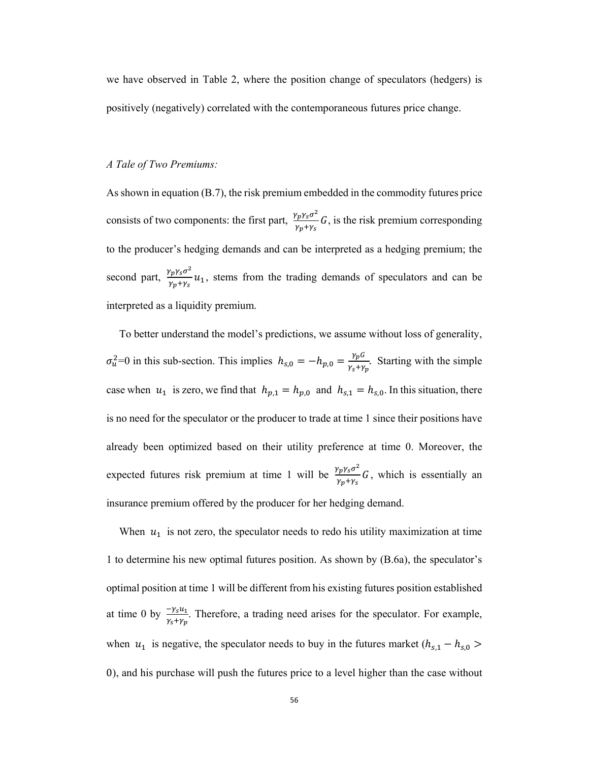we have observed in Table 2, where the position change of speculators (hedgers) is positively (negatively) correlated with the contemporaneous futures price change.

*A Tale of Two Premiums:*

As shown in equation (B.7), the risk premium embedded in the commodity futures price consists of two components: the first part, $\frac{\gamma_p \gamma_s \sigma^2}{\gamma_p + \gamma_s} G$, is the risk premium corresponding to the producer's hedging demands and can be interpreted as a hedging premium; the second part, $\frac{\gamma_p \gamma_s \sigma^2}{\gamma_p + \gamma_s} u_1$, stems from the trading demands of speculators and can be interpreted as a liquidity premium.

To better understand the model's predictions, we assume without loss of generality, $\sigma_u^2$=0 in this sub-section. This implies $h_{s,0} = -h_{p,0} = \frac{\gamma_p G}{\gamma_s + \gamma_p}$. Starting with the simple case when $u_1$ is zero, we find that $h_{p,1} = h_{p,0}$ and $h_{s,1} = h_{s,0}$. In this situation, there is no need for the speculator or the producer to trade at time 1 since their positions have already been optimized based on their utility preference at time 0. Moreover, the expected futures risk premium at time 1 will be $\frac{\gamma_p \gamma_s \sigma^2}{\gamma_p + \gamma_s} G$, which is essentially an insurance premium offered by the producer for her hedging demand.

When $u_1$ is not zero, the speculator needs to redo his utility maximization at time 1 to determine his new optimal futures position. As shown by (B.6a), the speculator's optimal position at time 1 will be different from his existing futures position established at time 0 by $\frac{-\gamma_s u_1}{\gamma_s + \gamma_p}$. Therefore, a trading need arises for the speculator. For example, when $u_1$ is negative, the speculator needs to buy in the futures market ($h_{s,1} - h_{s,0} > 0$), and his purchase will push the futures price to a level higher than the case without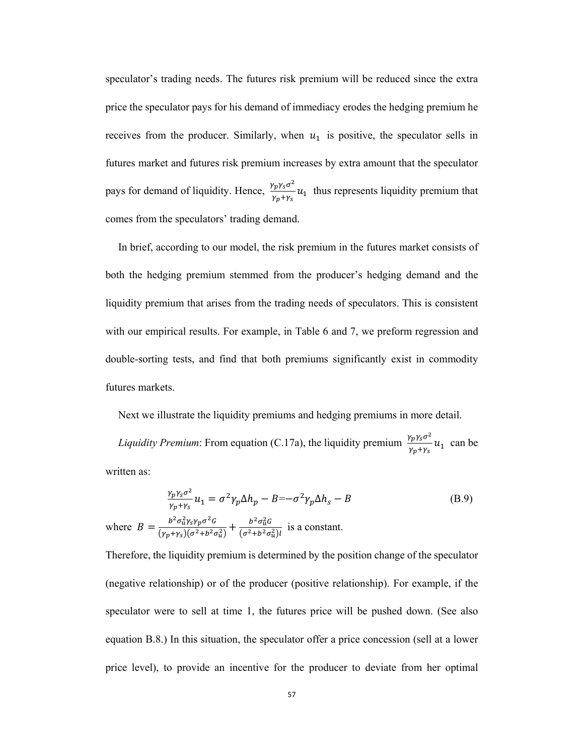speculator's trading needs. The futures risk premium will be reduced since the extra price the speculator pays for his demand of immediacy erodes the hedging premium he receives from the producer. Similarly, when $u_1$ is positive, the speculator sells in futures market and futures risk premium increases by extra amount that the speculator pays for demand of liquidity. Hence, $\frac{\gamma_p \gamma_s \sigma^2}{\gamma_p + \gamma_s} u_1$ thus represents liquidity premium that comes from the speculators' trading demand.

In brief, according to our model, the risk premium in the futures market consists of both the hedging premium stemmed from the producer's hedging demand and the liquidity premium that arises from the trading needs of speculators. This is consistent with our empirical results. For example, in Table 6 and 7, we preform regression and double-sorting tests, and find that both premiums significantly exist in commodity futures markets.

Next we illustrate the liquidity premiums and hedging premiums in more detail.

*Liquidity Premium*: From equation (C.17a), the liquidity premium $\frac{\gamma_p \gamma_s \sigma^2}{\gamma_p + \gamma_s} u_1$ can be written as:

$$\frac{\gamma_p \gamma_s \sigma^2}{\gamma_p + \gamma_s} u_1 = \sigma^2 \gamma_p \Delta h_p - B = -\sigma^2 \gamma_p \Delta h_s - B \tag{B.9}$$

where $B = \frac{b^2 \sigma_u^2 \gamma_s \gamma_p \sigma^2 G}{(\gamma_p + \gamma_s)(\sigma^2 + b^2 \sigma_u^2)} + \frac{b^2 \sigma_u^2 G}{(\sigma^2 + b^2 \sigma_u^2) l}$ is a constant.

Therefore, the liquidity premium is determined by the position change of the speculator (negative relationship) or of the producer (positive relationship). For example, if the speculator were to sell at time 1, the futures price will be pushed down. (See also equation B.8.) In this situation, the speculator offer a price concession (sell at a lower price level), to provide an incentive for the producer to deviate from her optimal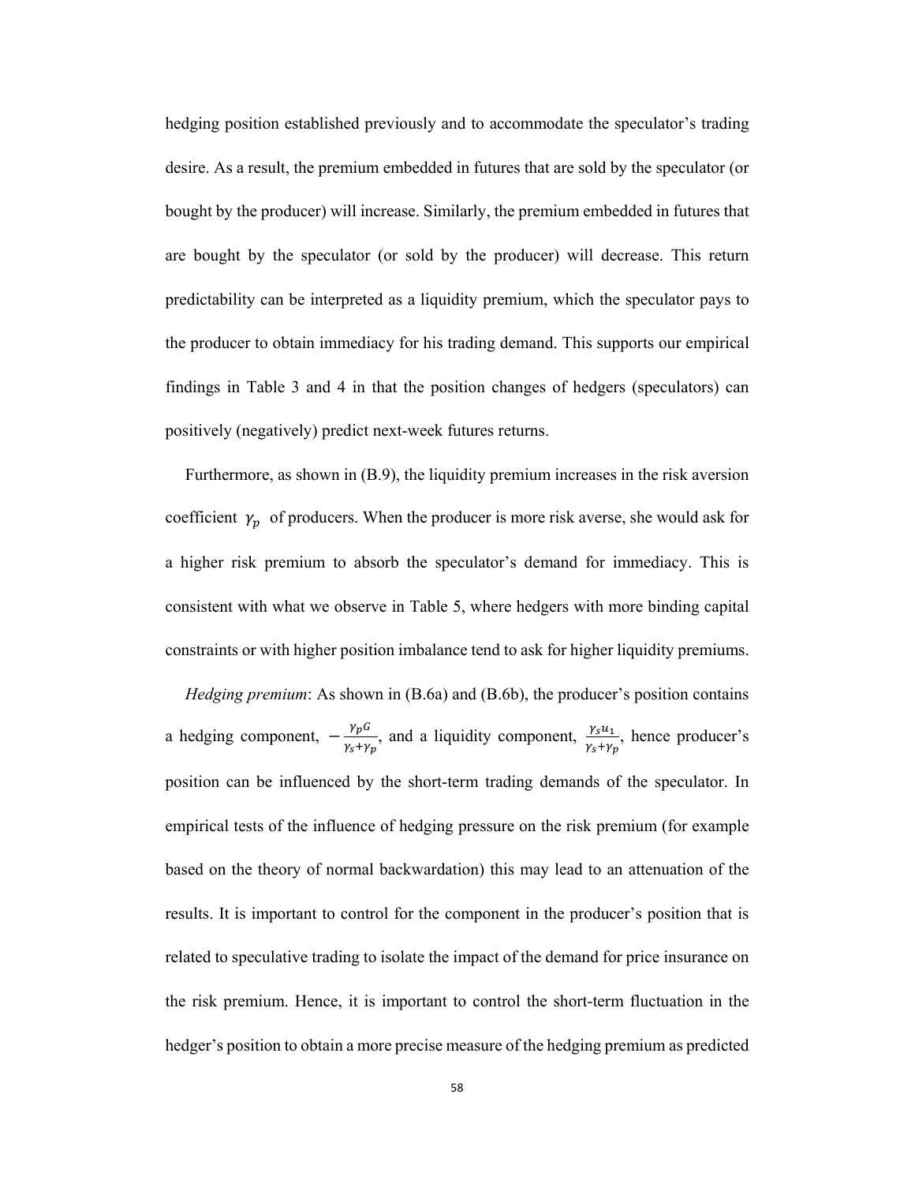hedging position established previously and to accommodate the speculator's trading desire. As a result, the premium embedded in futures that are sold by the speculator (or bought by the producer) will increase. Similarly, the premium embedded in futures that are bought by the speculator (or sold by the producer) will decrease. This return predictability can be interpreted as a liquidity premium, which the speculator pays to the producer to obtain immediacy for his trading demand. This supports our empirical findings in Table 3 and 4 in that the position changes of hedgers (speculators) can positively (negatively) predict next-week futures returns.

Furthermore, as shown in (B.9), the liquidity premium increases in the risk aversion coefficient $\gamma_p$ of producers. When the producer is more risk averse, she would ask for a higher risk premium to absorb the speculator's demand for immediacy. This is consistent with what we observe in Table 5, where hedgers with more binding capital constraints or with higher position imbalance tend to ask for higher liquidity premiums.

*Hedging premium*: As shown in (B.6a) and (B.6b), the producer's position contains a hedging component, $-\frac{\gamma_p G}{\gamma_s+\gamma_p}$, and a liquidity component, $\frac{\gamma_s u_1}{\gamma_s+\gamma_p}$, hence producer's position can be influenced by the short-term trading demands of the speculator. In empirical tests of the influence of hedging pressure on the risk premium (for example based on the theory of normal backwardation) this may lead to an attenuation of the results. It is important to control for the component in the producer's position that is related to speculative trading to isolate the impact of the demand for price insurance on the risk premium. Hence, it is important to control the short-term fluctuation in the hedger's position to obtain a more precise measure of the hedging premium as predicted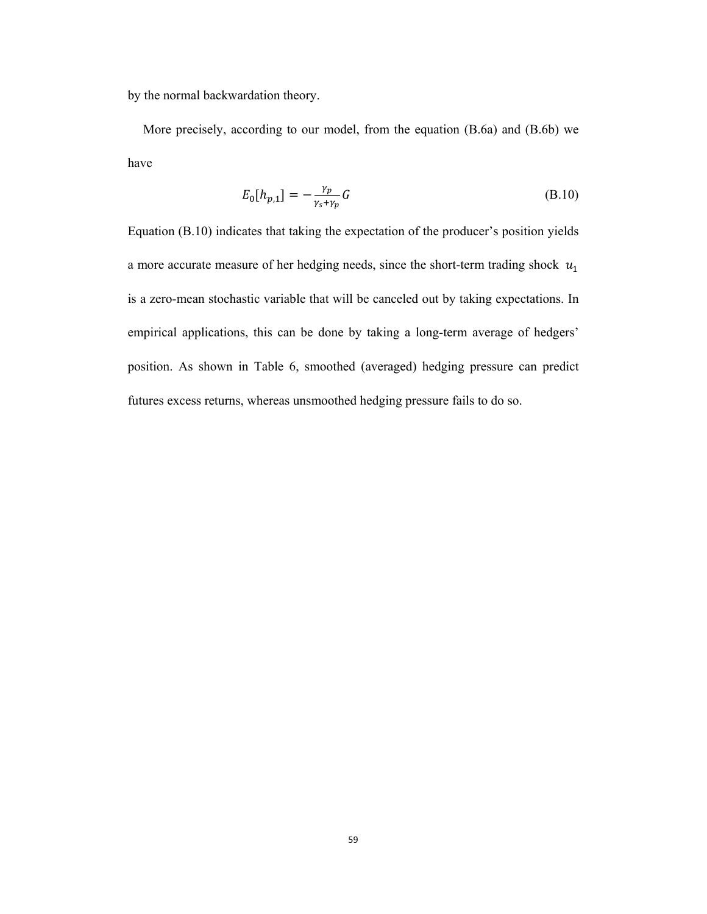by the normal backwardation theory.

More precisely, according to our model, from the equation (B.6a) and (B.6b) we have

$$E_0[h_{p,1}] = -\frac{\gamma_p}{\gamma_s+\gamma_p}G \tag{B.10}$$

Equation (B.10) indicates that taking the expectation of the producer's position yields a more accurate measure of her hedging needs, since the short-term trading shock $u_1$ is a zero-mean stochastic variable that will be canceled out by taking expectations. In empirical applications, this can be done by taking a long-term average of hedgers' position. As shown in Table 6, smoothed (averaged) hedging pressure can predict futures excess returns, whereas unsmoothed hedging pressure fails to do so.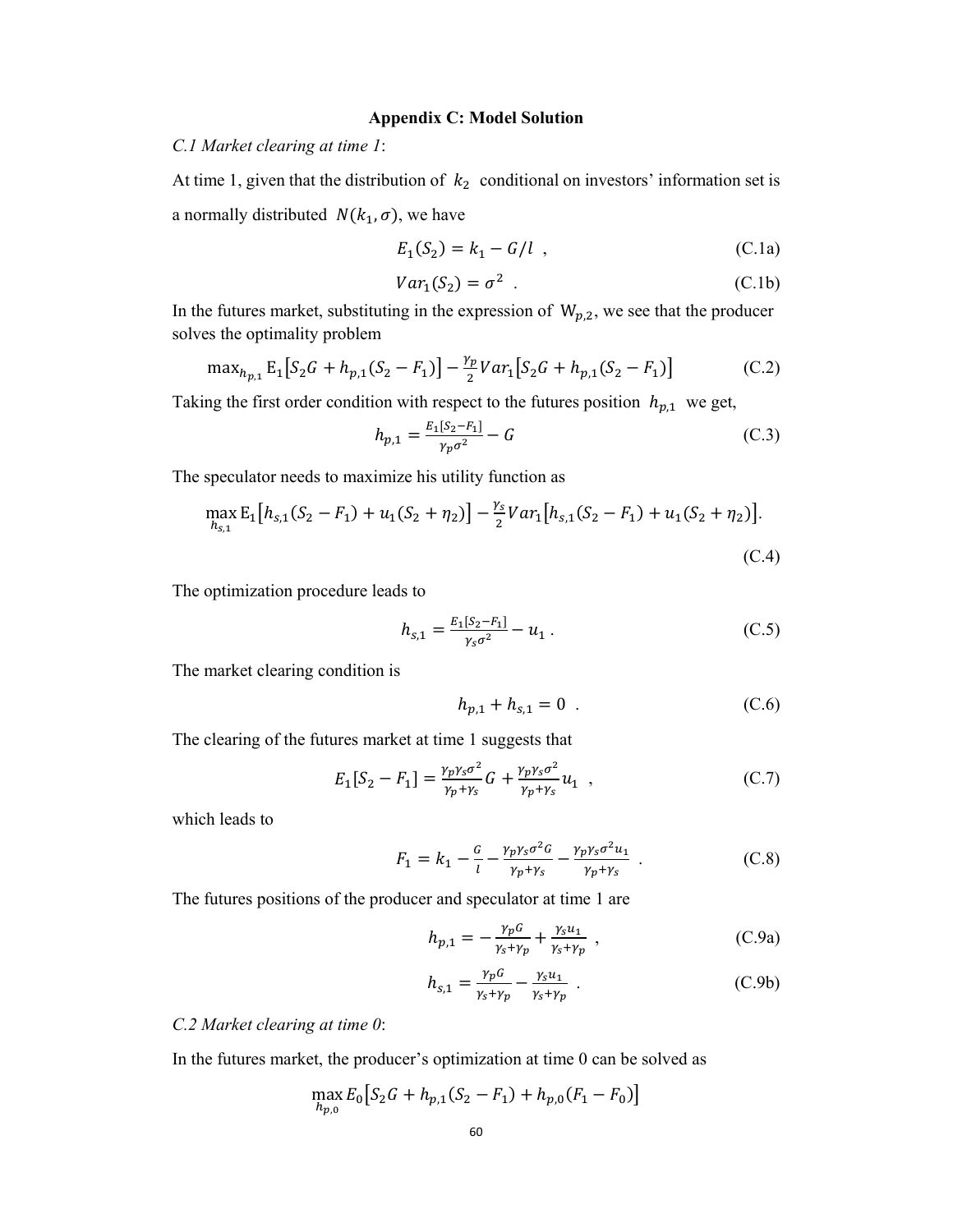## Appendix C: Model Solution

*C.1 Market clearing at time 1*:

At time 1, given that the distribution of $k_2$ conditional on investors' information set is a normally distributed $N(k_1, \sigma)$, we have

$$E_1(S_2) = k_1 - G/l \ , \tag{C.1a}$$

$$Var_1(S_2) = \sigma^2 \ . \tag{C.1b}$$

In the futures market, substituting in the expression of $W_{p,2}$, we see that the producer solves the optimality problem

$$\max_{h_{p,1}} \mathrm{E}_1\left[S_2 G + h_{p,1}(S_2 - F_1)\right] - \frac{\gamma_p}{2} Var_1\left[S_2 G + h_{p,1}(S_2 - F_1)\right] \tag{C.2}$$

Taking the first order condition with respect to the futures position $h_{p,1}$ we get,

$$h_{p,1} = \frac{E_1[S_2 - F_1]}{\gamma_p \sigma^2} - G \tag{C.3}$$

The speculator needs to maximize his utility function as

$$\max_{h_{s,1}} \mathrm{E}_1\left[h_{s,1}(S_2 - F_1) + u_1(S_2 + \eta_2)\right] - \frac{\gamma_s}{2} Var_1\left[h_{s,1}(S_2 - F_1) + u_1(S_2 + \eta_2)\right]. \tag{C.4}$$

The optimization procedure leads to

$$h_{s,1} = \frac{E_1[S_2 - F_1]}{\gamma_s \sigma^2} - u_1 \ . \tag{C.5}$$

The market clearing condition is

$$h_{p,1} + h_{s,1} = 0 \ . \tag{C.6}$$

The clearing of the futures market at time 1 suggests that

$$E_1[S_2 - F_1] = \frac{\gamma_p \gamma_s \sigma^2}{\gamma_p + \gamma_s} G + \frac{\gamma_p \gamma_s \sigma^2}{\gamma_p + \gamma_s} u_1 \ , \tag{C.7}$$

which leads to

$$F_1 = k_1 - \frac{G}{l} - \frac{\gamma_p \gamma_s \sigma^2 G}{\gamma_p + \gamma_s} - \frac{\gamma_p \gamma_s \sigma^2 u_1}{\gamma_p + \gamma_s} \ . \tag{C.8}$$

The futures positions of the producer and speculator at time 1 are

$$h_{p,1} = -\frac{\gamma_p G}{\gamma_s + \gamma_p} + \frac{\gamma_s u_1}{\gamma_s + \gamma_p} \ , \tag{C.9a}$$

$$h_{s,1} = \frac{\gamma_p G}{\gamma_s + \gamma_p} - \frac{\gamma_s u_1}{\gamma_s + \gamma_p} \ . \tag{C.9b}$$

*C.2 Market clearing at time 0*:

In the futures market, the producer's optimization at time 0 can be solved as

$$\max_{h_{p,0}} E_0\left[S_2 G + h_{p,1}(S_2 - F_1) + h_{p,0}(F_1 - F_0)\right]$$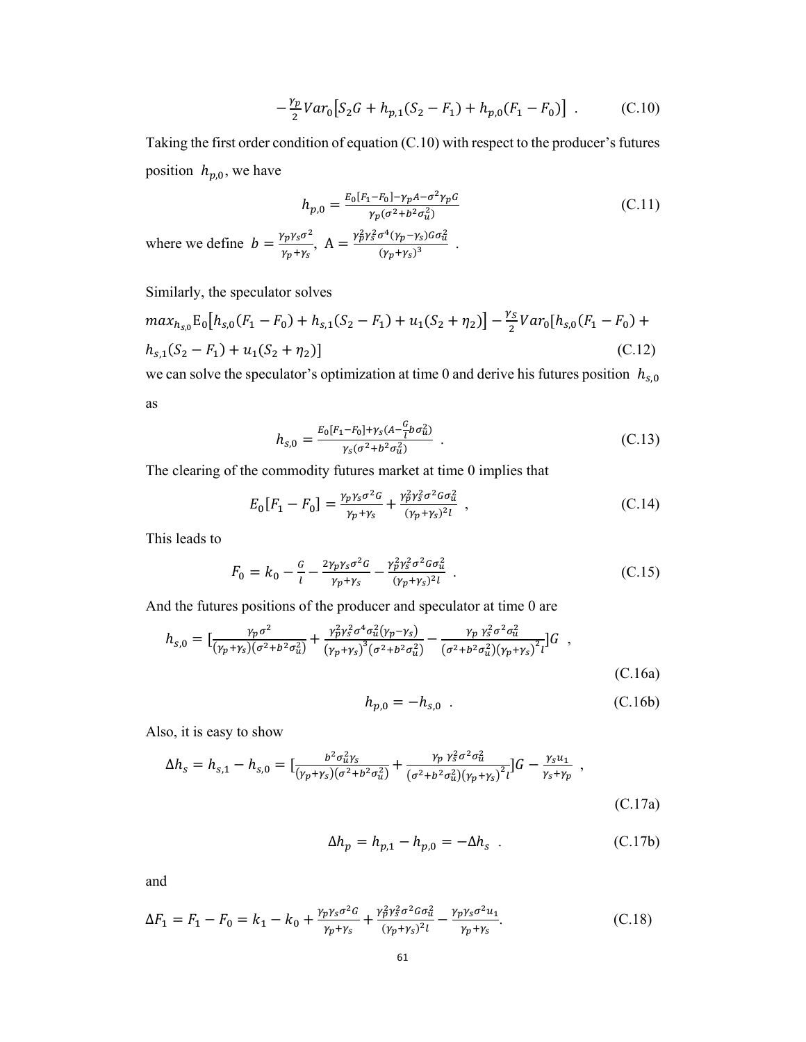$$-\frac{\gamma_p}{2}Var_0\left[S_2 G + h_{p,1}(S_2 - F_1) + h_{p,0}(F_1 - F_0)\right] \ . \tag{C.10}$$

Taking the first order condition of equation (C.10) with respect to the producer's futures position $h_{p,0}$, we have

$$h_{p,0} = \frac{E_0[F_1 - F_0] - \gamma_p A - \sigma^2 \gamma_p G}{\gamma_p(\sigma^2 + b^2\sigma_u^2)} \tag{C.11}$$

where we define $b = \frac{\gamma_p \gamma_s \sigma^2}{\gamma_p + \gamma_s}$, $A = \frac{\gamma_p^2 \gamma_s^2 \sigma^4 (\gamma_p - \gamma_s) G \sigma_u^2}{(\gamma_p + \gamma_s)^3}$ .

Similarly, the speculator solves

$$max_{h_{s,0}} \mathrm{E}_0\left[h_{s,0}(F_1 - F_0) + h_{s,1}(S_2 - F_1) + u_1(S_2 + \eta_2)\right] - \frac{\gamma_s}{2}Var_0[h_{s,0}(F_1 - F_0) + h_{s,1}(S_2 - F_1) + u_1(S_2 + \eta_2)] \tag{C.12}$$

we can solve the speculator's optimization at time 0 and derive his futures position $h_{s,0}$ as

$$h_{s,0} = \frac{E_0[F_1 - F_0] + \gamma_s(A - \frac{G}{l} b \sigma_u^2)}{\gamma_s(\sigma^2 + b^2\sigma_u^2)} \ . \tag{C.13}$$

The clearing of the commodity futures market at time 0 implies that

$$E_0[F_1 - F_0] = \frac{\gamma_p \gamma_s \sigma^2 G}{\gamma_p + \gamma_s} + \frac{\gamma_p^2 \gamma_s^2 \sigma^2 G \sigma_u^2}{(\gamma_p + \gamma_s)^2 l} \ , \tag{C.14}$$

This leads to

$$F_0 = k_0 - \frac{G}{l} - \frac{2\gamma_p \gamma_s \sigma^2 G}{\gamma_p + \gamma_s} - \frac{\gamma_p^2 \gamma_s^2 \sigma^2 G \sigma_u^2}{(\gamma_p + \gamma_s)^2 l} \ . \tag{C.15}$$

And the futures positions of the producer and speculator at time 0 are

$$h_{s,0} = \left[\frac{\gamma_p \sigma^2}{(\gamma_p + \gamma_s)(\sigma^2 + b^2\sigma_u^2)} + \frac{\gamma_p^2 \gamma_s^2 \sigma^4 \sigma_u^2 (\gamma_p - \gamma_s)}{(\gamma_p + \gamma_s)^3(\sigma^2 + b^2\sigma_u^2)} - \frac{\gamma_p \ \gamma_s^2 \sigma^2 \sigma_u^2}{(\sigma^2 + b^2\sigma_u^2)(\gamma_p + \gamma_s)^2 l}\right] G \ , \tag{C.16a}$$

$$h_{p,0} = -h_{s,0} \ . \tag{C.16b}$$

Also, it is easy to show

$$\Delta h_s = h_{s,1} - h_{s,0} = \left[\frac{b^2 \sigma_u^2 \gamma_s}{(\gamma_p + \gamma_s)(\sigma^2 + b^2\sigma_u^2)} + \frac{\gamma_p \ \gamma_s^2 \sigma^2 \sigma_u^2}{(\sigma^2 + b^2\sigma_u^2)(\gamma_p + \gamma_s)^2 l}\right] G - \frac{\gamma_s u_1}{\gamma_s + \gamma_p} \ , \tag{C.17a}$$

$$\Delta h_p = h_{p,1} - h_{p,0} = -\Delta h_s \ . \tag{C.17b}$$

and

$$\Delta F_1 = F_1 - F_0 = k_1 - k_0 + \frac{\gamma_p \gamma_s \sigma^2 G}{\gamma_p + \gamma_s} + \frac{\gamma_p^2 \gamma_s^2 \sigma^2 G \sigma_u^2}{(\gamma_p + \gamma_s)^2 l} - \frac{\gamma_p \gamma_s \sigma^2 u_1}{\gamma_p + \gamma_s}. \tag{C.18}$$